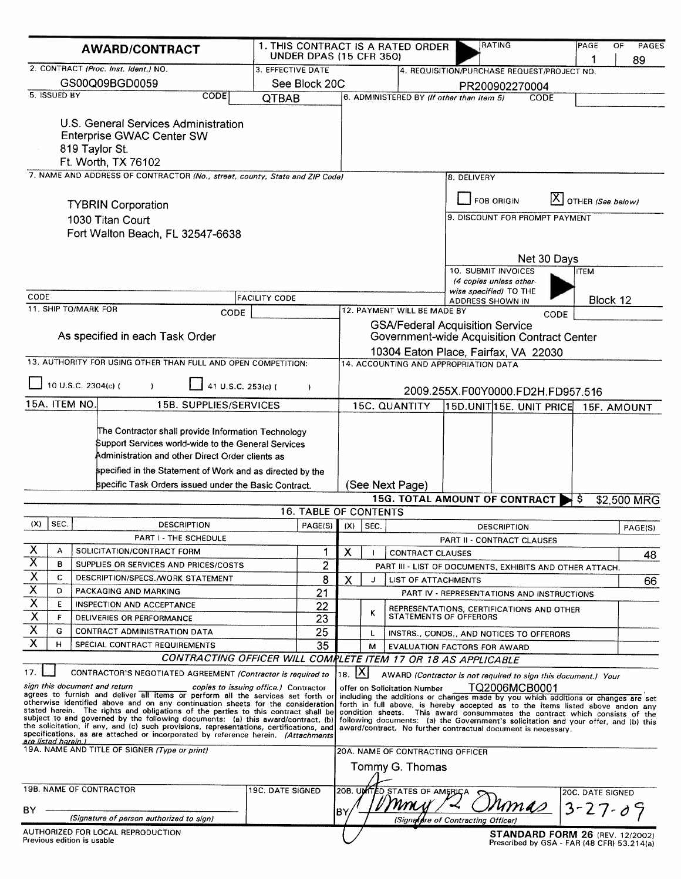# AWARD/CONTRACT

1. THIS CONTRACT IS A RATED ORDER UNDER DPAS (15 CFR 350) | RATING | PAGE 1 OF 89 PAGES

2. CONTRACT *(Proc. Inst. Ident.)* NO.: GS00Q09BGD0059

3. EFFECTIVE DATE: See Block 20C

4. REQUISITION/PURCHASE REQUEST/PROJECT NO.: PR200902270004

5. ISSUED BY — CODE: QTBAB

U.S. General Services Administration
Enterprise GWAC Center SW
819 Taylor St.
Ft. Worth, TX 76102

6. ADMINISTERED BY *(If other than Item 5)* — CODE:

7. NAME AND ADDRESS OF CONTRACTOR *(No., street, county, State and ZIP Code)*

TYBRIN Corporation
1030 Titan Court
Fort Walton Beach, FL 32547-6638

CODE: | FACILITY CODE:

8. DELIVERY: ☐ FOB ORIGIN ☒ OTHER *(See below)*

9. DISCOUNT FOR PROMPT PAYMENT: Net 30 Days

10. SUBMIT INVOICES *(4 copies unless otherwise specified)* TO THE ADDRESS SHOWN IN — ITEM: Block 12

11. SHIP TO/MARK FOR — CODE:

As specified in each Task Order

12. PAYMENT WILL BE MADE BY — CODE:

GSA/Federal Acquisition Service
Government-wide Acquisition Contract Center
10304 Eaton Place, Fairfax, VA 22030

13. AUTHORITY FOR USING OTHER THAN FULL AND OPEN COMPETITION:

☐ 10 U.S.C. 2304(c) ( ) ☐ 41 U.S.C. 253(c) ( )

14. ACCOUNTING AND APPROPRIATION DATA: 2009.255X.F00Y0000.FD2H.FD957.516

| 15A. ITEM NO. | 15B. SUPPLIES/SERVICES | 15C. QUANTITY | 15D. UNIT | 15E. UNIT PRICE | 15F. AMOUNT |
|---|---|---|---|---|---|
| | The Contractor shall provide Information Technology Support Services world-wide to the General Services Administration and other Direct Order clients as specified in the Statement of Work and as directed by the specific Task Orders issued under the Basic Contract. | (See Next Page) | | | |

**15G. TOTAL AMOUNT OF CONTRACT** $ $2,500 MRG

## 16. TABLE OF CONTENTS

| (X) | SEC. | DESCRIPTION | PAGE(S) | (X) | SEC. | DESCRIPTION | PAGE(S) |
|---|---|---|---|---|---|---|---|
| | | PART I - THE SCHEDULE | | | | PART II - CONTRACT CLAUSES | |
| X | A | SOLICITATION/CONTRACT FORM | 1 | X | I | CONTRACT CLAUSES | 48 |
| X | B | SUPPLIES OR SERVICES AND PRICES/COSTS | 2 | | | PART III - LIST OF DOCUMENTS, EXHIBITS AND OTHER ATTACH. | |
| X | C | DESCRIPTION/SPECS./WORK STATEMENT | 8 | X | J | LIST OF ATTACHMENTS | 66 |
| X | D | PACKAGING AND MARKING | 21 | | | PART IV - REPRESENTATIONS AND INSTRUCTIONS | |
| X | E | INSPECTION AND ACCEPTANCE | 22 | | K | REPRESENTATIONS, CERTIFICATIONS AND OTHER STATEMENTS OF OFFERORS | |
| X | F | DELIVERIES OR PERFORMANCE | 23 | | | | |
| X | G | CONTRACT ADMINISTRATION DATA | 25 | | L | INSTRS., CONDS., AND NOTICES TO OFFERORS | |
| X | H | SPECIAL CONTRACT REQUIREMENTS | 35 | | M | EVALUATION FACTORS FOR AWARD | |

*CONTRACTING OFFICER WILL COMPLETE ITEM 17 OR 18 AS APPLICABLE*

17. ☐ CONTRACTOR'S NEGOTIATED AGREEMENT *(Contractor is required to sign this document and return ______ copies to issuing office.)* Contractor agrees to furnish and deliver all items or perform all the services set forth or otherwise identified above and on any continuation sheets for the consideration stated herein. The rights and obligations of the parties to this contract shall be subject to and governed by the following documents: (a) this award/contract, (b) the solicitation, if any, and (c) such provisions, representations, certifications, and specifications, as are attached or incorporated by reference herein. *(Attachments are listed herein.)*

18. ☒ AWARD *(Contractor is not required to sign this document.)* Your offer on Solicitation Number TQ2006MCB0001, including the additions or changes made by you which additions or changes are set forth in full above, is hereby accepted as to the items listed above and on any condition sheets. This award consummates the contract which consists of the following documents: (a) the Government's solicitation and your offer, and (b) this award/contract. No further contractual document is necessary.

19A. NAME AND TITLE OF SIGNER *(Type or print)*

20A. NAME OF CONTRACTING OFFICER: Tommy G. Thomas

19B. NAME OF CONTRACTOR

BY ______ *(Signature of person authorized to sign)*

19C. DATE SIGNED

20B. UNITED STATES OF AMERICA

BY Tommy G. Thomas *(Signature of Contracting Officer)*

20C. DATE SIGNED: 3-27-09

AUTHORIZED FOR LOCAL REPRODUCTION
Previous edition is usable

**STANDARD FORM 26** (REV. 12/2002)
Prescribed by GSA - FAR (48 CFR) 53.214(a)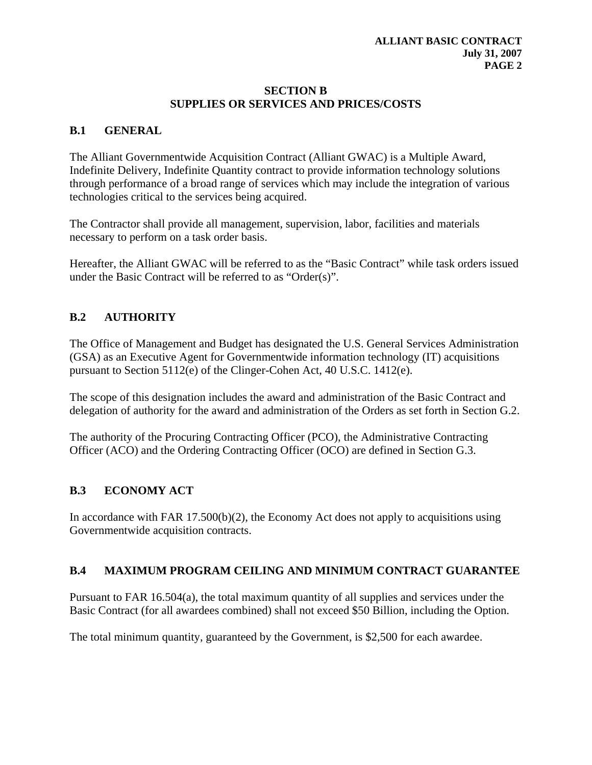## SECTION B
## SUPPLIES OR SERVICES AND PRICES/COSTS

### B.1 GENERAL

The Alliant Governmentwide Acquisition Contract (Alliant GWAC) is a Multiple Award, Indefinite Delivery, Indefinite Quantity contract to provide information technology solutions through performance of a broad range of services which may include the integration of various technologies critical to the services being acquired.

The Contractor shall provide all management, supervision, labor, facilities and materials necessary to perform on a task order basis.

Hereafter, the Alliant GWAC will be referred to as the "Basic Contract" while task orders issued under the Basic Contract will be referred to as "Order(s)".

### B.2 AUTHORITY

The Office of Management and Budget has designated the U.S. General Services Administration (GSA) as an Executive Agent for Governmentwide information technology (IT) acquisitions pursuant to Section 5112(e) of the Clinger-Cohen Act, 40 U.S.C. 1412(e).

The scope of this designation includes the award and administration of the Basic Contract and delegation of authority for the award and administration of the Orders as set forth in Section G.2.

The authority of the Procuring Contracting Officer (PCO), the Administrative Contracting Officer (ACO) and the Ordering Contracting Officer (OCO) are defined in Section G.3.

### B.3 ECONOMY ACT

In accordance with FAR 17.500(b)(2), the Economy Act does not apply to acquisitions using Governmentwide acquisition contracts.

### B.4 MAXIMUM PROGRAM CEILING AND MINIMUM CONTRACT GUARANTEE

Pursuant to FAR 16.504(a), the total maximum quantity of all supplies and services under the Basic Contract (for all awardees combined) shall not exceed $50 Billion, including the Option.

The total minimum quantity, guaranteed by the Government, is $2,500 for each awardee.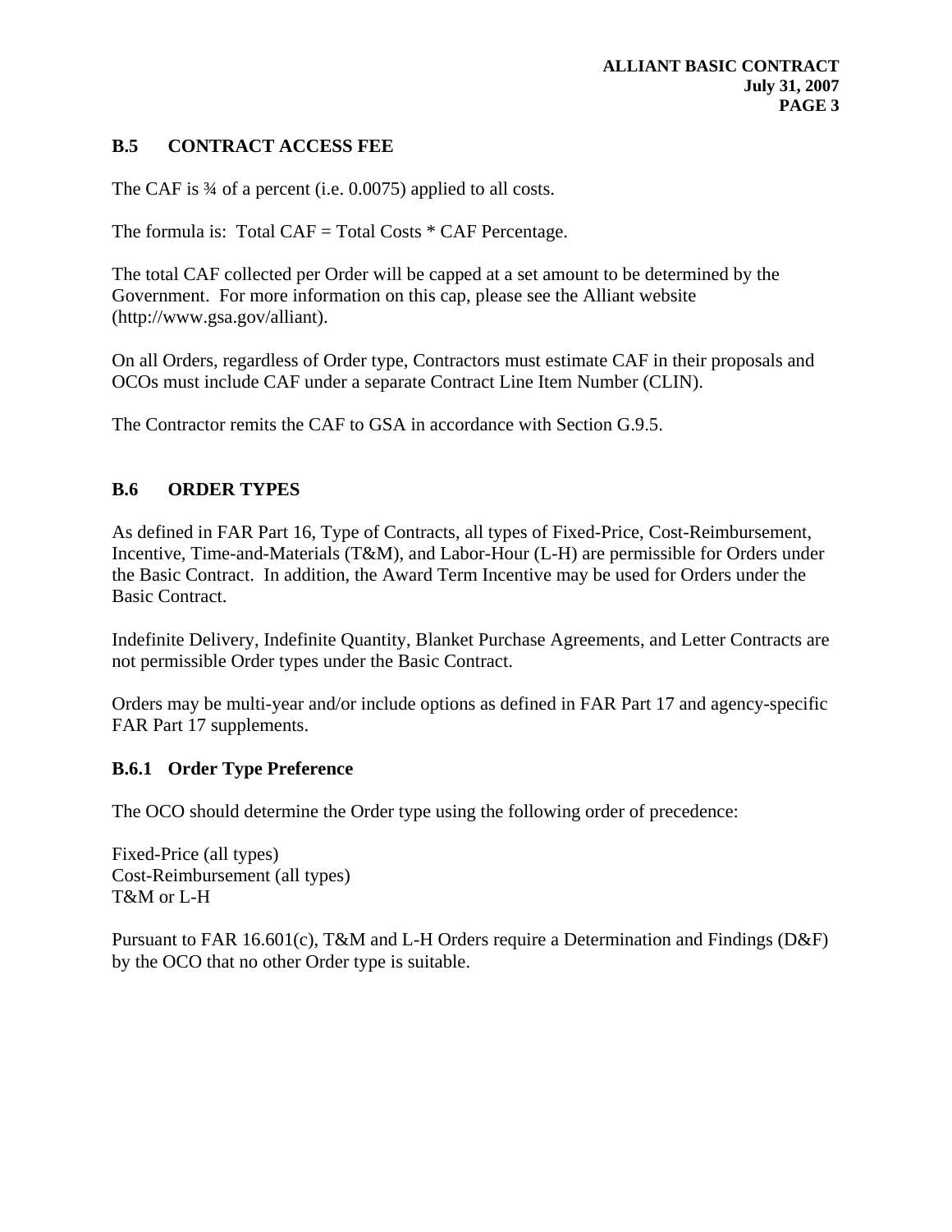## B.5 CONTRACT ACCESS FEE

The CAF is ¾ of a percent (i.e. 0.0075) applied to all costs.

The formula is: Total CAF = Total Costs * CAF Percentage.

The total CAF collected per Order will be capped at a set amount to be determined by the Government. For more information on this cap, please see the Alliant website (http://www.gsa.gov/alliant).

On all Orders, regardless of Order type, Contractors must estimate CAF in their proposals and OCOs must include CAF under a separate Contract Line Item Number (CLIN).

The Contractor remits the CAF to GSA in accordance with Section G.9.5.

## B.6 ORDER TYPES

As defined in FAR Part 16, Type of Contracts, all types of Fixed-Price, Cost-Reimbursement, Incentive, Time-and-Materials (T&M), and Labor-Hour (L-H) are permissible for Orders under the Basic Contract. In addition, the Award Term Incentive may be used for Orders under the Basic Contract.

Indefinite Delivery, Indefinite Quantity, Blanket Purchase Agreements, and Letter Contracts are not permissible Order types under the Basic Contract.

Orders may be multi-year and/or include options as defined in FAR Part 17 and agency-specific FAR Part 17 supplements.

### B.6.1 Order Type Preference

The OCO should determine the Order type using the following order of precedence:

Fixed-Price (all types)
Cost-Reimbursement (all types)
T&M or L-H

Pursuant to FAR 16.601(c), T&M and L-H Orders require a Determination and Findings (D&F) by the OCO that no other Order type is suitable.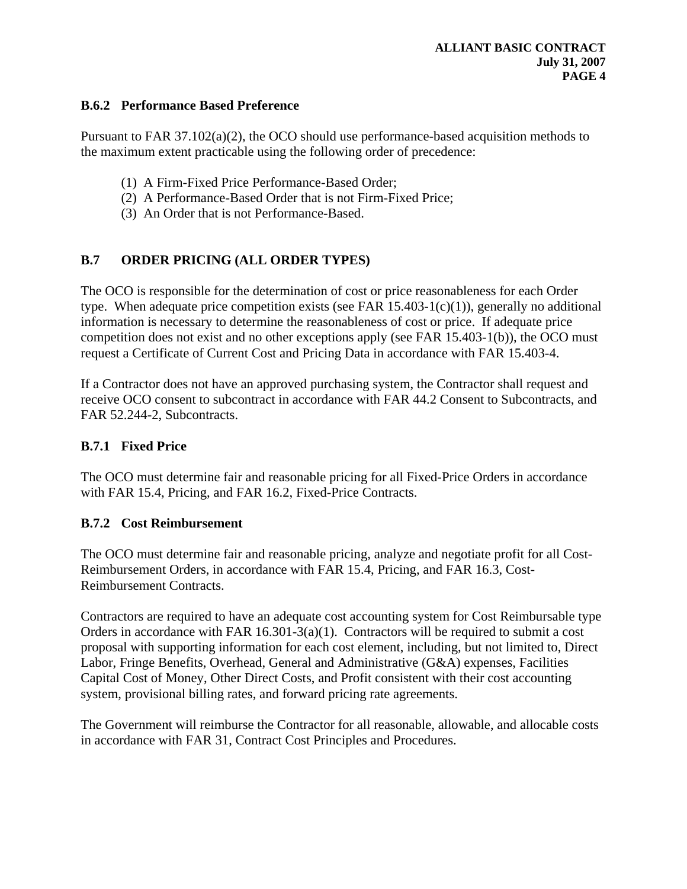### B.6.2 Performance Based Preference

Pursuant to FAR 37.102(a)(2), the OCO should use performance-based acquisition methods to the maximum extent practicable using the following order of precedence:

(1) A Firm-Fixed Price Performance-Based Order;
(2) A Performance-Based Order that is not Firm-Fixed Price;
(3) An Order that is not Performance-Based.

## B.7 ORDER PRICING (ALL ORDER TYPES)

The OCO is responsible for the determination of cost or price reasonableness for each Order type. When adequate price competition exists (see FAR 15.403-1(c)(1)), generally no additional information is necessary to determine the reasonableness of cost or price. If adequate price competition does not exist and no other exceptions apply (see FAR 15.403-1(b)), the OCO must request a Certificate of Current Cost and Pricing Data in accordance with FAR 15.403-4.

If a Contractor does not have an approved purchasing system, the Contractor shall request and receive OCO consent to subcontract in accordance with FAR 44.2 Consent to Subcontracts, and FAR 52.244-2, Subcontracts.

### B.7.1 Fixed Price

The OCO must determine fair and reasonable pricing for all Fixed-Price Orders in accordance with FAR 15.4, Pricing, and FAR 16.2, Fixed-Price Contracts.

### B.7.2 Cost Reimbursement

The OCO must determine fair and reasonable pricing, analyze and negotiate profit for all Cost-Reimbursement Orders, in accordance with FAR 15.4, Pricing, and FAR 16.3, Cost-Reimbursement Contracts.

Contractors are required to have an adequate cost accounting system for Cost Reimbursable type Orders in accordance with FAR 16.301-3(a)(1). Contractors will be required to submit a cost proposal with supporting information for each cost element, including, but not limited to, Direct Labor, Fringe Benefits, Overhead, General and Administrative (G&A) expenses, Facilities Capital Cost of Money, Other Direct Costs, and Profit consistent with their cost accounting system, provisional billing rates, and forward pricing rate agreements.

The Government will reimburse the Contractor for all reasonable, allowable, and allocable costs in accordance with FAR 31, Contract Cost Principles and Procedures.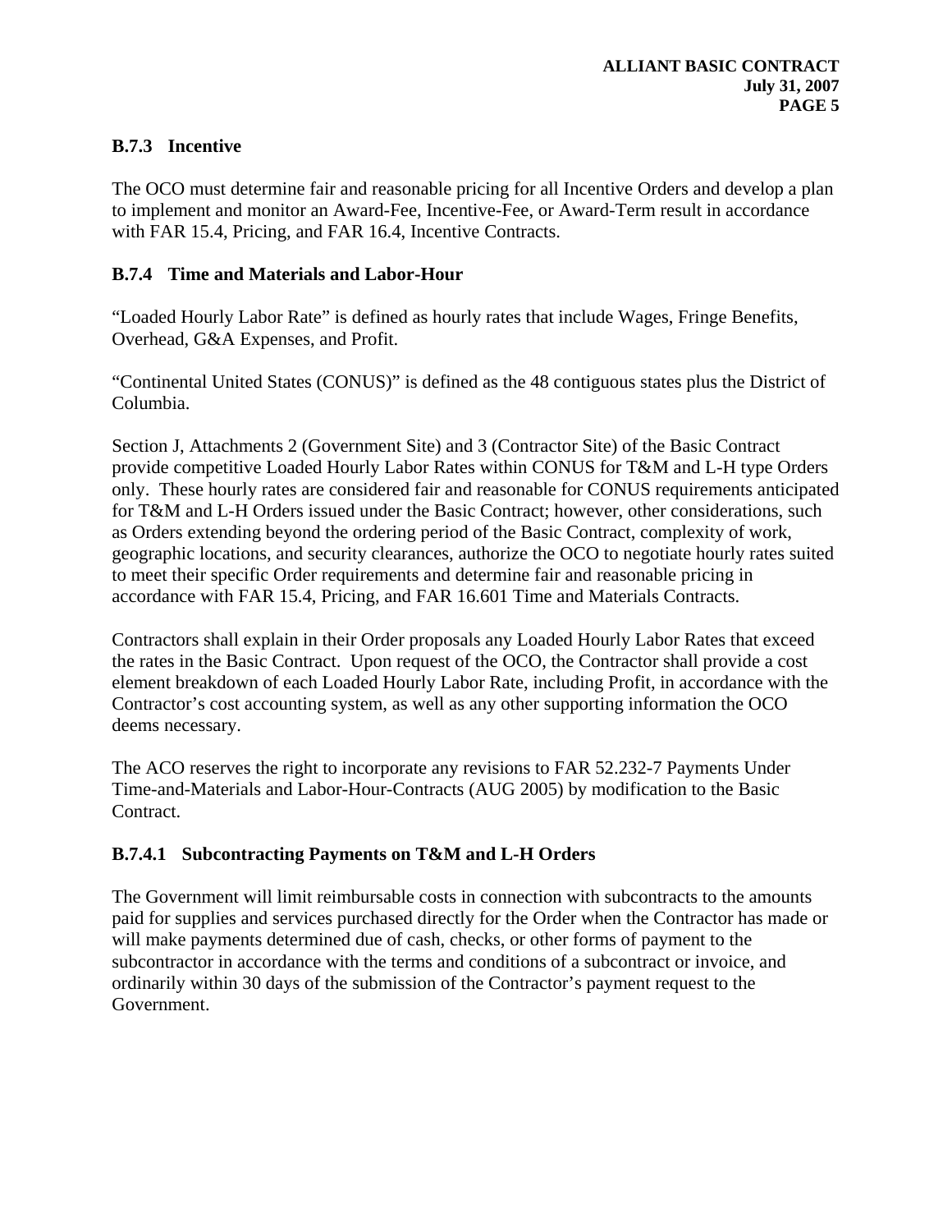### B.7.3 Incentive

The OCO must determine fair and reasonable pricing for all Incentive Orders and develop a plan to implement and monitor an Award-Fee, Incentive-Fee, or Award-Term result in accordance with FAR 15.4, Pricing, and FAR 16.4, Incentive Contracts.

### B.7.4 Time and Materials and Labor-Hour

"Loaded Hourly Labor Rate" is defined as hourly rates that include Wages, Fringe Benefits, Overhead, G&A Expenses, and Profit.

"Continental United States (CONUS)" is defined as the 48 contiguous states plus the District of Columbia.

Section J, Attachments 2 (Government Site) and 3 (Contractor Site) of the Basic Contract provide competitive Loaded Hourly Labor Rates within CONUS for T&M and L-H type Orders only. These hourly rates are considered fair and reasonable for CONUS requirements anticipated for T&M and L-H Orders issued under the Basic Contract; however, other considerations, such as Orders extending beyond the ordering period of the Basic Contract, complexity of work, geographic locations, and security clearances, authorize the OCO to negotiate hourly rates suited to meet their specific Order requirements and determine fair and reasonable pricing in accordance with FAR 15.4, Pricing, and FAR 16.601 Time and Materials Contracts.

Contractors shall explain in their Order proposals any Loaded Hourly Labor Rates that exceed the rates in the Basic Contract. Upon request of the OCO, the Contractor shall provide a cost element breakdown of each Loaded Hourly Labor Rate, including Profit, in accordance with the Contractor's cost accounting system, as well as any other supporting information the OCO deems necessary.

The ACO reserves the right to incorporate any revisions to FAR 52.232-7 Payments Under Time-and-Materials and Labor-Hour-Contracts (AUG 2005) by modification to the Basic Contract.

#### B.7.4.1 Subcontracting Payments on T&M and L-H Orders

The Government will limit reimbursable costs in connection with subcontracts to the amounts paid for supplies and services purchased directly for the Order when the Contractor has made or will make payments determined due of cash, checks, or other forms of payment to the subcontractor in accordance with the terms and conditions of a subcontract or invoice, and ordinarily within 30 days of the submission of the Contractor's payment request to the Government.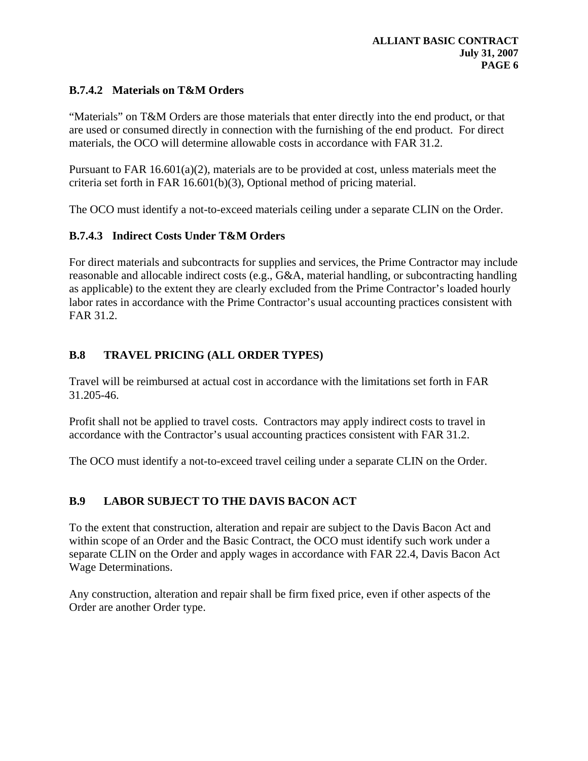### B.7.4.2 Materials on T&M Orders

"Materials" on T&M Orders are those materials that enter directly into the end product, or that are used or consumed directly in connection with the furnishing of the end product. For direct materials, the OCO will determine allowable costs in accordance with FAR 31.2.

Pursuant to FAR 16.601(a)(2), materials are to be provided at cost, unless materials meet the criteria set forth in FAR 16.601(b)(3), Optional method of pricing material.

The OCO must identify a not-to-exceed materials ceiling under a separate CLIN on the Order.

### B.7.4.3 Indirect Costs Under T&M Orders

For direct materials and subcontracts for supplies and services, the Prime Contractor may include reasonable and allocable indirect costs (e.g., G&A, material handling, or subcontracting handling as applicable) to the extent they are clearly excluded from the Prime Contractor's loaded hourly labor rates in accordance with the Prime Contractor's usual accounting practices consistent with FAR 31.2.

## B.8 TRAVEL PRICING (ALL ORDER TYPES)

Travel will be reimbursed at actual cost in accordance with the limitations set forth in FAR 31.205-46.

Profit shall not be applied to travel costs. Contractors may apply indirect costs to travel in accordance with the Contractor's usual accounting practices consistent with FAR 31.2.

The OCO must identify a not-to-exceed travel ceiling under a separate CLIN on the Order.

## B.9 LABOR SUBJECT TO THE DAVIS BACON ACT

To the extent that construction, alteration and repair are subject to the Davis Bacon Act and within scope of an Order and the Basic Contract, the OCO must identify such work under a separate CLIN on the Order and apply wages in accordance with FAR 22.4, Davis Bacon Act Wage Determinations.

Any construction, alteration and repair shall be firm fixed price, even if other aspects of the Order are another Order type.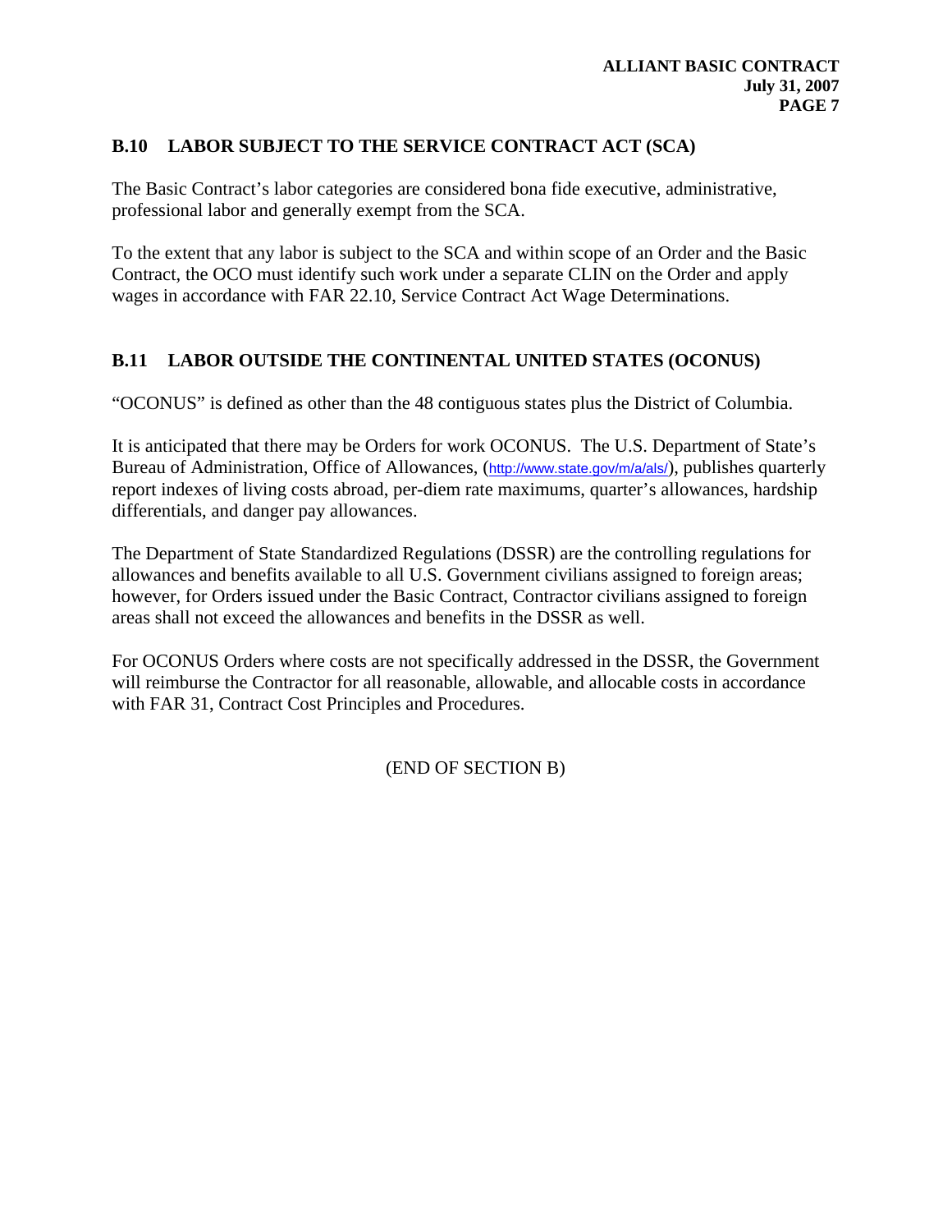## B.10 LABOR SUBJECT TO THE SERVICE CONTRACT ACT (SCA)

The Basic Contract's labor categories are considered bona fide executive, administrative, professional labor and generally exempt from the SCA.

To the extent that any labor is subject to the SCA and within scope of an Order and the Basic Contract, the OCO must identify such work under a separate CLIN on the Order and apply wages in accordance with FAR 22.10, Service Contract Act Wage Determinations.

## B.11 LABOR OUTSIDE THE CONTINENTAL UNITED STATES (OCONUS)

"OCONUS" is defined as other than the 48 contiguous states plus the District of Columbia.

It is anticipated that there may be Orders for work OCONUS. The U.S. Department of State's Bureau of Administration, Office of Allowances, (http://www.state.gov/m/a/als/), publishes quarterly report indexes of living costs abroad, per-diem rate maximums, quarter's allowances, hardship differentials, and danger pay allowances.

The Department of State Standardized Regulations (DSSR) are the controlling regulations for allowances and benefits available to all U.S. Government civilians assigned to foreign areas; however, for Orders issued under the Basic Contract, Contractor civilians assigned to foreign areas shall not exceed the allowances and benefits in the DSSR as well.

For OCONUS Orders where costs are not specifically addressed in the DSSR, the Government will reimburse the Contractor for all reasonable, allowable, and allocable costs in accordance with FAR 31, Contract Cost Principles and Procedures.

(END OF SECTION B)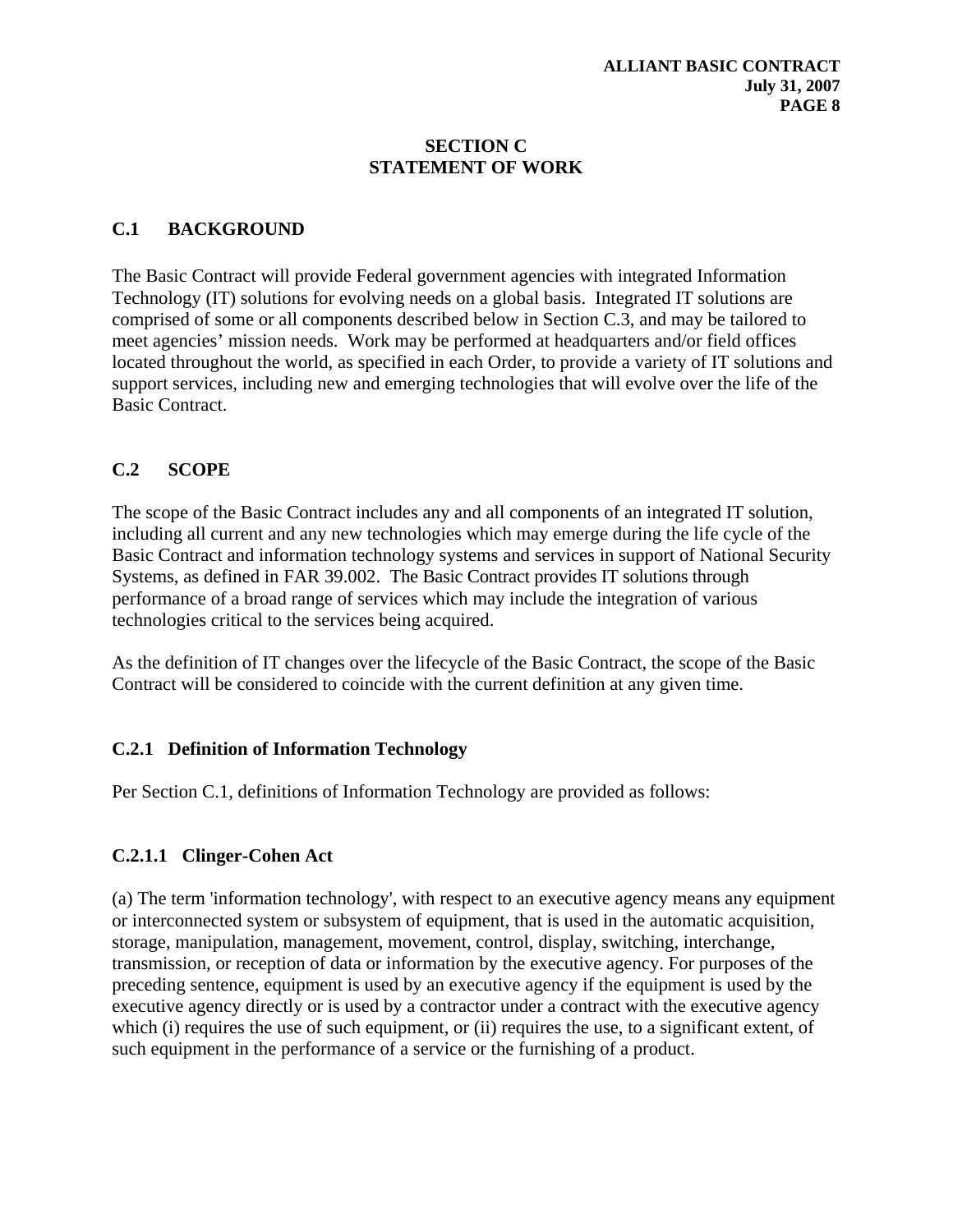# SECTION C
# STATEMENT OF WORK

## C.1 BACKGROUND

The Basic Contract will provide Federal government agencies with integrated Information Technology (IT) solutions for evolving needs on a global basis. Integrated IT solutions are comprised of some or all components described below in Section C.3, and may be tailored to meet agencies' mission needs. Work may be performed at headquarters and/or field offices located throughout the world, as specified in each Order, to provide a variety of IT solutions and support services, including new and emerging technologies that will evolve over the life of the Basic Contract.

## C.2 SCOPE

The scope of the Basic Contract includes any and all components of an integrated IT solution, including all current and any new technologies which may emerge during the life cycle of the Basic Contract and information technology systems and services in support of National Security Systems, as defined in FAR 39.002. The Basic Contract provides IT solutions through performance of a broad range of services which may include the integration of various technologies critical to the services being acquired.

As the definition of IT changes over the lifecycle of the Basic Contract, the scope of the Basic Contract will be considered to coincide with the current definition at any given time.

### C.2.1 Definition of Information Technology

Per Section C.1, definitions of Information Technology are provided as follows:

#### C.2.1.1 Clinger-Cohen Act

(a) The term 'information technology', with respect to an executive agency means any equipment or interconnected system or subsystem of equipment, that is used in the automatic acquisition, storage, manipulation, management, movement, control, display, switching, interchange, transmission, or reception of data or information by the executive agency. For purposes of the preceding sentence, equipment is used by an executive agency if the equipment is used by the executive agency directly or is used by a contractor under a contract with the executive agency which (i) requires the use of such equipment, or (ii) requires the use, to a significant extent, of such equipment in the performance of a service or the furnishing of a product.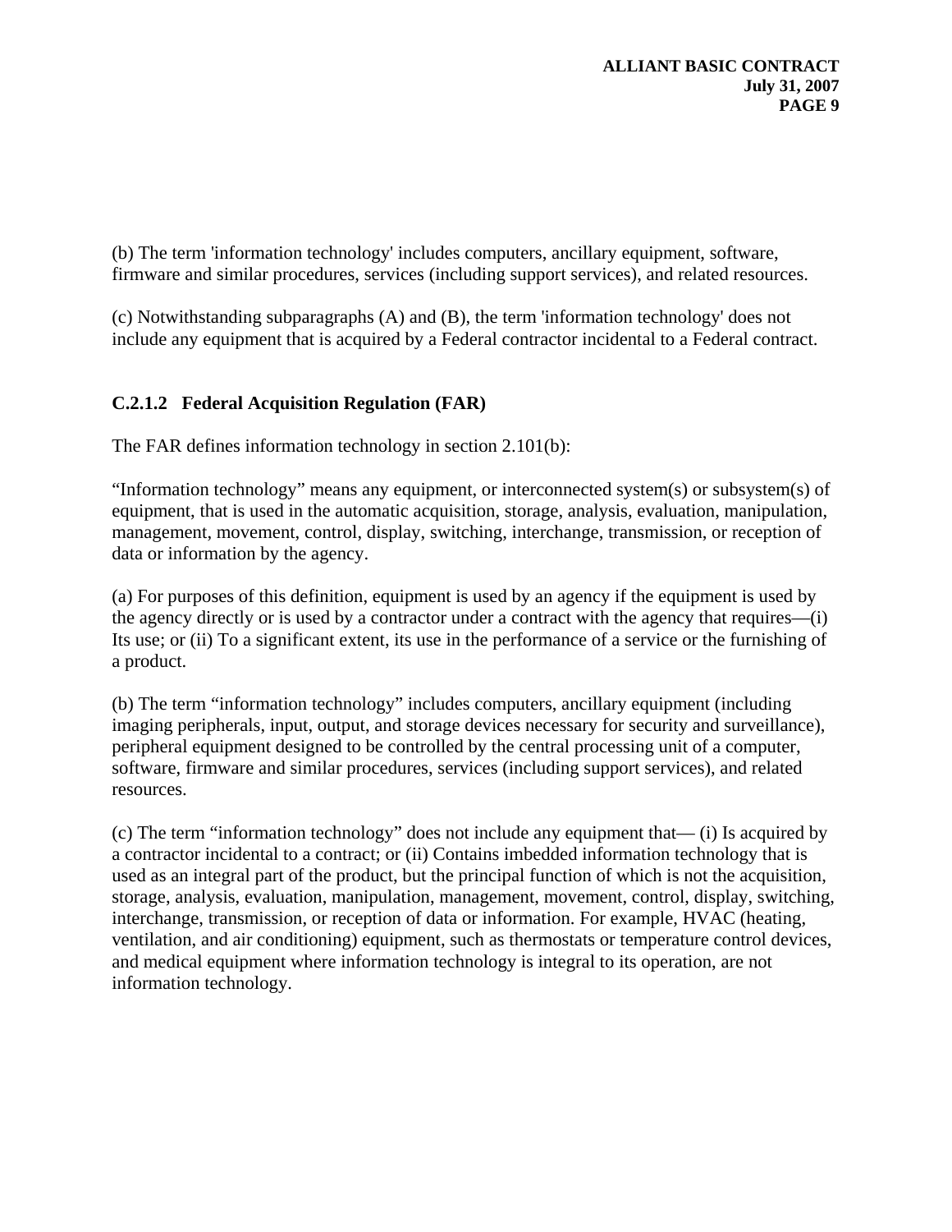(b) The term 'information technology' includes computers, ancillary equipment, software, firmware and similar procedures, services (including support services), and related resources.

(c) Notwithstanding subparagraphs (A) and (B), the term 'information technology' does not include any equipment that is acquired by a Federal contractor incidental to a Federal contract.

### C.2.1.2 Federal Acquisition Regulation (FAR)

The FAR defines information technology in section 2.101(b):

"Information technology" means any equipment, or interconnected system(s) or subsystem(s) of equipment, that is used in the automatic acquisition, storage, analysis, evaluation, manipulation, management, movement, control, display, switching, interchange, transmission, or reception of data or information by the agency.

(a) For purposes of this definition, equipment is used by an agency if the equipment is used by the agency directly or is used by a contractor under a contract with the agency that requires—(i) Its use; or (ii) To a significant extent, its use in the performance of a service or the furnishing of a product.

(b) The term "information technology" includes computers, ancillary equipment (including imaging peripherals, input, output, and storage devices necessary for security and surveillance), peripheral equipment designed to be controlled by the central processing unit of a computer, software, firmware and similar procedures, services (including support services), and related resources.

(c) The term "information technology" does not include any equipment that— (i) Is acquired by a contractor incidental to a contract; or (ii) Contains imbedded information technology that is used as an integral part of the product, but the principal function of which is not the acquisition, storage, analysis, evaluation, manipulation, management, movement, control, display, switching, interchange, transmission, or reception of data or information. For example, HVAC (heating, ventilation, and air conditioning) equipment, such as thermostats or temperature control devices, and medical equipment where information technology is integral to its operation, are not information technology.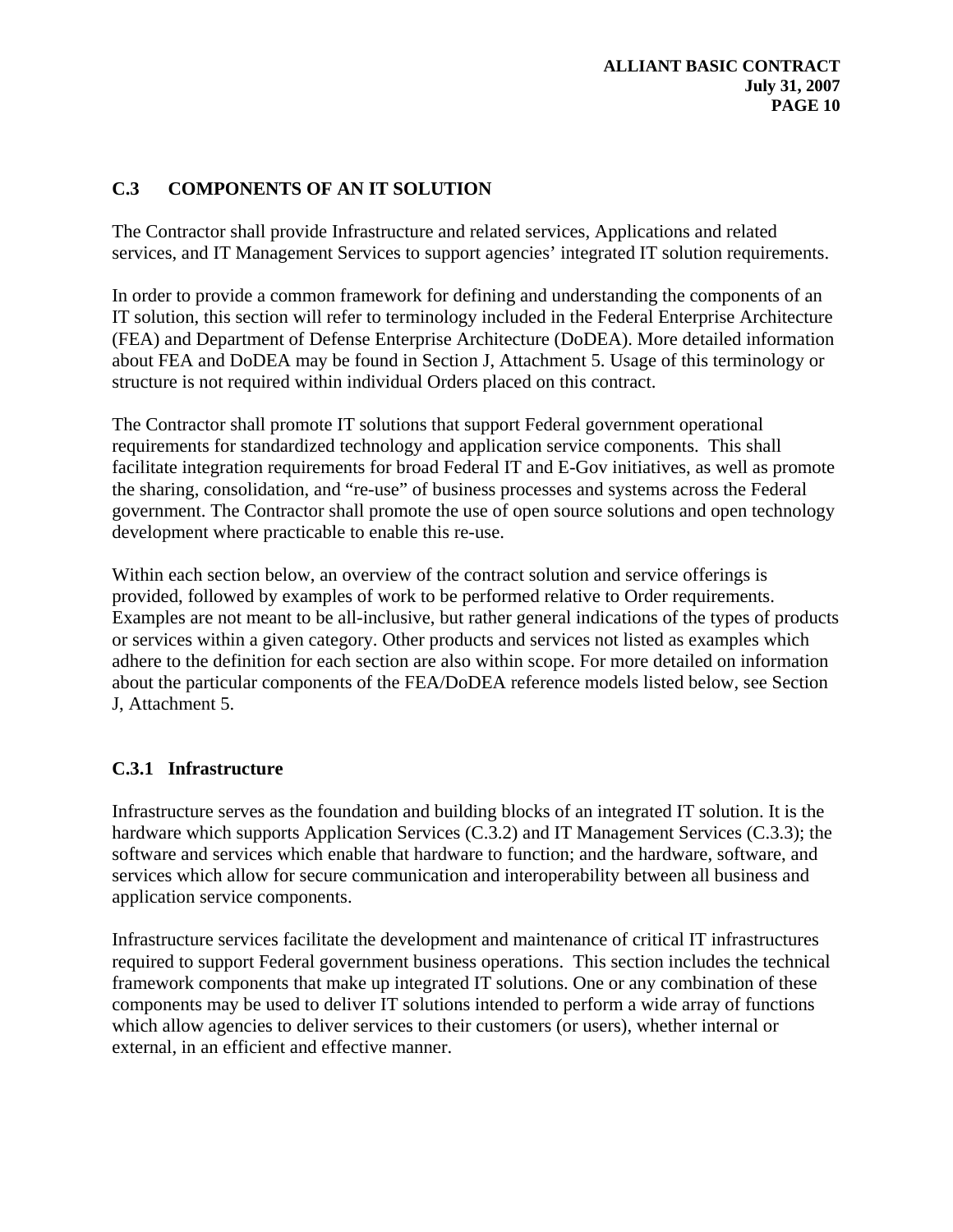## C.3 COMPONENTS OF AN IT SOLUTION

The Contractor shall provide Infrastructure and related services, Applications and related services, and IT Management Services to support agencies' integrated IT solution requirements.

In order to provide a common framework for defining and understanding the components of an IT solution, this section will refer to terminology included in the Federal Enterprise Architecture (FEA) and Department of Defense Enterprise Architecture (DoDEA). More detailed information about FEA and DoDEA may be found in Section J, Attachment 5. Usage of this terminology or structure is not required within individual Orders placed on this contract.

The Contractor shall promote IT solutions that support Federal government operational requirements for standardized technology and application service components. This shall facilitate integration requirements for broad Federal IT and E-Gov initiatives, as well as promote the sharing, consolidation, and "re-use" of business processes and systems across the Federal government. The Contractor shall promote the use of open source solutions and open technology development where practicable to enable this re-use.

Within each section below, an overview of the contract solution and service offerings is provided, followed by examples of work to be performed relative to Order requirements. Examples are not meant to be all-inclusive, but rather general indications of the types of products or services within a given category. Other products and services not listed as examples which adhere to the definition for each section are also within scope. For more detailed on information about the particular components of the FEA/DoDEA reference models listed below, see Section J, Attachment 5.

### C.3.1 Infrastructure

Infrastructure serves as the foundation and building blocks of an integrated IT solution. It is the hardware which supports Application Services (C.3.2) and IT Management Services (C.3.3); the software and services which enable that hardware to function; and the hardware, software, and services which allow for secure communication and interoperability between all business and application service components.

Infrastructure services facilitate the development and maintenance of critical IT infrastructures required to support Federal government business operations. This section includes the technical framework components that make up integrated IT solutions. One or any combination of these components may be used to deliver IT solutions intended to perform a wide array of functions which allow agencies to deliver services to their customers (or users), whether internal or external, in an efficient and effective manner.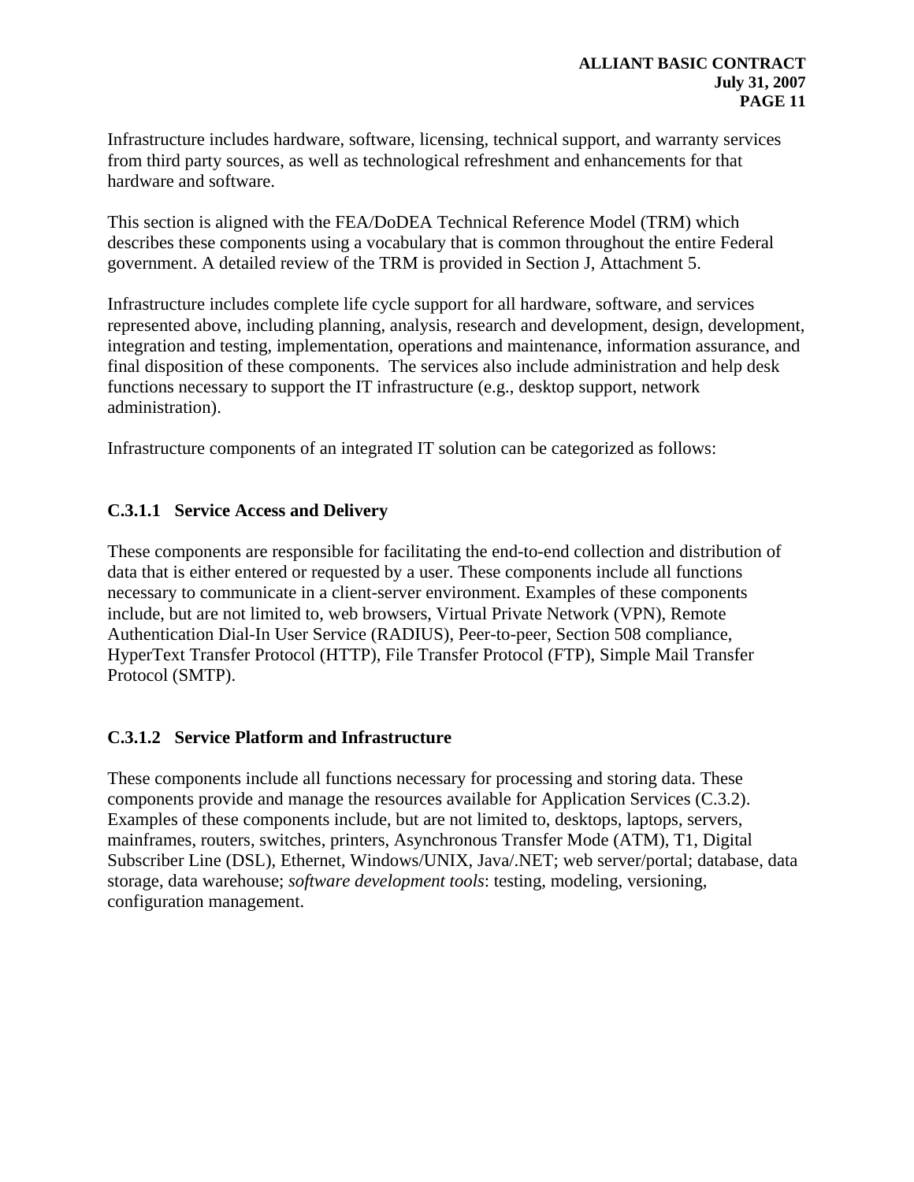Infrastructure includes hardware, software, licensing, technical support, and warranty services from third party sources, as well as technological refreshment and enhancements for that hardware and software.

This section is aligned with the FEA/DoDEA Technical Reference Model (TRM) which describes these components using a vocabulary that is common throughout the entire Federal government. A detailed review of the TRM is provided in Section J, Attachment 5.

Infrastructure includes complete life cycle support for all hardware, software, and services represented above, including planning, analysis, research and development, design, development, integration and testing, implementation, operations and maintenance, information assurance, and final disposition of these components. The services also include administration and help desk functions necessary to support the IT infrastructure (e.g., desktop support, network administration).

Infrastructure components of an integrated IT solution can be categorized as follows:

### C.3.1.1 Service Access and Delivery

These components are responsible for facilitating the end-to-end collection and distribution of data that is either entered or requested by a user. These components include all functions necessary to communicate in a client-server environment. Examples of these components include, but are not limited to, web browsers, Virtual Private Network (VPN), Remote Authentication Dial-In User Service (RADIUS), Peer-to-peer, Section 508 compliance, HyperText Transfer Protocol (HTTP), File Transfer Protocol (FTP), Simple Mail Transfer Protocol (SMTP).

### C.3.1.2 Service Platform and Infrastructure

These components include all functions necessary for processing and storing data. These components provide and manage the resources available for Application Services (C.3.2). Examples of these components include, but are not limited to, desktops, laptops, servers, mainframes, routers, switches, printers, Asynchronous Transfer Mode (ATM), T1, Digital Subscriber Line (DSL), Ethernet, Windows/UNIX, Java/.NET; web server/portal; database, data storage, data warehouse; *software development tools*: testing, modeling, versioning, configuration management.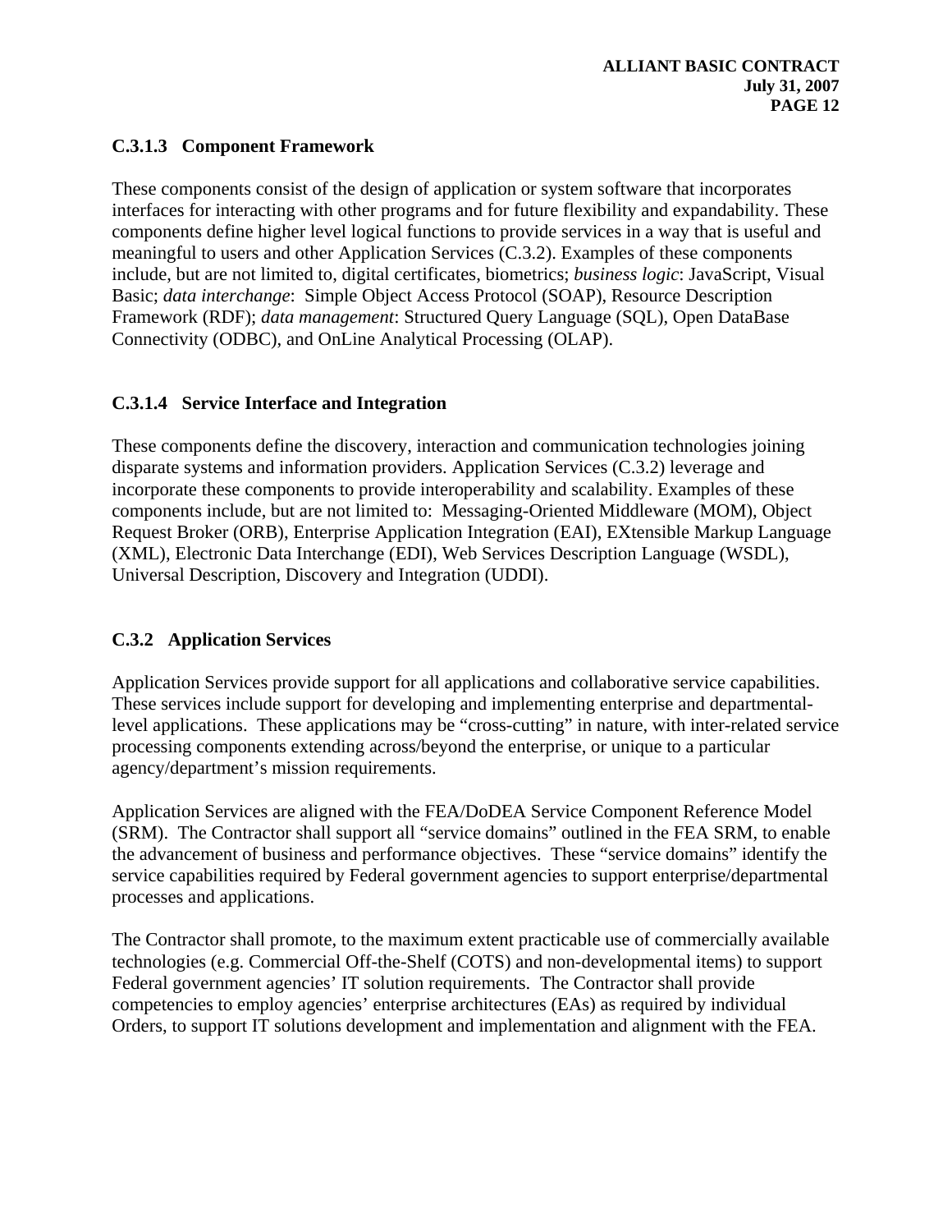### C.3.1.3 Component Framework

These components consist of the design of application or system software that incorporates interfaces for interacting with other programs and for future flexibility and expandability. These components define higher level logical functions to provide services in a way that is useful and meaningful to users and other Application Services (C.3.2). Examples of these components include, but are not limited to, digital certificates, biometrics; *business logic*: JavaScript, Visual Basic; *data interchange*: Simple Object Access Protocol (SOAP), Resource Description Framework (RDF); *data management*: Structured Query Language (SQL), Open DataBase Connectivity (ODBC), and OnLine Analytical Processing (OLAP).

### C.3.1.4 Service Interface and Integration

These components define the discovery, interaction and communication technologies joining disparate systems and information providers. Application Services (C.3.2) leverage and incorporate these components to provide interoperability and scalability. Examples of these components include, but are not limited to: Messaging-Oriented Middleware (MOM), Object Request Broker (ORB), Enterprise Application Integration (EAI), EXtensible Markup Language (XML), Electronic Data Interchange (EDI), Web Services Description Language (WSDL), Universal Description, Discovery and Integration (UDDI).

### C.3.2 Application Services

Application Services provide support for all applications and collaborative service capabilities. These services include support for developing and implementing enterprise and departmental-level applications. These applications may be "cross-cutting" in nature, with inter-related service processing components extending across/beyond the enterprise, or unique to a particular agency/department's mission requirements.

Application Services are aligned with the FEA/DoDEA Service Component Reference Model (SRM). The Contractor shall support all "service domains" outlined in the FEA SRM, to enable the advancement of business and performance objectives. These "service domains" identify the service capabilities required by Federal government agencies to support enterprise/departmental processes and applications.

The Contractor shall promote, to the maximum extent practicable use of commercially available technologies (e.g. Commercial Off-the-Shelf (COTS) and non-developmental items) to support Federal government agencies' IT solution requirements. The Contractor shall provide competencies to employ agencies' enterprise architectures (EAs) as required by individual Orders, to support IT solutions development and implementation and alignment with the FEA.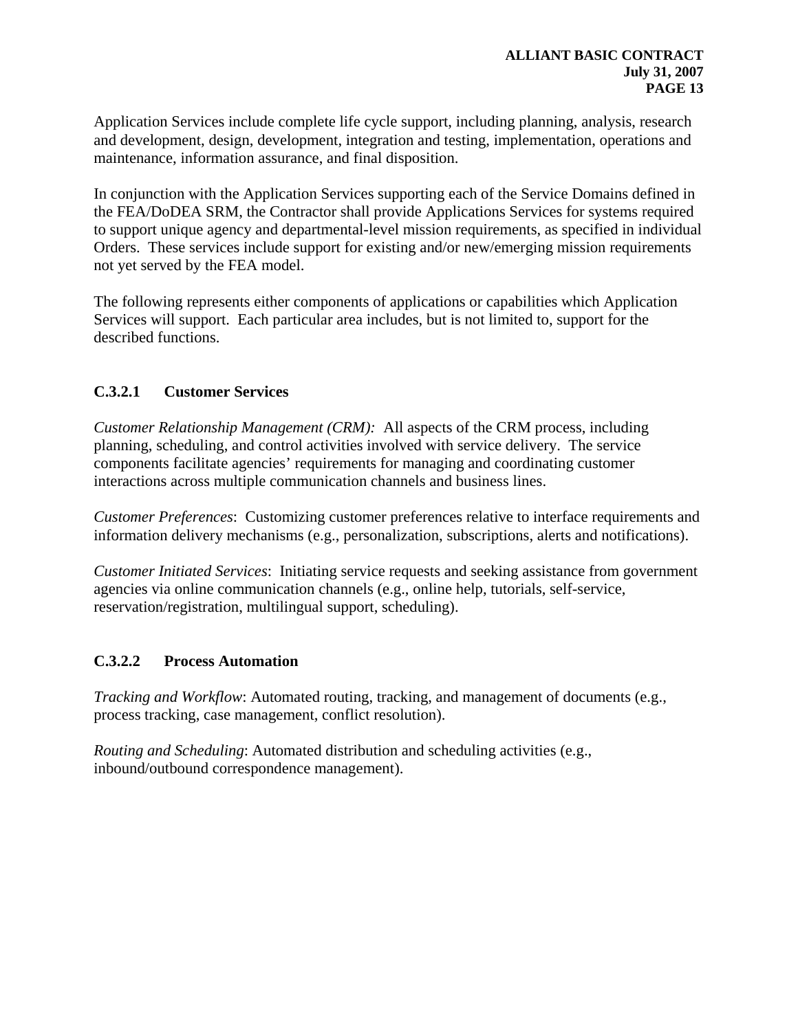Application Services include complete life cycle support, including planning, analysis, research and development, design, development, integration and testing, implementation, operations and maintenance, information assurance, and final disposition.

In conjunction with the Application Services supporting each of the Service Domains defined in the FEA/DoDEA SRM, the Contractor shall provide Applications Services for systems required to support unique agency and departmental-level mission requirements, as specified in individual Orders. These services include support for existing and/or new/emerging mission requirements not yet served by the FEA model.

The following represents either components of applications or capabilities which Application Services will support. Each particular area includes, but is not limited to, support for the described functions.

### C.3.2.1 Customer Services

*Customer Relationship Management (CRM):* All aspects of the CRM process, including planning, scheduling, and control activities involved with service delivery. The service components facilitate agencies' requirements for managing and coordinating customer interactions across multiple communication channels and business lines.

*Customer Preferences*: Customizing customer preferences relative to interface requirements and information delivery mechanisms (e.g., personalization, subscriptions, alerts and notifications).

*Customer Initiated Services*: Initiating service requests and seeking assistance from government agencies via online communication channels (e.g., online help, tutorials, self-service, reservation/registration, multilingual support, scheduling).

### C.3.2.2 Process Automation

*Tracking and Workflow*: Automated routing, tracking, and management of documents (e.g., process tracking, case management, conflict resolution).

*Routing and Scheduling*: Automated distribution and scheduling activities (e.g., inbound/outbound correspondence management).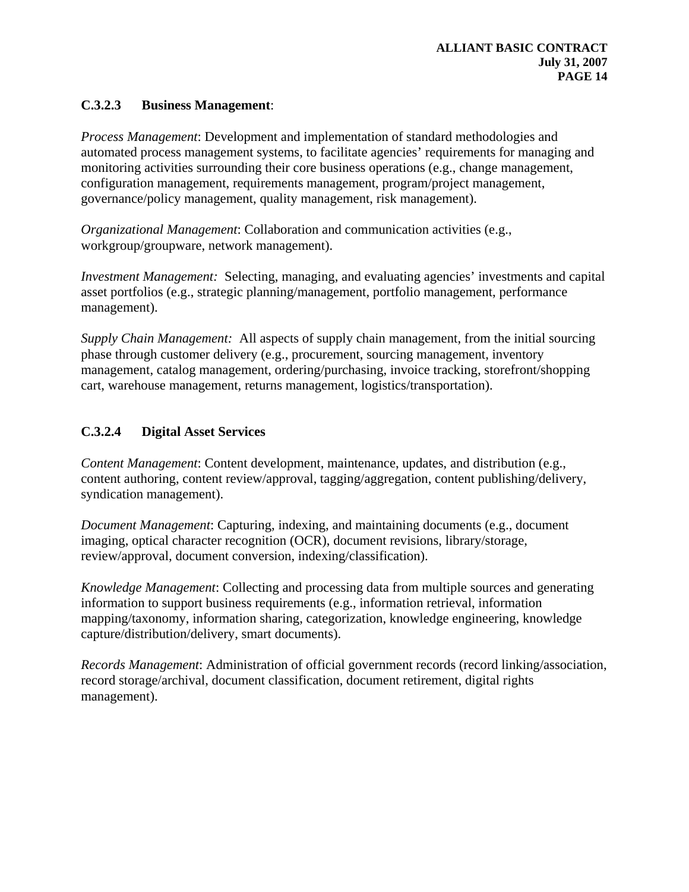### C.3.2.3 Business Management:

*Process Management*: Development and implementation of standard methodologies and automated process management systems, to facilitate agencies' requirements for managing and monitoring activities surrounding their core business operations (e.g., change management, configuration management, requirements management, program/project management, governance/policy management, quality management, risk management).

*Organizational Management*: Collaboration and communication activities (e.g., workgroup/groupware, network management).

*Investment Management:* Selecting, managing, and evaluating agencies' investments and capital asset portfolios (e.g., strategic planning/management, portfolio management, performance management).

*Supply Chain Management:* All aspects of supply chain management, from the initial sourcing phase through customer delivery (e.g., procurement, sourcing management, inventory management, catalog management, ordering/purchasing, invoice tracking, storefront/shopping cart, warehouse management, returns management, logistics/transportation).

### C.3.2.4 Digital Asset Services

*Content Management*: Content development, maintenance, updates, and distribution (e.g., content authoring, content review/approval, tagging/aggregation, content publishing/delivery, syndication management).

*Document Management*: Capturing, indexing, and maintaining documents (e.g., document imaging, optical character recognition (OCR), document revisions, library/storage, review/approval, document conversion, indexing/classification).

*Knowledge Management*: Collecting and processing data from multiple sources and generating information to support business requirements (e.g., information retrieval, information mapping/taxonomy, information sharing, categorization, knowledge engineering, knowledge capture/distribution/delivery, smart documents).

*Records Management*: Administration of official government records (record linking/association, record storage/archival, document classification, document retirement, digital rights management).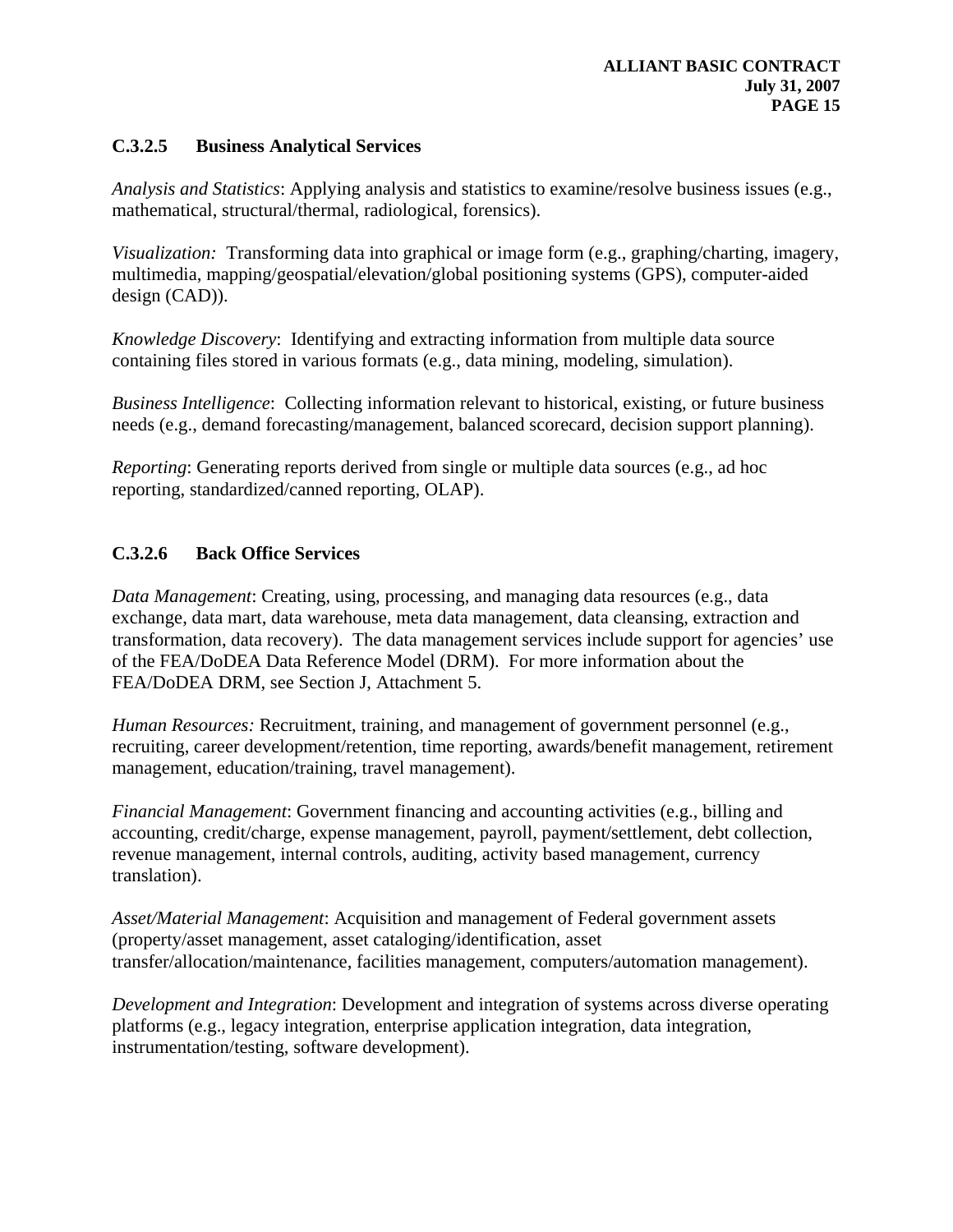### C.3.2.5 Business Analytical Services

*Analysis and Statistics*: Applying analysis and statistics to examine/resolve business issues (e.g., mathematical, structural/thermal, radiological, forensics).

*Visualization:* Transforming data into graphical or image form (e.g., graphing/charting, imagery, multimedia, mapping/geospatial/elevation/global positioning systems (GPS), computer-aided design (CAD)).

*Knowledge Discovery*: Identifying and extracting information from multiple data source containing files stored in various formats (e.g., data mining, modeling, simulation).

*Business Intelligence*: Collecting information relevant to historical, existing, or future business needs (e.g., demand forecasting/management, balanced scorecard, decision support planning).

*Reporting*: Generating reports derived from single or multiple data sources (e.g., ad hoc reporting, standardized/canned reporting, OLAP).

### C.3.2.6 Back Office Services

*Data Management*: Creating, using, processing, and managing data resources (e.g., data exchange, data mart, data warehouse, meta data management, data cleansing, extraction and transformation, data recovery). The data management services include support for agencies' use of the FEA/DoDEA Data Reference Model (DRM). For more information about the FEA/DoDEA DRM, see Section J, Attachment 5.

*Human Resources:* Recruitment, training, and management of government personnel (e.g., recruiting, career development/retention, time reporting, awards/benefit management, retirement management, education/training, travel management).

*Financial Management*: Government financing and accounting activities (e.g., billing and accounting, credit/charge, expense management, payroll, payment/settlement, debt collection, revenue management, internal controls, auditing, activity based management, currency translation).

*Asset/Material Management*: Acquisition and management of Federal government assets (property/asset management, asset cataloging/identification, asset transfer/allocation/maintenance, facilities management, computers/automation management).

*Development and Integration*: Development and integration of systems across diverse operating platforms (e.g., legacy integration, enterprise application integration, data integration, instrumentation/testing, software development).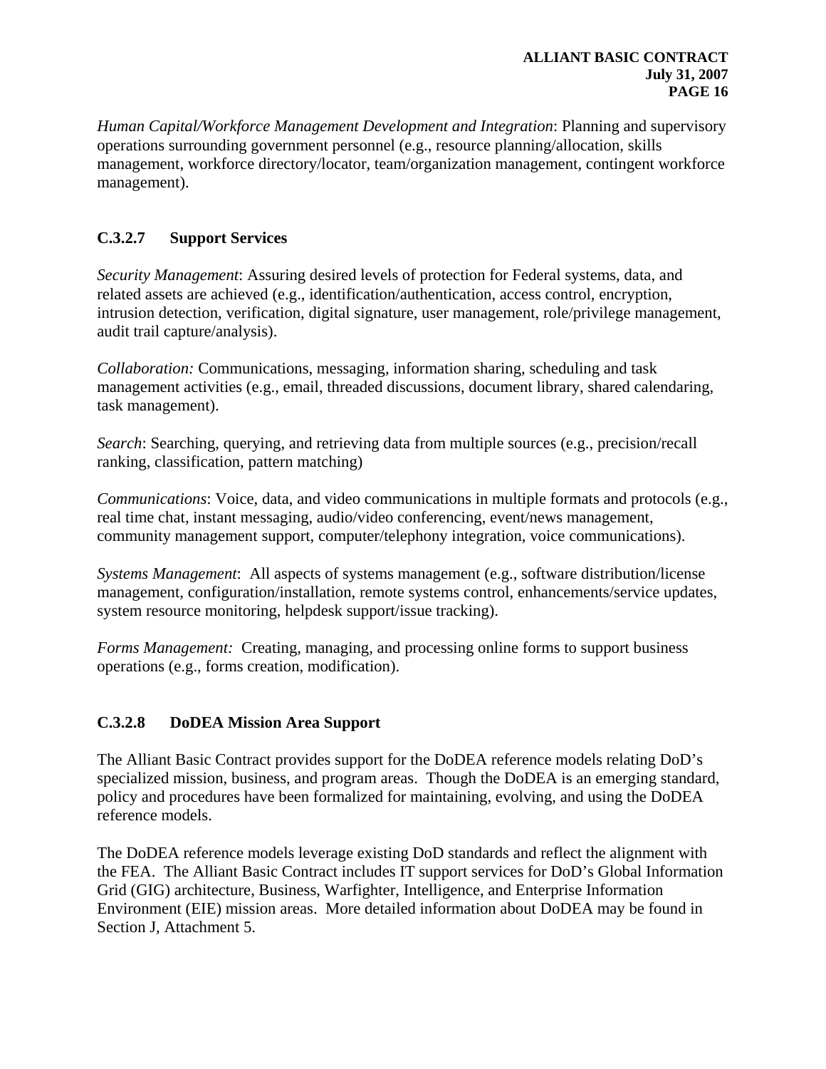*Human Capital/Workforce Management Development and Integration*: Planning and supervisory operations surrounding government personnel (e.g., resource planning/allocation, skills management, workforce directory/locator, team/organization management, contingent workforce management).

### C.3.2.7 Support Services

*Security Management*: Assuring desired levels of protection for Federal systems, data, and related assets are achieved (e.g., identification/authentication, access control, encryption, intrusion detection, verification, digital signature, user management, role/privilege management, audit trail capture/analysis).

*Collaboration:* Communications, messaging, information sharing, scheduling and task management activities (e.g., email, threaded discussions, document library, shared calendaring, task management).

*Search*: Searching, querying, and retrieving data from multiple sources (e.g., precision/recall ranking, classification, pattern matching)

*Communications*: Voice, data, and video communications in multiple formats and protocols (e.g., real time chat, instant messaging, audio/video conferencing, event/news management, community management support, computer/telephony integration, voice communications).

*Systems Management*: All aspects of systems management (e.g., software distribution/license management, configuration/installation, remote systems control, enhancements/service updates, system resource monitoring, helpdesk support/issue tracking).

*Forms Management:* Creating, managing, and processing online forms to support business operations (e.g., forms creation, modification).

### C.3.2.8 DoDEA Mission Area Support

The Alliant Basic Contract provides support for the DoDEA reference models relating DoD's specialized mission, business, and program areas. Though the DoDEA is an emerging standard, policy and procedures have been formalized for maintaining, evolving, and using the DoDEA reference models.

The DoDEA reference models leverage existing DoD standards and reflect the alignment with the FEA. The Alliant Basic Contract includes IT support services for DoD's Global Information Grid (GIG) architecture, Business, Warfighter, Intelligence, and Enterprise Information Environment (EIE) mission areas. More detailed information about DoDEA may be found in Section J, Attachment 5.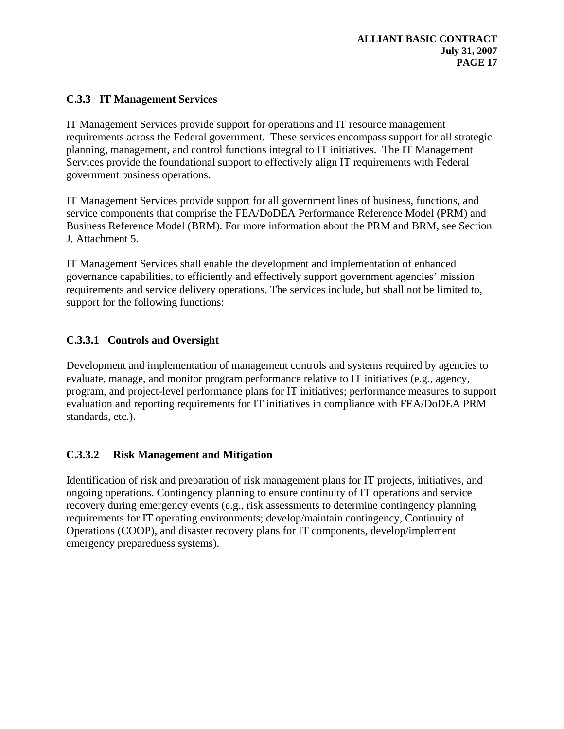### C.3.3 IT Management Services

IT Management Services provide support for operations and IT resource management requirements across the Federal government. These services encompass support for all strategic planning, management, and control functions integral to IT initiatives. The IT Management Services provide the foundational support to effectively align IT requirements with Federal government business operations.

IT Management Services provide support for all government lines of business, functions, and service components that comprise the FEA/DoDEA Performance Reference Model (PRM) and Business Reference Model (BRM). For more information about the PRM and BRM, see Section J, Attachment 5.

IT Management Services shall enable the development and implementation of enhanced governance capabilities, to efficiently and effectively support government agencies' mission requirements and service delivery operations. The services include, but shall not be limited to, support for the following functions:

#### C.3.3.1 Controls and Oversight

Development and implementation of management controls and systems required by agencies to evaluate, manage, and monitor program performance relative to IT initiatives (e.g., agency, program, and project-level performance plans for IT initiatives; performance measures to support evaluation and reporting requirements for IT initiatives in compliance with FEA/DoDEA PRM standards, etc.).

#### C.3.3.2 Risk Management and Mitigation

Identification of risk and preparation of risk management plans for IT projects, initiatives, and ongoing operations. Contingency planning to ensure continuity of IT operations and service recovery during emergency events (e.g., risk assessments to determine contingency planning requirements for IT operating environments; develop/maintain contingency, Continuity of Operations (COOP), and disaster recovery plans for IT components, develop/implement emergency preparedness systems).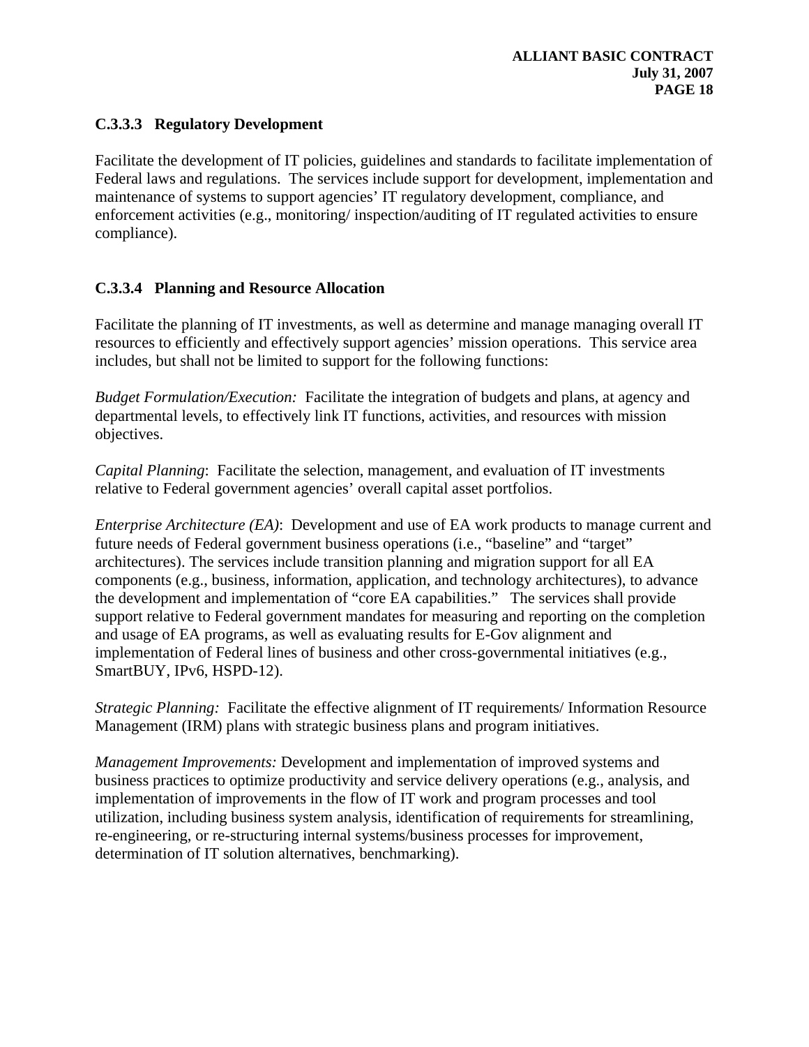### C.3.3.3 Regulatory Development

Facilitate the development of IT policies, guidelines and standards to facilitate implementation of Federal laws and regulations. The services include support for development, implementation and maintenance of systems to support agencies' IT regulatory development, compliance, and enforcement activities (e.g., monitoring/ inspection/auditing of IT regulated activities to ensure compliance).

### C.3.3.4 Planning and Resource Allocation

Facilitate the planning of IT investments, as well as determine and manage managing overall IT resources to efficiently and effectively support agencies' mission operations. This service area includes, but shall not be limited to support for the following functions:

*Budget Formulation/Execution:* Facilitate the integration of budgets and plans, at agency and departmental levels, to effectively link IT functions, activities, and resources with mission objectives.

*Capital Planning*: Facilitate the selection, management, and evaluation of IT investments relative to Federal government agencies' overall capital asset portfolios.

*Enterprise Architecture (EA)*: Development and use of EA work products to manage current and future needs of Federal government business operations (i.e., "baseline" and "target" architectures). The services include transition planning and migration support for all EA components (e.g., business, information, application, and technology architectures), to advance the development and implementation of "core EA capabilities." The services shall provide support relative to Federal government mandates for measuring and reporting on the completion and usage of EA programs, as well as evaluating results for E-Gov alignment and implementation of Federal lines of business and other cross-governmental initiatives (e.g., SmartBUY, IPv6, HSPD-12).

*Strategic Planning:* Facilitate the effective alignment of IT requirements/ Information Resource Management (IRM) plans with strategic business plans and program initiatives.

*Management Improvements:* Development and implementation of improved systems and business practices to optimize productivity and service delivery operations (e.g., analysis, and implementation of improvements in the flow of IT work and program processes and tool utilization, including business system analysis, identification of requirements for streamlining, re-engineering, or re-structuring internal systems/business processes for improvement, determination of IT solution alternatives, benchmarking).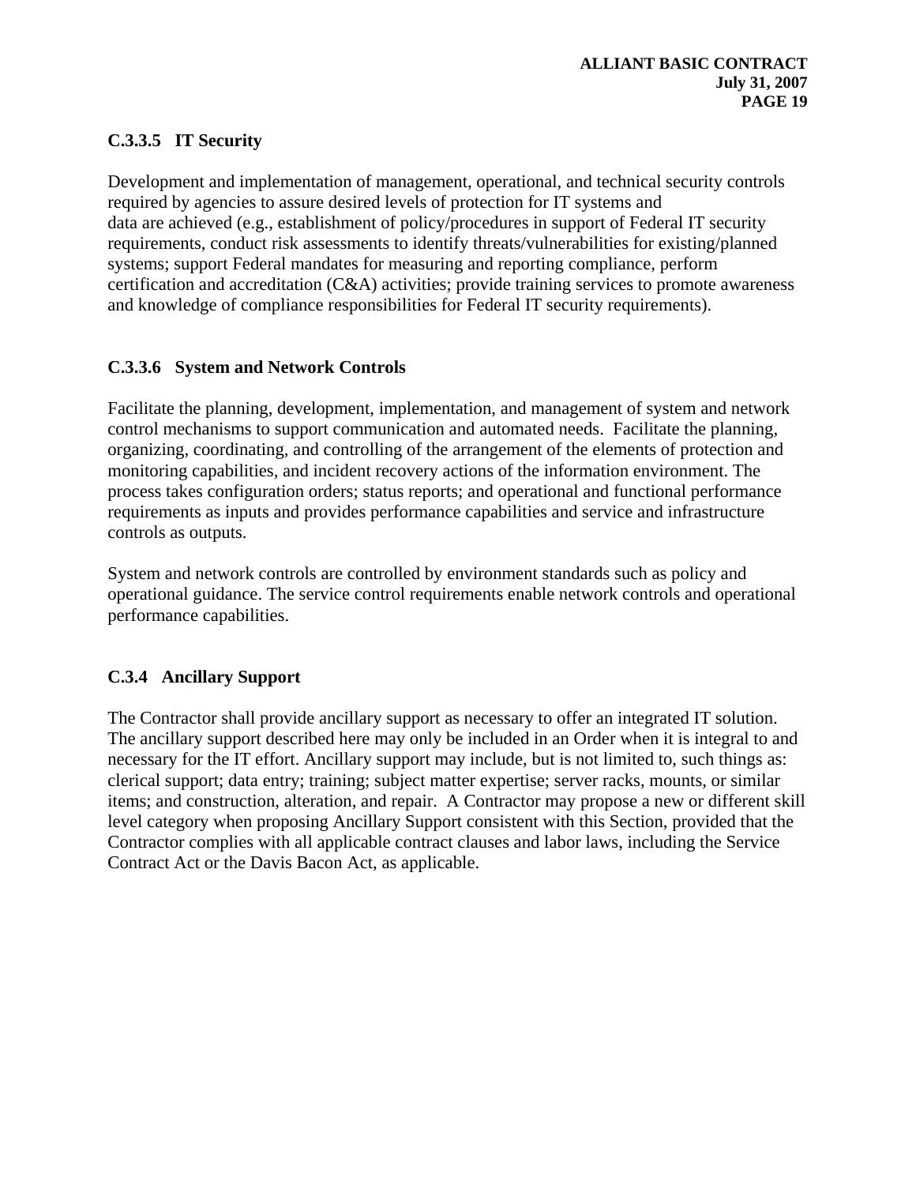### C.3.3.5 IT Security

Development and implementation of management, operational, and technical security controls required by agencies to assure desired levels of protection for IT systems and data are achieved (e.g., establishment of policy/procedures in support of Federal IT security requirements, conduct risk assessments to identify threats/vulnerabilities for existing/planned systems; support Federal mandates for measuring and reporting compliance, perform certification and accreditation (C&A) activities; provide training services to promote awareness and knowledge of compliance responsibilities for Federal IT security requirements).

### C.3.3.6 System and Network Controls

Facilitate the planning, development, implementation, and management of system and network control mechanisms to support communication and automated needs. Facilitate the planning, organizing, coordinating, and controlling of the arrangement of the elements of protection and monitoring capabilities, and incident recovery actions of the information environment. The process takes configuration orders; status reports; and operational and functional performance requirements as inputs and provides performance capabilities and service and infrastructure controls as outputs.

System and network controls are controlled by environment standards such as policy and operational guidance. The service control requirements enable network controls and operational performance capabilities.

### C.3.4 Ancillary Support

The Contractor shall provide ancillary support as necessary to offer an integrated IT solution. The ancillary support described here may only be included in an Order when it is integral to and necessary for the IT effort. Ancillary support may include, but is not limited to, such things as: clerical support; data entry; training; subject matter expertise; server racks, mounts, or similar items; and construction, alteration, and repair. A Contractor may propose a new or different skill level category when proposing Ancillary Support consistent with this Section, provided that the Contractor complies with all applicable contract clauses and labor laws, including the Service Contract Act or the Davis Bacon Act, as applicable.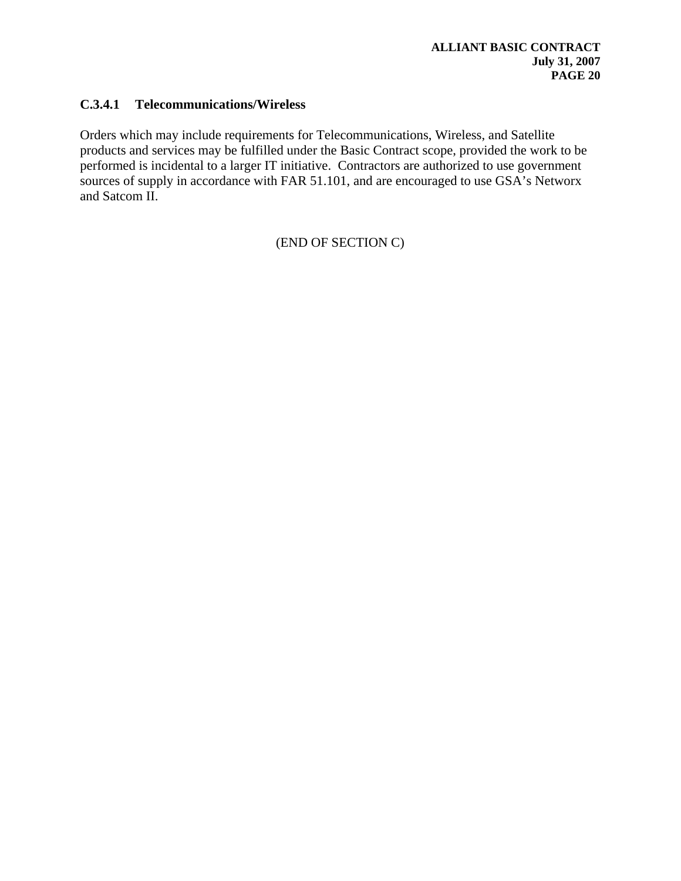### C.3.4.1 Telecommunications/Wireless

Orders which may include requirements for Telecommunications, Wireless, and Satellite products and services may be fulfilled under the Basic Contract scope, provided the work to be performed is incidental to a larger IT initiative. Contractors are authorized to use government sources of supply in accordance with FAR 51.101, and are encouraged to use GSA's Networx and Satcom II.

(END OF SECTION C)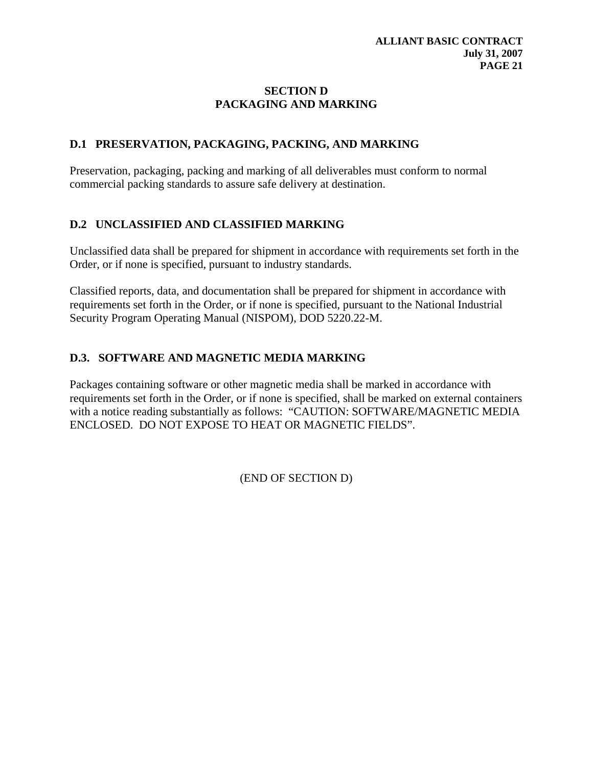# SECTION D
# PACKAGING AND MARKING

## D.1 PRESERVATION, PACKAGING, PACKING, AND MARKING

Preservation, packaging, packing and marking of all deliverables must conform to normal commercial packing standards to assure safe delivery at destination.

## D.2 UNCLASSIFIED AND CLASSIFIED MARKING

Unclassified data shall be prepared for shipment in accordance with requirements set forth in the Order, or if none is specified, pursuant to industry standards.

Classified reports, data, and documentation shall be prepared for shipment in accordance with requirements set forth in the Order, or if none is specified, pursuant to the National Industrial Security Program Operating Manual (NISPOM), DOD 5220.22-M.

## D.3. SOFTWARE AND MAGNETIC MEDIA MARKING

Packages containing software or other magnetic media shall be marked in accordance with requirements set forth in the Order, or if none is specified, shall be marked on external containers with a notice reading substantially as follows: "CAUTION: SOFTWARE/MAGNETIC MEDIA ENCLOSED. DO NOT EXPOSE TO HEAT OR MAGNETIC FIELDS".

(END OF SECTION D)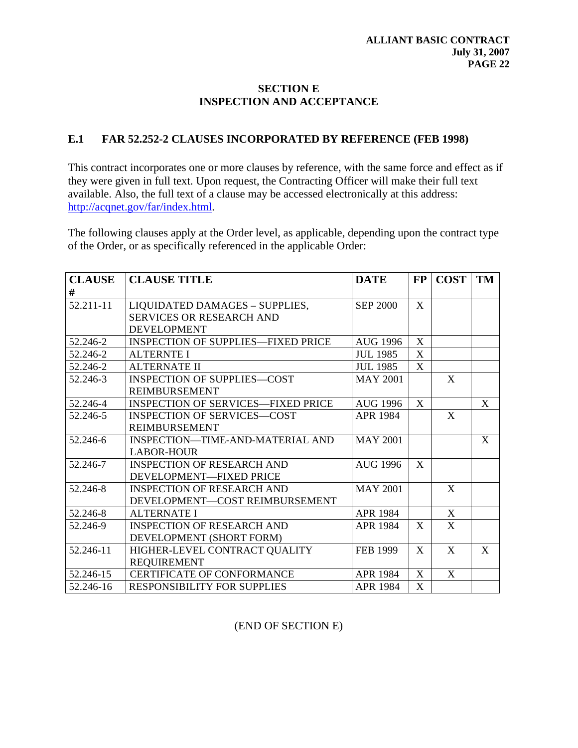## SECTION E
## INSPECTION AND ACCEPTANCE

### E.1 FAR 52.252-2 CLAUSES INCORPORATED BY REFERENCE (FEB 1998)

This contract incorporates one or more clauses by reference, with the same force and effect as if they were given in full text. Upon request, the Contracting Officer will make their full text available. Also, the full text of a clause may be accessed electronically at this address: http://acqnet.gov/far/index.html.

The following clauses apply at the Order level, as applicable, depending upon the contract type of the Order, or as specifically referenced in the applicable Order:

| CLAUSE # | CLAUSE TITLE | DATE | FP | COST | TM |
|---|---|---|---|---|---|
| 52.211-11 | LIQUIDATED DAMAGES – SUPPLIES, SERVICES OR RESEARCH AND DEVELOPMENT | SEP 2000 | X | | |
| 52.246-2 | INSPECTION OF SUPPLIES—FIXED PRICE | AUG 1996 | X | | |
| 52.246-2 | ALTERNTE I | JUL 1985 | X | | |
| 52.246-2 | ALTERNATE II | JUL 1985 | X | | |
| 52.246-3 | INSPECTION OF SUPPLIES—COST REIMBURSEMENT | MAY 2001 | | X | |
| 52.246-4 | INSPECTION OF SERVICES—FIXED PRICE | AUG 1996 | X | | X |
| 52.246-5 | INSPECTION OF SERVICES—COST REIMBURSEMENT | APR 1984 | | X | |
| 52.246-6 | INSPECTION—TIME-AND-MATERIAL AND LABOR-HOUR | MAY 2001 | | | X |
| 52.246-7 | INSPECTION OF RESEARCH AND DEVELOPMENT—FIXED PRICE | AUG 1996 | X | | |
| 52.246-8 | INSPECTION OF RESEARCH AND DEVELOPMENT—COST REIMBURSEMENT | MAY 2001 | | X | |
| 52.246-8 | ALTERNATE I | APR 1984 | | X | |
| 52.246-9 | INSPECTION OF RESEARCH AND DEVELOPMENT (SHORT FORM) | APR 1984 | X | X | |
| 52.246-11 | HIGHER-LEVEL CONTRACT QUALITY REQUIREMENT | FEB 1999 | X | X | X |
| 52.246-15 | CERTIFICATE OF CONFORMANCE | APR 1984 | X | X | |
| 52.246-16 | RESPONSIBILITY FOR SUPPLIES | APR 1984 | X | | |

(END OF SECTION E)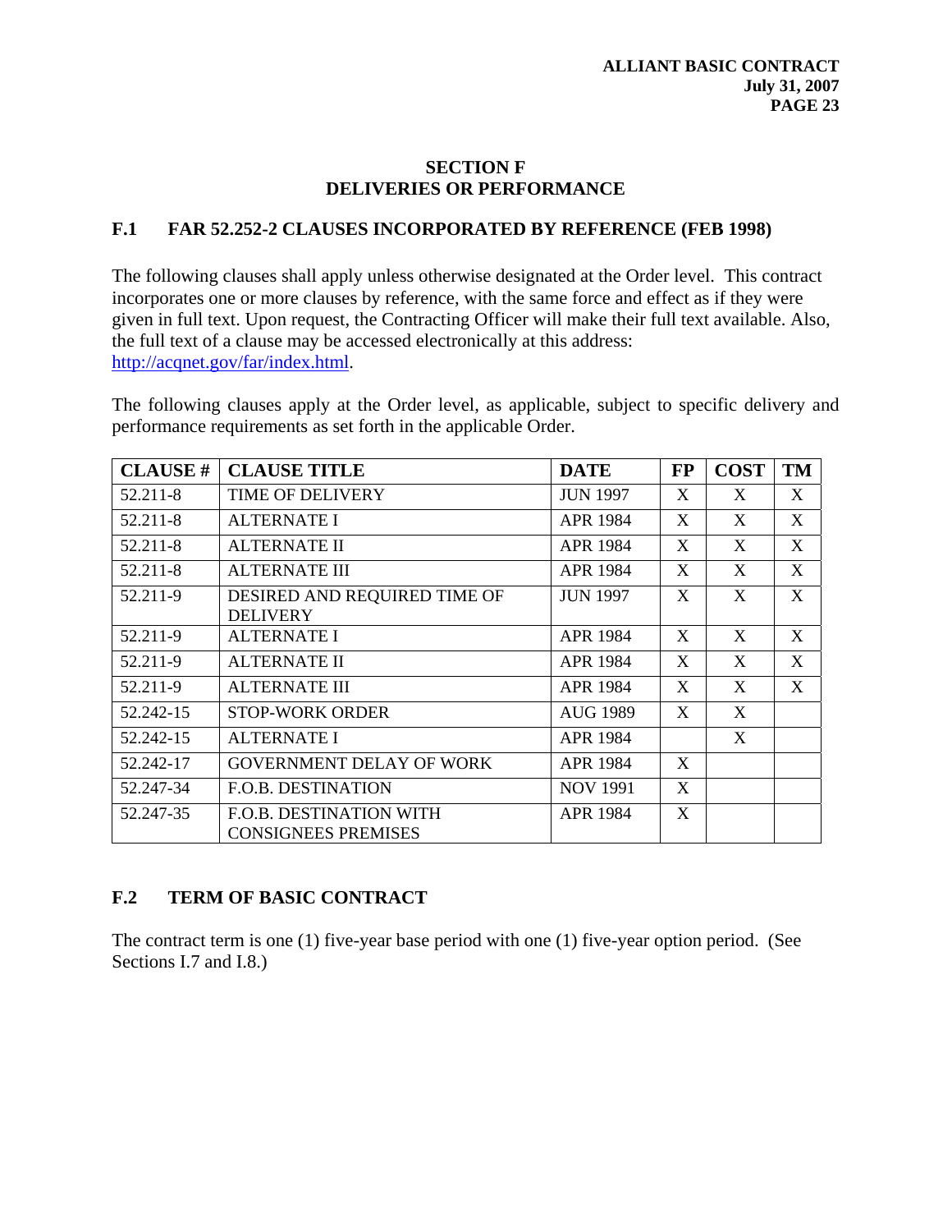## SECTION F
## DELIVERIES OR PERFORMANCE

### F.1 FAR 52.252-2 CLAUSES INCORPORATED BY REFERENCE (FEB 1998)

The following clauses shall apply unless otherwise designated at the Order level. This contract incorporates one or more clauses by reference, with the same force and effect as if they were given in full text. Upon request, the Contracting Officer will make their full text available. Also, the full text of a clause may be accessed electronically at this address: http://acqnet.gov/far/index.html.

The following clauses apply at the Order level, as applicable, subject to specific delivery and performance requirements as set forth in the applicable Order.

| CLAUSE # | CLAUSE TITLE | DATE | FP | COST | TM |
|---|---|---|---|---|---|
| 52.211-8 | TIME OF DELIVERY | JUN 1997 | X | X | X |
| 52.211-8 | ALTERNATE I | APR 1984 | X | X | X |
| 52.211-8 | ALTERNATE II | APR 1984 | X | X | X |
| 52.211-8 | ALTERNATE III | APR 1984 | X | X | X |
| 52.211-9 | DESIRED AND REQUIRED TIME OF DELIVERY | JUN 1997 | X | X | X |
| 52.211-9 | ALTERNATE I | APR 1984 | X | X | X |
| 52.211-9 | ALTERNATE II | APR 1984 | X | X | X |
| 52.211-9 | ALTERNATE III | APR 1984 | X | X | X |
| 52.242-15 | STOP-WORK ORDER | AUG 1989 | X | X | |
| 52.242-15 | ALTERNATE I | APR 1984 | | X | |
| 52.242-17 | GOVERNMENT DELAY OF WORK | APR 1984 | X | | |
| 52.247-34 | F.O.B. DESTINATION | NOV 1991 | X | | |
| 52.247-35 | F.O.B. DESTINATION WITH CONSIGNEES PREMISES | APR 1984 | X | | |

### F.2 TERM OF BASIC CONTRACT

The contract term is one (1) five-year base period with one (1) five-year option period. (See Sections I.7 and I.8.)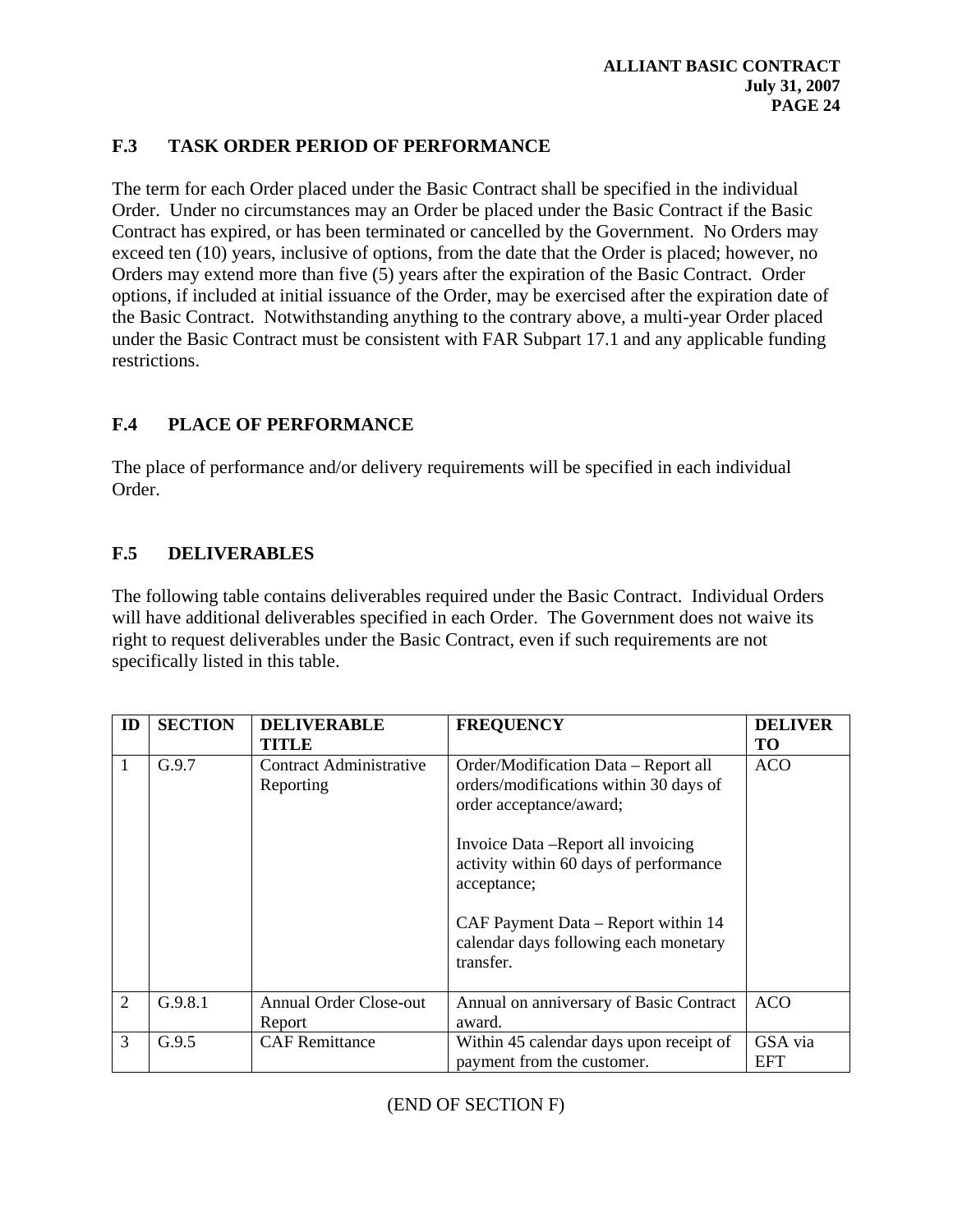## F.3 TASK ORDER PERIOD OF PERFORMANCE

The term for each Order placed under the Basic Contract shall be specified in the individual Order. Under no circumstances may an Order be placed under the Basic Contract if the Basic Contract has expired, or has been terminated or cancelled by the Government. No Orders may exceed ten (10) years, inclusive of options, from the date that the Order is placed; however, no Orders may extend more than five (5) years after the expiration of the Basic Contract. Order options, if included at initial issuance of the Order, may be exercised after the expiration date of the Basic Contract. Notwithstanding anything to the contrary above, a multi-year Order placed under the Basic Contract must be consistent with FAR Subpart 17.1 and any applicable funding restrictions.

## F.4 PLACE OF PERFORMANCE

The place of performance and/or delivery requirements will be specified in each individual Order.

## F.5 DELIVERABLES

The following table contains deliverables required under the Basic Contract. Individual Orders will have additional deliverables specified in each Order. The Government does not waive its right to request deliverables under the Basic Contract, even if such requirements are not specifically listed in this table.

| ID | SECTION | DELIVERABLE TITLE | FREQUENCY | DELIVER TO |
|---|---|---|---|---|
| 1 | G.9.7 | Contract Administrative Reporting | Order/Modification Data – Report all orders/modifications within 30 days of order acceptance/award;<br><br>Invoice Data –Report all invoicing activity within 60 days of performance acceptance;<br><br>CAF Payment Data – Report within 14 calendar days following each monetary transfer. | ACO |
| 2 | G.9.8.1 | Annual Order Close-out Report | Annual on anniversary of Basic Contract award. | ACO |
| 3 | G.9.5 | CAF Remittance | Within 45 calendar days upon receipt of payment from the customer. | GSA via EFT |

(END OF SECTION F)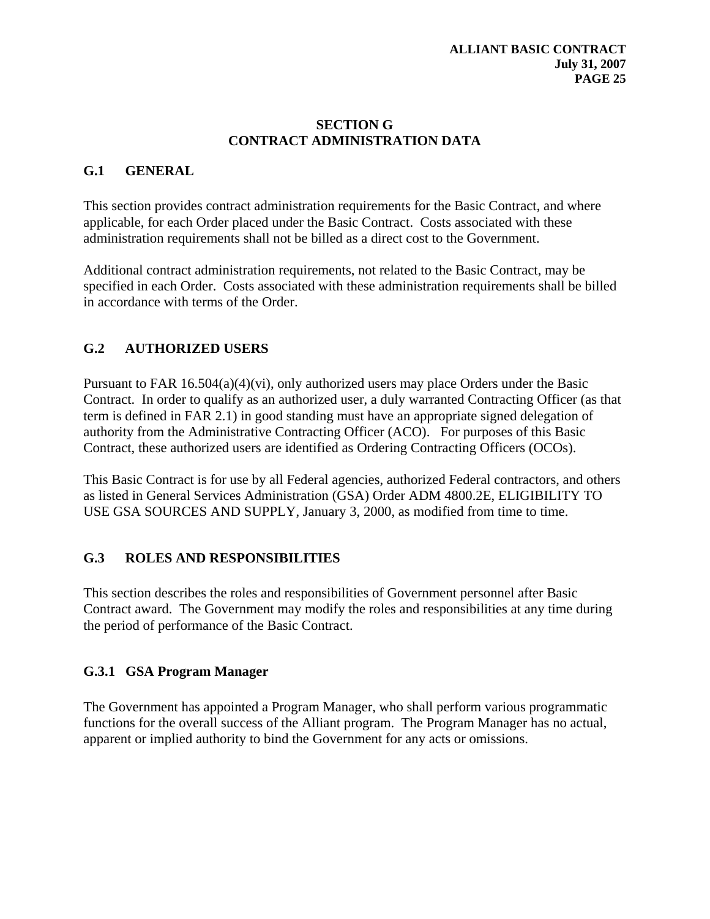# SECTION G
# CONTRACT ADMINISTRATION DATA

## G.1 GENERAL

This section provides contract administration requirements for the Basic Contract, and where applicable, for each Order placed under the Basic Contract. Costs associated with these administration requirements shall not be billed as a direct cost to the Government.

Additional contract administration requirements, not related to the Basic Contract, may be specified in each Order. Costs associated with these administration requirements shall be billed in accordance with terms of the Order.

## G.2 AUTHORIZED USERS

Pursuant to FAR 16.504(a)(4)(vi), only authorized users may place Orders under the Basic Contract. In order to qualify as an authorized user, a duly warranted Contracting Officer (as that term is defined in FAR 2.1) in good standing must have an appropriate signed delegation of authority from the Administrative Contracting Officer (ACO). For purposes of this Basic Contract, these authorized users are identified as Ordering Contracting Officers (OCOs).

This Basic Contract is for use by all Federal agencies, authorized Federal contractors, and others as listed in General Services Administration (GSA) Order ADM 4800.2E, ELIGIBILITY TO USE GSA SOURCES AND SUPPLY, January 3, 2000, as modified from time to time.

## G.3 ROLES AND RESPONSIBILITIES

This section describes the roles and responsibilities of Government personnel after Basic Contract award. The Government may modify the roles and responsibilities at any time during the period of performance of the Basic Contract.

### G.3.1 GSA Program Manager

The Government has appointed a Program Manager, who shall perform various programmatic functions for the overall success of the Alliant program. The Program Manager has no actual, apparent or implied authority to bind the Government for any acts or omissions.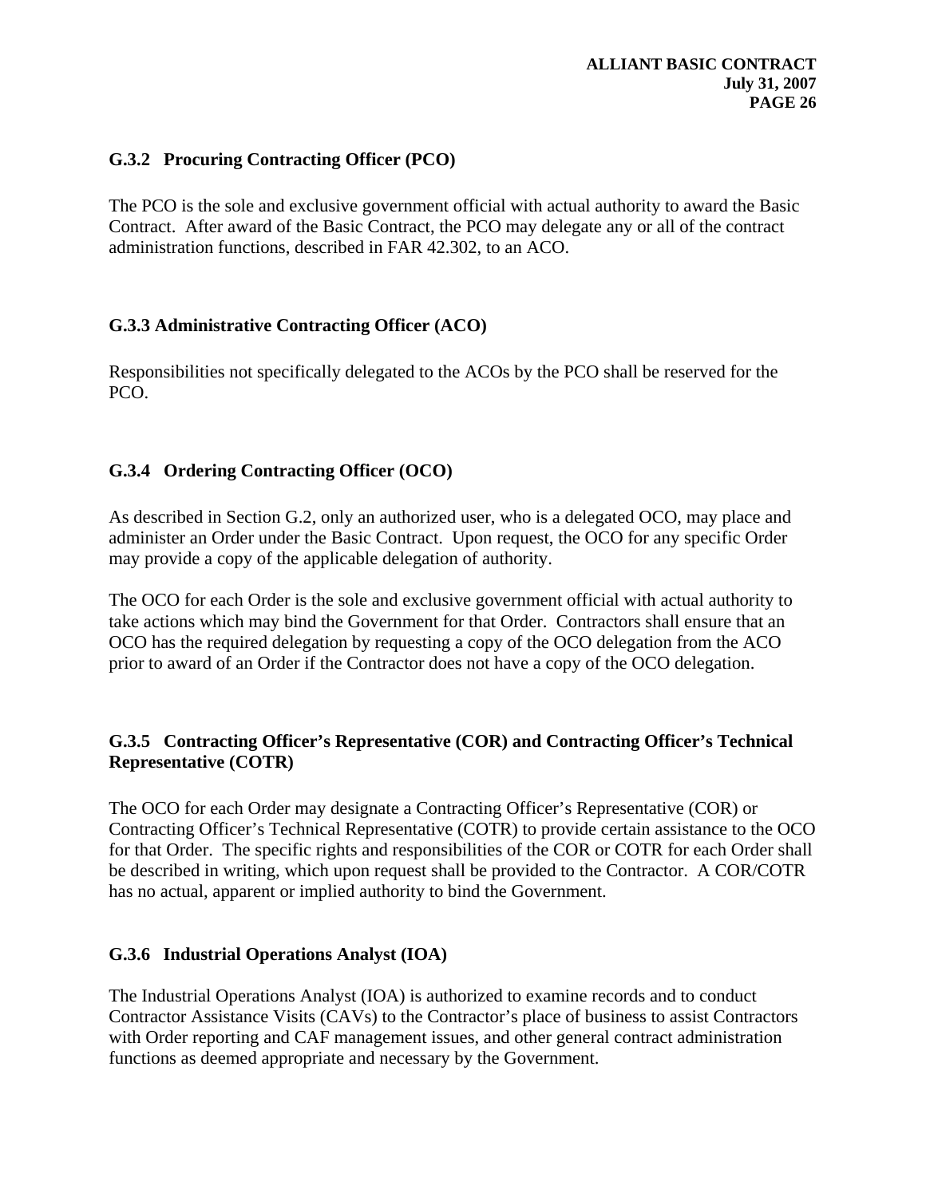### G.3.2 Procuring Contracting Officer (PCO)

The PCO is the sole and exclusive government official with actual authority to award the Basic Contract. After award of the Basic Contract, the PCO may delegate any or all of the contract administration functions, described in FAR 42.302, to an ACO.

### G.3.3 Administrative Contracting Officer (ACO)

Responsibilities not specifically delegated to the ACOs by the PCO shall be reserved for the PCO.

### G.3.4 Ordering Contracting Officer (OCO)

As described in Section G.2, only an authorized user, who is a delegated OCO, may place and administer an Order under the Basic Contract. Upon request, the OCO for any specific Order may provide a copy of the applicable delegation of authority.

The OCO for each Order is the sole and exclusive government official with actual authority to take actions which may bind the Government for that Order. Contractors shall ensure that an OCO has the required delegation by requesting a copy of the OCO delegation from the ACO prior to award of an Order if the Contractor does not have a copy of the OCO delegation.

### G.3.5 Contracting Officer's Representative (COR) and Contracting Officer's Technical Representative (COTR)

The OCO for each Order may designate a Contracting Officer's Representative (COR) or Contracting Officer's Technical Representative (COTR) to provide certain assistance to the OCO for that Order. The specific rights and responsibilities of the COR or COTR for each Order shall be described in writing, which upon request shall be provided to the Contractor. A COR/COTR has no actual, apparent or implied authority to bind the Government.

### G.3.6 Industrial Operations Analyst (IOA)

The Industrial Operations Analyst (IOA) is authorized to examine records and to conduct Contractor Assistance Visits (CAVs) to the Contractor's place of business to assist Contractors with Order reporting and CAF management issues, and other general contract administration functions as deemed appropriate and necessary by the Government.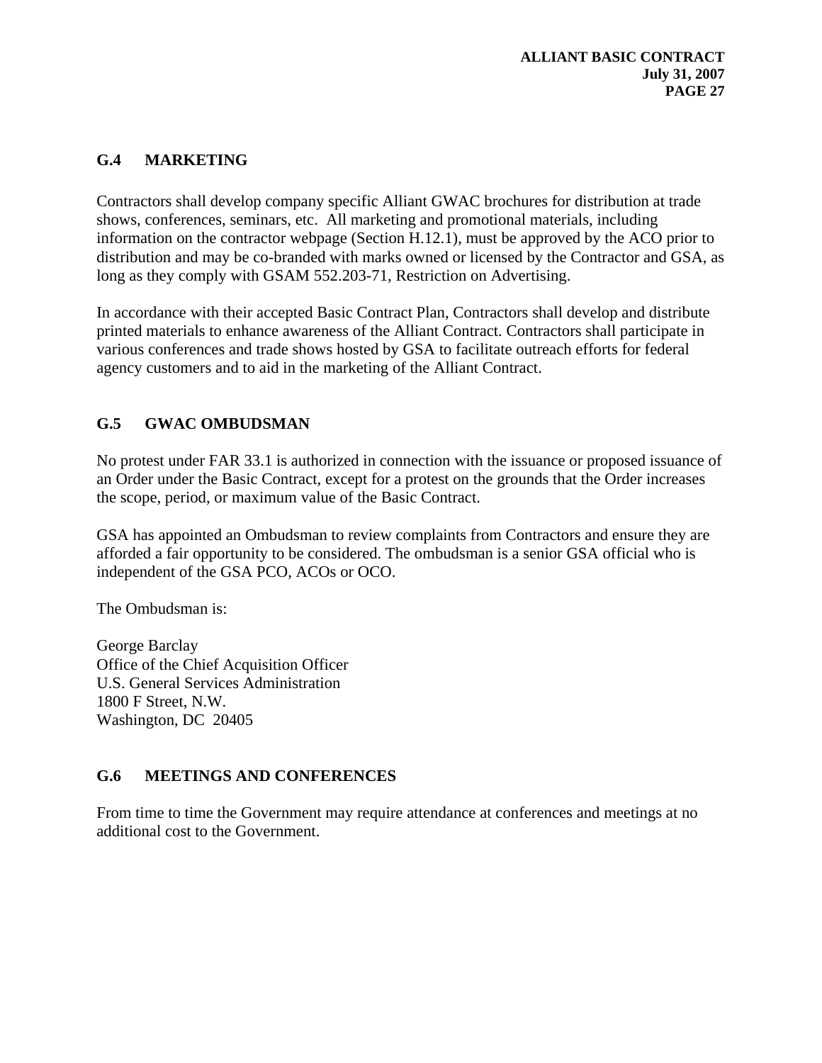## G.4 MARKETING

Contractors shall develop company specific Alliant GWAC brochures for distribution at trade shows, conferences, seminars, etc. All marketing and promotional materials, including information on the contractor webpage (Section H.12.1), must be approved by the ACO prior to distribution and may be co-branded with marks owned or licensed by the Contractor and GSA, as long as they comply with GSAM 552.203-71, Restriction on Advertising.

In accordance with their accepted Basic Contract Plan, Contractors shall develop and distribute printed materials to enhance awareness of the Alliant Contract. Contractors shall participate in various conferences and trade shows hosted by GSA to facilitate outreach efforts for federal agency customers and to aid in the marketing of the Alliant Contract.

## G.5 GWAC OMBUDSMAN

No protest under FAR 33.1 is authorized in connection with the issuance or proposed issuance of an Order under the Basic Contract, except for a protest on the grounds that the Order increases the scope, period, or maximum value of the Basic Contract.

GSA has appointed an Ombudsman to review complaints from Contractors and ensure they are afforded a fair opportunity to be considered. The ombudsman is a senior GSA official who is independent of the GSA PCO, ACOs or OCO.

The Ombudsman is:

George Barclay
Office of the Chief Acquisition Officer
U.S. General Services Administration
1800 F Street, N.W.
Washington, DC 20405

## G.6 MEETINGS AND CONFERENCES

From time to time the Government may require attendance at conferences and meetings at no additional cost to the Government.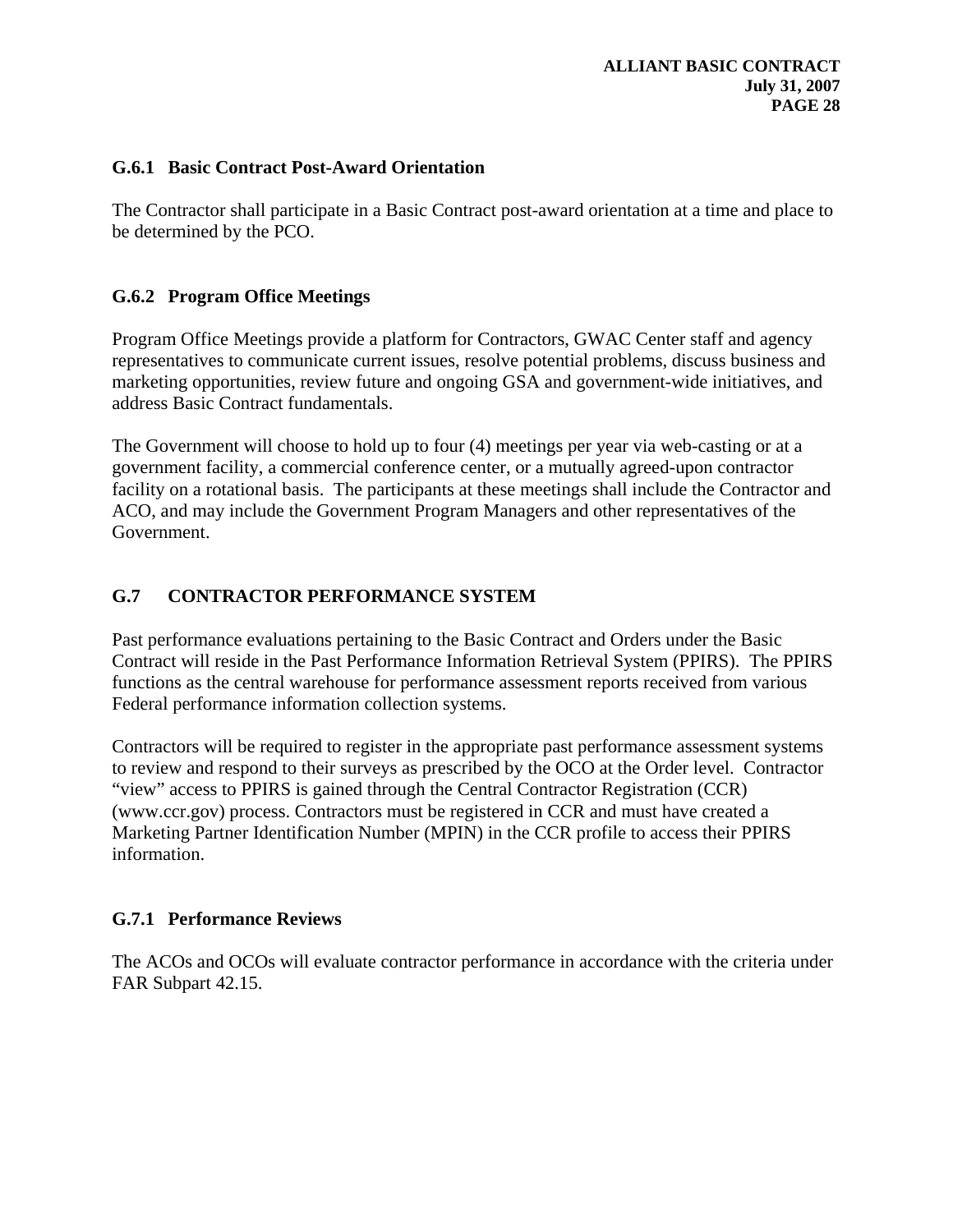### G.6.1 Basic Contract Post-Award Orientation

The Contractor shall participate in a Basic Contract post-award orientation at a time and place to be determined by the PCO.

### G.6.2 Program Office Meetings

Program Office Meetings provide a platform for Contractors, GWAC Center staff and agency representatives to communicate current issues, resolve potential problems, discuss business and marketing opportunities, review future and ongoing GSA and government-wide initiatives, and address Basic Contract fundamentals.

The Government will choose to hold up to four (4) meetings per year via web-casting or at a government facility, a commercial conference center, or a mutually agreed-upon contractor facility on a rotational basis. The participants at these meetings shall include the Contractor and ACO, and may include the Government Program Managers and other representatives of the Government.

## G.7 CONTRACTOR PERFORMANCE SYSTEM

Past performance evaluations pertaining to the Basic Contract and Orders under the Basic Contract will reside in the Past Performance Information Retrieval System (PPIRS). The PPIRS functions as the central warehouse for performance assessment reports received from various Federal performance information collection systems.

Contractors will be required to register in the appropriate past performance assessment systems to review and respond to their surveys as prescribed by the OCO at the Order level. Contractor "view" access to PPIRS is gained through the Central Contractor Registration (CCR) (www.ccr.gov) process. Contractors must be registered in CCR and must have created a Marketing Partner Identification Number (MPIN) in the CCR profile to access their PPIRS information.

### G.7.1 Performance Reviews

The ACOs and OCOs will evaluate contractor performance in accordance with the criteria under FAR Subpart 42.15.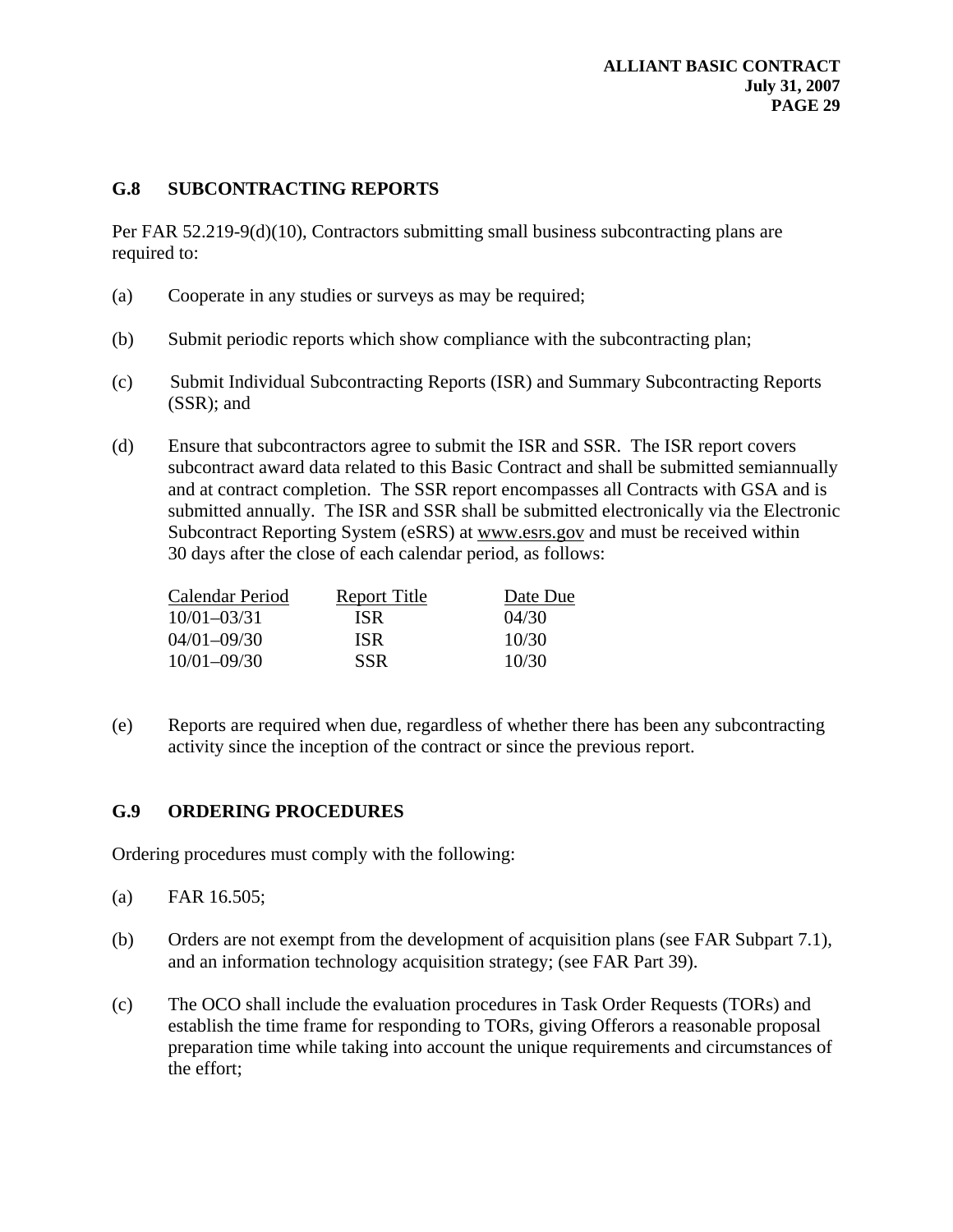## G.8 SUBCONTRACTING REPORTS

Per FAR 52.219-9(d)(10), Contractors submitting small business subcontracting plans are required to:

(a) Cooperate in any studies or surveys as may be required;

(b) Submit periodic reports which show compliance with the subcontracting plan;

(c) Submit Individual Subcontracting Reports (ISR) and Summary Subcontracting Reports (SSR); and

(d) Ensure that subcontractors agree to submit the ISR and SSR. The ISR report covers subcontract award data related to this Basic Contract and shall be submitted semiannually and at contract completion. The SSR report encompasses all Contracts with GSA and is submitted annually. The ISR and SSR shall be submitted electronically via the Electronic Subcontract Reporting System (eSRS) at www.esrs.gov and must be received within 30 days after the close of each calendar period, as follows:

| Calendar Period | Report Title | Date Due |
|---|---|---|
| 10/01–03/31 | ISR | 04/30 |
| 04/01–09/30 | ISR | 10/30 |
| 10/01–09/30 | SSR | 10/30 |

(e) Reports are required when due, regardless of whether there has been any subcontracting activity since the inception of the contract or since the previous report.

## G.9 ORDERING PROCEDURES

Ordering procedures must comply with the following:

(a) FAR 16.505;

(b) Orders are not exempt from the development of acquisition plans (see FAR Subpart 7.1), and an information technology acquisition strategy; (see FAR Part 39).

(c) The OCO shall include the evaluation procedures in Task Order Requests (TORs) and establish the time frame for responding to TORs, giving Offerors a reasonable proposal preparation time while taking into account the unique requirements and circumstances of the effort;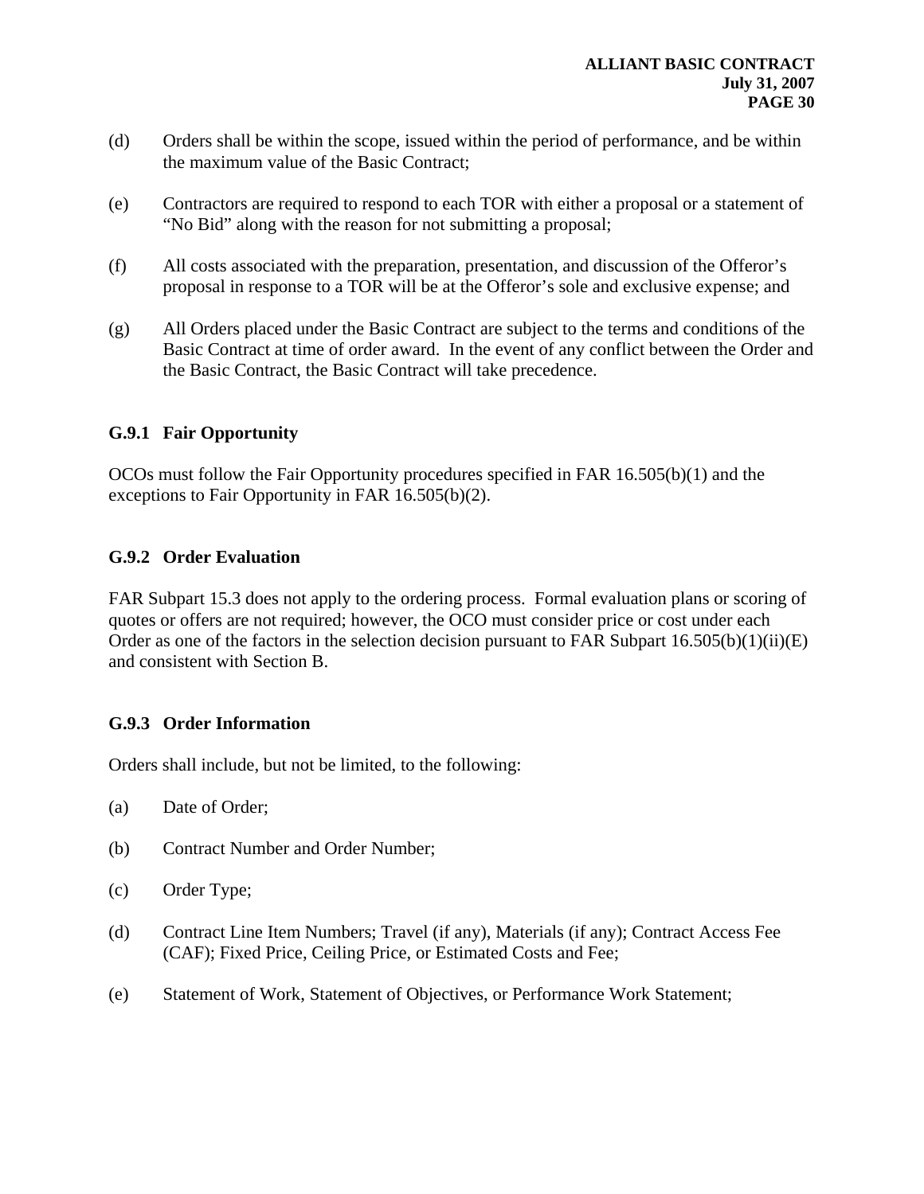(d) Orders shall be within the scope, issued within the period of performance, and be within the maximum value of the Basic Contract;

(e) Contractors are required to respond to each TOR with either a proposal or a statement of "No Bid" along with the reason for not submitting a proposal;

(f) All costs associated with the preparation, presentation, and discussion of the Offeror's proposal in response to a TOR will be at the Offeror's sole and exclusive expense; and

(g) All Orders placed under the Basic Contract are subject to the terms and conditions of the Basic Contract at time of order award. In the event of any conflict between the Order and the Basic Contract, the Basic Contract will take precedence.

### G.9.1 Fair Opportunity

OCOs must follow the Fair Opportunity procedures specified in FAR 16.505(b)(1) and the exceptions to Fair Opportunity in FAR 16.505(b)(2).

### G.9.2 Order Evaluation

FAR Subpart 15.3 does not apply to the ordering process. Formal evaluation plans or scoring of quotes or offers are not required; however, the OCO must consider price or cost under each Order as one of the factors in the selection decision pursuant to FAR Subpart 16.505(b)(1)(ii)(E) and consistent with Section B.

### G.9.3 Order Information

Orders shall include, but not be limited, to the following:

(a) Date of Order;

(b) Contract Number and Order Number;

(c) Order Type;

(d) Contract Line Item Numbers; Travel (if any), Materials (if any); Contract Access Fee (CAF); Fixed Price, Ceiling Price, or Estimated Costs and Fee;

(e) Statement of Work, Statement of Objectives, or Performance Work Statement;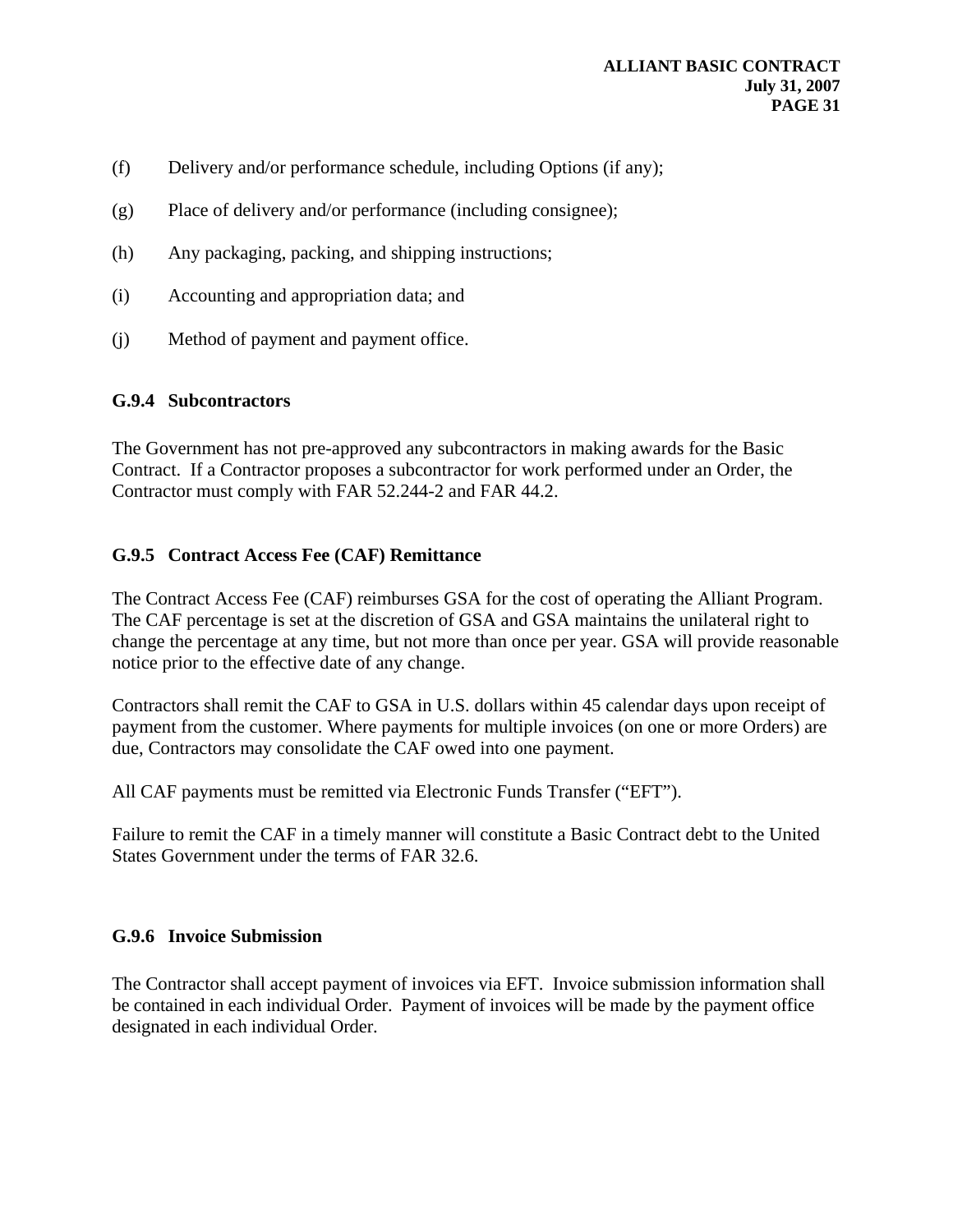(f) Delivery and/or performance schedule, including Options (if any);

(g) Place of delivery and/or performance (including consignee);

(h) Any packaging, packing, and shipping instructions;

(i) Accounting and appropriation data; and

(j) Method of payment and payment office.

### G.9.4 Subcontractors

The Government has not pre-approved any subcontractors in making awards for the Basic Contract. If a Contractor proposes a subcontractor for work performed under an Order, the Contractor must comply with FAR 52.244-2 and FAR 44.2.

### G.9.5 Contract Access Fee (CAF) Remittance

The Contract Access Fee (CAF) reimburses GSA for the cost of operating the Alliant Program. The CAF percentage is set at the discretion of GSA and GSA maintains the unilateral right to change the percentage at any time, but not more than once per year. GSA will provide reasonable notice prior to the effective date of any change.

Contractors shall remit the CAF to GSA in U.S. dollars within 45 calendar days upon receipt of payment from the customer. Where payments for multiple invoices (on one or more Orders) are due, Contractors may consolidate the CAF owed into one payment.

All CAF payments must be remitted via Electronic Funds Transfer ("EFT").

Failure to remit the CAF in a timely manner will constitute a Basic Contract debt to the United States Government under the terms of FAR 32.6.

### G.9.6 Invoice Submission

The Contractor shall accept payment of invoices via EFT. Invoice submission information shall be contained in each individual Order. Payment of invoices will be made by the payment office designated in each individual Order.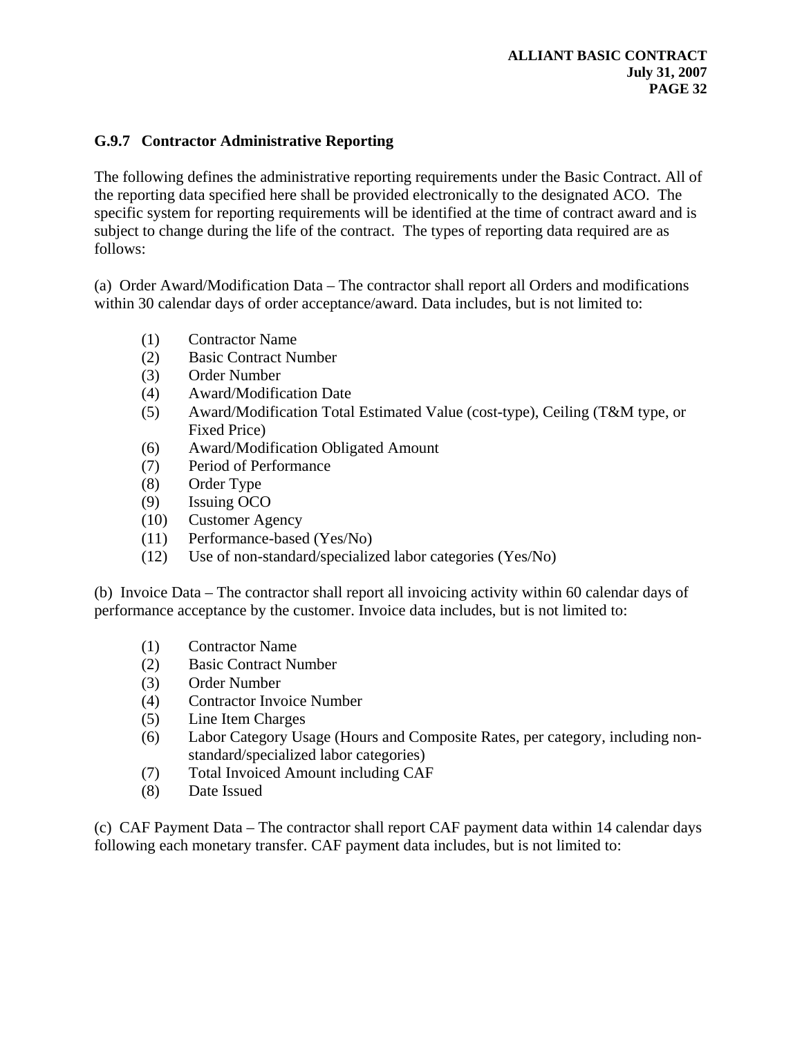### G.9.7 Contractor Administrative Reporting

The following defines the administrative reporting requirements under the Basic Contract. All of the reporting data specified here shall be provided electronically to the designated ACO. The specific system for reporting requirements will be identified at the time of contract award and is subject to change during the life of the contract. The types of reporting data required are as follows:

(a) Order Award/Modification Data – The contractor shall report all Orders and modifications within 30 calendar days of order acceptance/award. Data includes, but is not limited to:

- (1) Contractor Name
- (2) Basic Contract Number
- (3) Order Number
- (4) Award/Modification Date
- (5) Award/Modification Total Estimated Value (cost-type), Ceiling (T&M type, or Fixed Price)
- (6) Award/Modification Obligated Amount
- (7) Period of Performance
- (8) Order Type
- (9) Issuing OCO
- (10) Customer Agency
- (11) Performance-based (Yes/No)
- (12) Use of non-standard/specialized labor categories (Yes/No)

(b) Invoice Data – The contractor shall report all invoicing activity within 60 calendar days of performance acceptance by the customer. Invoice data includes, but is not limited to:

- (1) Contractor Name
- (2) Basic Contract Number
- (3) Order Number
- (4) Contractor Invoice Number
- (5) Line Item Charges
- (6) Labor Category Usage (Hours and Composite Rates, per category, including non-standard/specialized labor categories)
- (7) Total Invoiced Amount including CAF
- (8) Date Issued

(c) CAF Payment Data – The contractor shall report CAF payment data within 14 calendar days following each monetary transfer. CAF payment data includes, but is not limited to: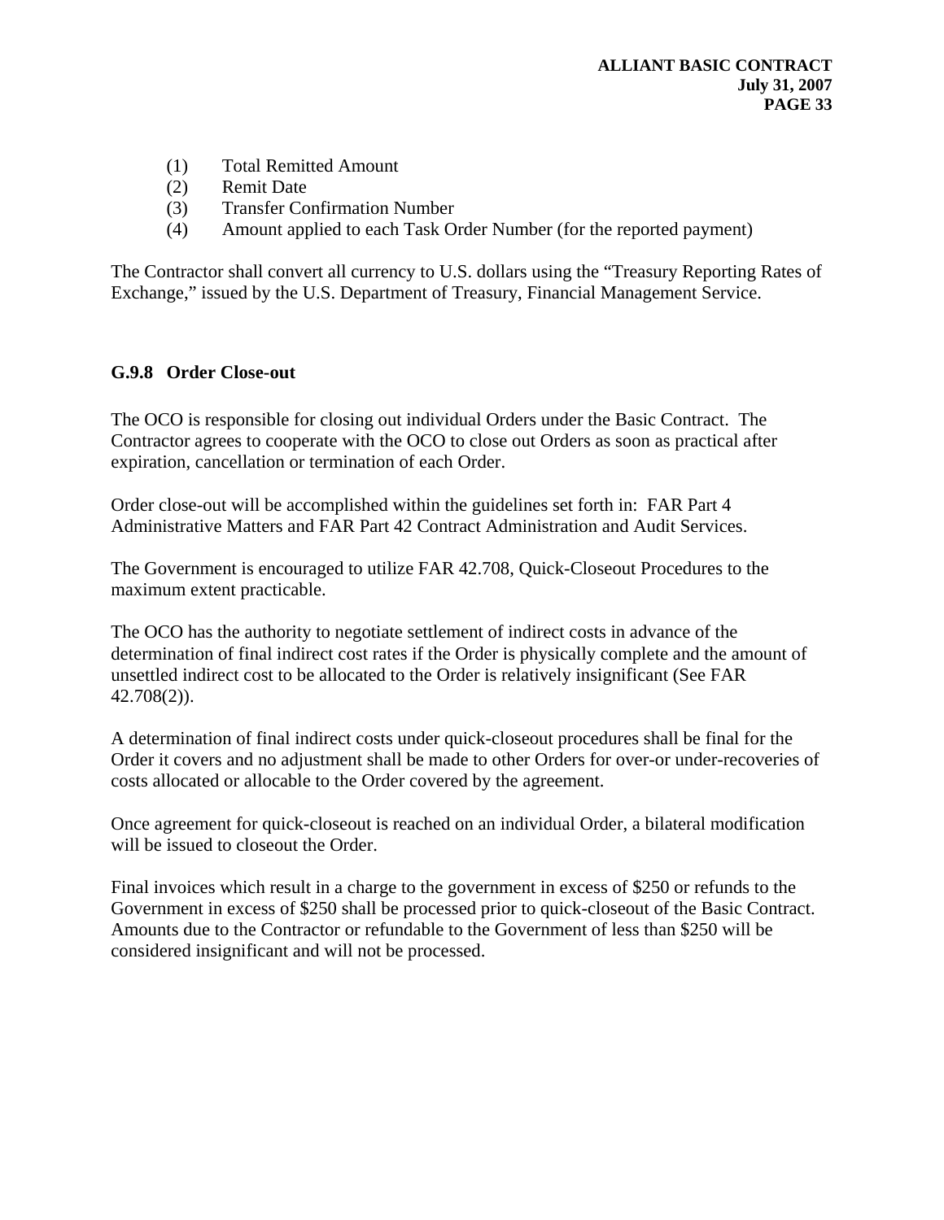(1) Total Remitted Amount
(2) Remit Date
(3) Transfer Confirmation Number
(4) Amount applied to each Task Order Number (for the reported payment)

The Contractor shall convert all currency to U.S. dollars using the "Treasury Reporting Rates of Exchange," issued by the U.S. Department of Treasury, Financial Management Service.

### G.9.8 Order Close-out

The OCO is responsible for closing out individual Orders under the Basic Contract. The Contractor agrees to cooperate with the OCO to close out Orders as soon as practical after expiration, cancellation or termination of each Order.

Order close-out will be accomplished within the guidelines set forth in: FAR Part 4 Administrative Matters and FAR Part 42 Contract Administration and Audit Services.

The Government is encouraged to utilize FAR 42.708, Quick-Closeout Procedures to the maximum extent practicable.

The OCO has the authority to negotiate settlement of indirect costs in advance of the determination of final indirect cost rates if the Order is physically complete and the amount of unsettled indirect cost to be allocated to the Order is relatively insignificant (See FAR 42.708(2)).

A determination of final indirect costs under quick-closeout procedures shall be final for the Order it covers and no adjustment shall be made to other Orders for over-or under-recoveries of costs allocated or allocable to the Order covered by the agreement.

Once agreement for quick-closeout is reached on an individual Order, a bilateral modification will be issued to closeout the Order.

Final invoices which result in a charge to the government in excess of $250 or refunds to the Government in excess of $250 shall be processed prior to quick-closeout of the Basic Contract. Amounts due to the Contractor or refundable to the Government of less than $250 will be considered insignificant and will not be processed.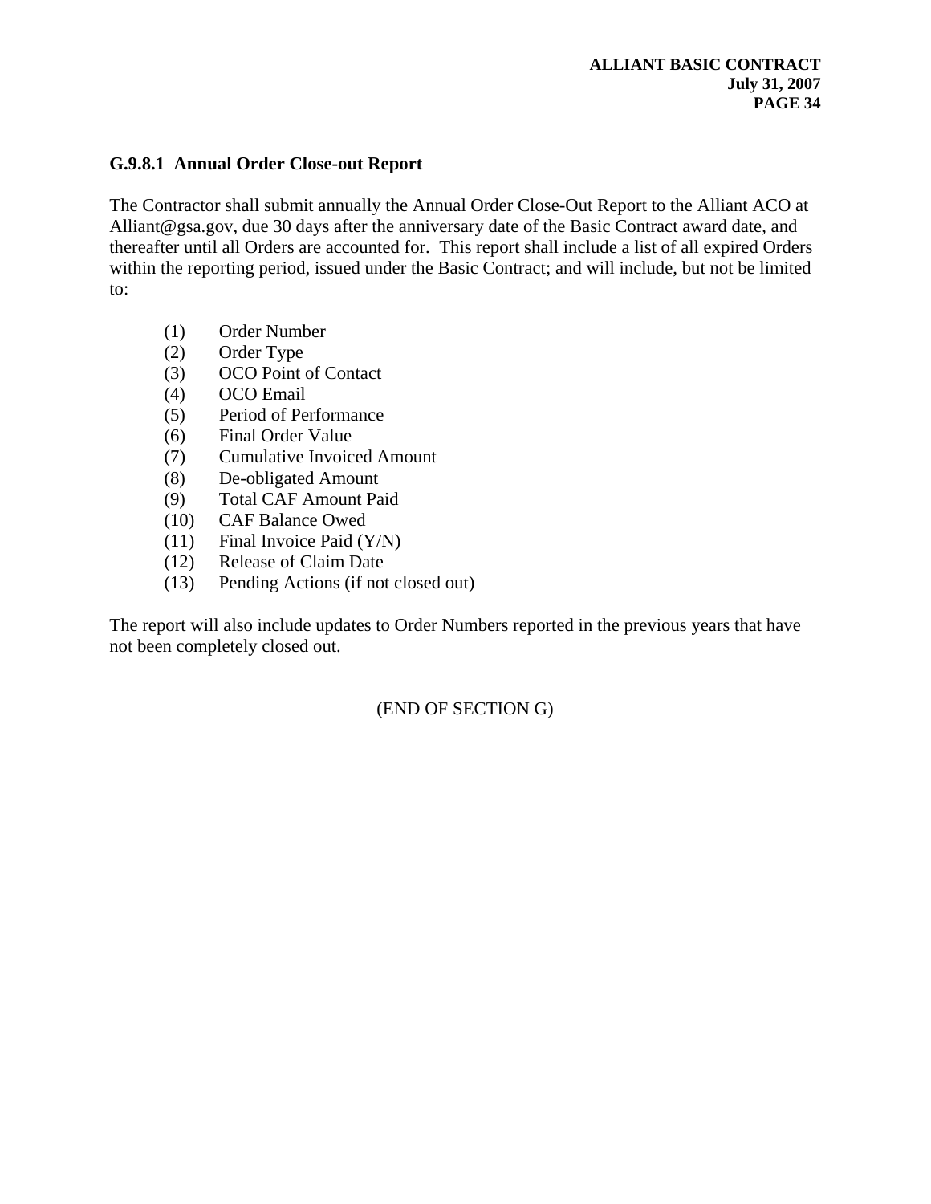#### G.9.8.1 Annual Order Close-out Report

The Contractor shall submit annually the Annual Order Close-Out Report to the Alliant ACO at Alliant@gsa.gov, due 30 days after the anniversary date of the Basic Contract award date, and thereafter until all Orders are accounted for. This report shall include a list of all expired Orders within the reporting period, issued under the Basic Contract; and will include, but not be limited to:

(1) Order Number
(2) Order Type
(3) OCO Point of Contact
(4) OCO Email
(5) Period of Performance
(6) Final Order Value
(7) Cumulative Invoiced Amount
(8) De-obligated Amount
(9) Total CAF Amount Paid
(10) CAF Balance Owed
(11) Final Invoice Paid (Y/N)
(12) Release of Claim Date
(13) Pending Actions (if not closed out)

The report will also include updates to Order Numbers reported in the previous years that have not been completely closed out.

(END OF SECTION G)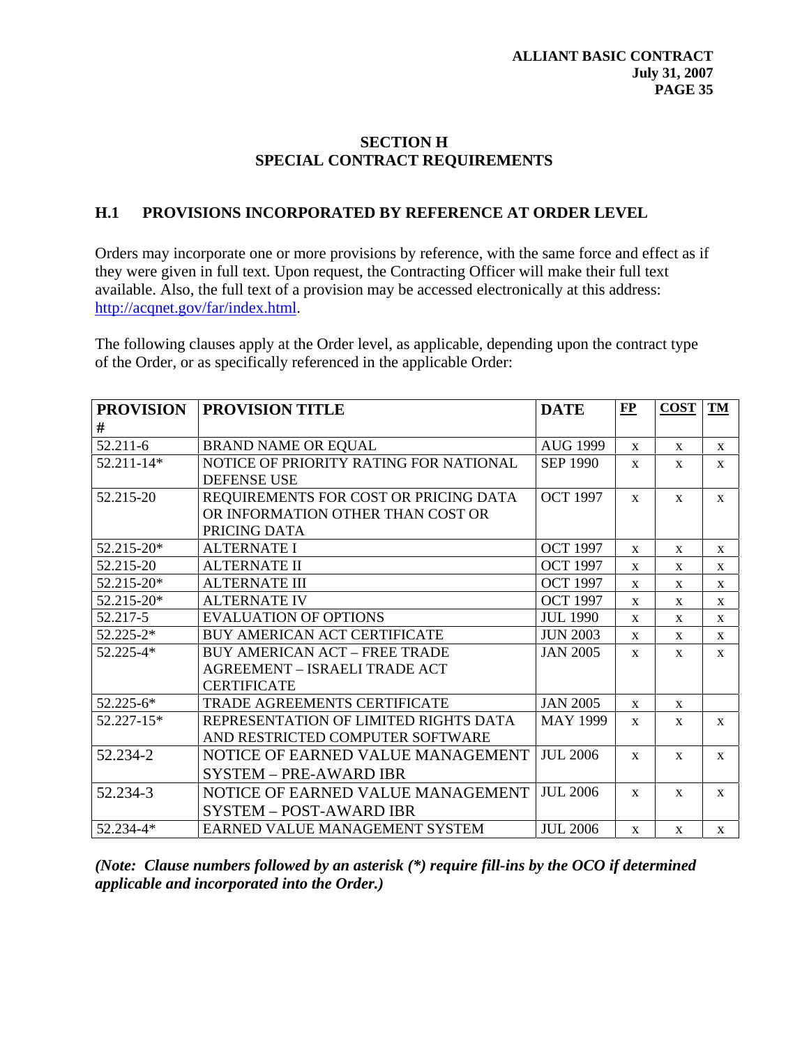## SECTION H
## SPECIAL CONTRACT REQUIREMENTS

### H.1 PROVISIONS INCORPORATED BY REFERENCE AT ORDER LEVEL

Orders may incorporate one or more provisions by reference, with the same force and effect as if they were given in full text. Upon request, the Contracting Officer will make their full text available. Also, the full text of a provision may be accessed electronically at this address: http://acqnet.gov/far/index.html.

The following clauses apply at the Order level, as applicable, depending upon the contract type of the Order, or as specifically referenced in the applicable Order:

| PROVISION # | PROVISION TITLE | DATE | FP | COST | TM |
|---|---|---|---|---|---|
| 52.211-6 | BRAND NAME OR EQUAL | AUG 1999 | x | x | x |
| 52.211-14* | NOTICE OF PRIORITY RATING FOR NATIONAL DEFENSE USE | SEP 1990 | x | x | x |
| 52.215-20 | REQUIREMENTS FOR COST OR PRICING DATA OR INFORMATION OTHER THAN COST OR PRICING DATA | OCT 1997 | x | x | x |
| 52.215-20* | ALTERNATE I | OCT 1997 | x | x | x |
| 52.215-20 | ALTERNATE II | OCT 1997 | x | x | x |
| 52.215-20* | ALTERNATE III | OCT 1997 | x | x | x |
| 52.215-20* | ALTERNATE IV | OCT 1997 | x | x | x |
| 52.217-5 | EVALUATION OF OPTIONS | JUL 1990 | x | x | x |
| 52.225-2* | BUY AMERICAN ACT CERTIFICATE | JUN 2003 | x | x | x |
| 52.225-4* | BUY AMERICAN ACT – FREE TRADE AGREEMENT – ISRAELI TRADE ACT CERTIFICATE | JAN 2005 | x | x | x |
| 52.225-6* | TRADE AGREEMENTS CERTIFICATE | JAN 2005 | x | x | |
| 52.227-15* | REPRESENTATION OF LIMITED RIGHTS DATA AND RESTRICTED COMPUTER SOFTWARE | MAY 1999 | x | x | x |
| 52.234-2 | NOTICE OF EARNED VALUE MANAGEMENT SYSTEM – PRE-AWARD IBR | JUL 2006 | x | x | x |
| 52.234-3 | NOTICE OF EARNED VALUE MANAGEMENT SYSTEM – POST-AWARD IBR | JUL 2006 | x | x | x |
| 52.234-4* | EARNED VALUE MANAGEMENT SYSTEM | JUL 2006 | x | x | x |

***(Note: Clause numbers followed by an asterisk (*) require fill-ins by the OCO if determined applicable and incorporated into the Order.)***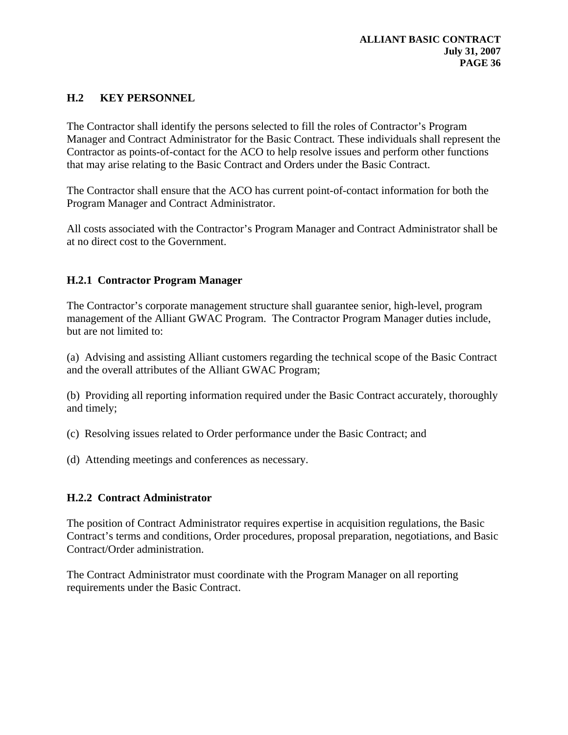## H.2 KEY PERSONNEL

The Contractor shall identify the persons selected to fill the roles of Contractor's Program Manager and Contract Administrator for the Basic Contract. These individuals shall represent the Contractor as points-of-contact for the ACO to help resolve issues and perform other functions that may arise relating to the Basic Contract and Orders under the Basic Contract.

The Contractor shall ensure that the ACO has current point-of-contact information for both the Program Manager and Contract Administrator.

All costs associated with the Contractor's Program Manager and Contract Administrator shall be at no direct cost to the Government.

### H.2.1 Contractor Program Manager

The Contractor's corporate management structure shall guarantee senior, high-level, program management of the Alliant GWAC Program. The Contractor Program Manager duties include, but are not limited to:

(a) Advising and assisting Alliant customers regarding the technical scope of the Basic Contract and the overall attributes of the Alliant GWAC Program;

(b) Providing all reporting information required under the Basic Contract accurately, thoroughly and timely;

(c) Resolving issues related to Order performance under the Basic Contract; and

(d) Attending meetings and conferences as necessary.

### H.2.2 Contract Administrator

The position of Contract Administrator requires expertise in acquisition regulations, the Basic Contract's terms and conditions, Order procedures, proposal preparation, negotiations, and Basic Contract/Order administration.

The Contract Administrator must coordinate with the Program Manager on all reporting requirements under the Basic Contract.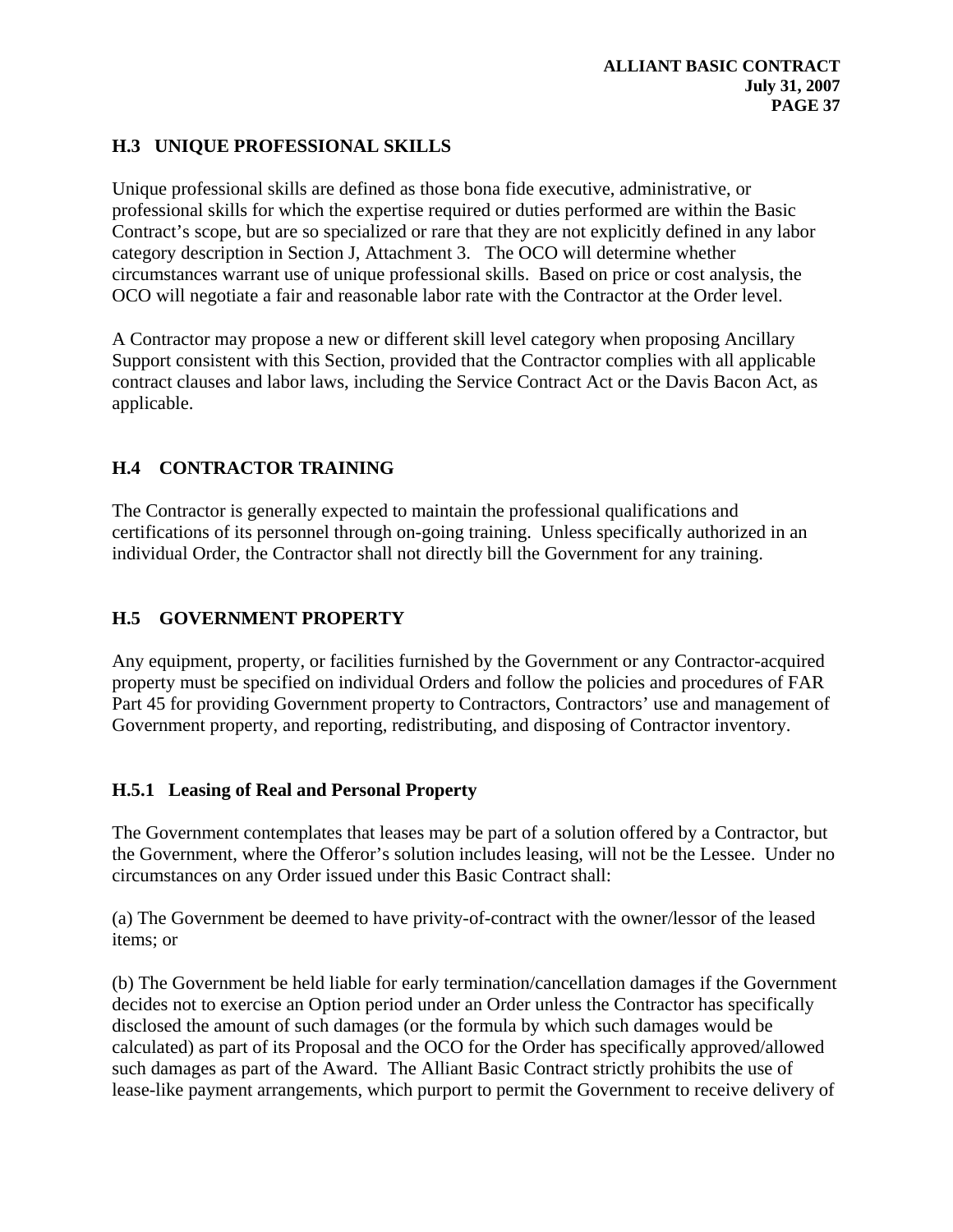## H.3 UNIQUE PROFESSIONAL SKILLS

Unique professional skills are defined as those bona fide executive, administrative, or professional skills for which the expertise required or duties performed are within the Basic Contract's scope, but are so specialized or rare that they are not explicitly defined in any labor category description in Section J, Attachment 3. The OCO will determine whether circumstances warrant use of unique professional skills. Based on price or cost analysis, the OCO will negotiate a fair and reasonable labor rate with the Contractor at the Order level.

A Contractor may propose a new or different skill level category when proposing Ancillary Support consistent with this Section, provided that the Contractor complies with all applicable contract clauses and labor laws, including the Service Contract Act or the Davis Bacon Act, as applicable.

## H.4 CONTRACTOR TRAINING

The Contractor is generally expected to maintain the professional qualifications and certifications of its personnel through on-going training. Unless specifically authorized in an individual Order, the Contractor shall not directly bill the Government for any training.

## H.5 GOVERNMENT PROPERTY

Any equipment, property, or facilities furnished by the Government or any Contractor-acquired property must be specified on individual Orders and follow the policies and procedures of FAR Part 45 for providing Government property to Contractors, Contractors' use and management of Government property, and reporting, redistributing, and disposing of Contractor inventory.

### H.5.1 Leasing of Real and Personal Property

The Government contemplates that leases may be part of a solution offered by a Contractor, but the Government, where the Offeror's solution includes leasing, will not be the Lessee. Under no circumstances on any Order issued under this Basic Contract shall:

(a) The Government be deemed to have privity-of-contract with the owner/lessor of the leased items; or

(b) The Government be held liable for early termination/cancellation damages if the Government decides not to exercise an Option period under an Order unless the Contractor has specifically disclosed the amount of such damages (or the formula by which such damages would be calculated) as part of its Proposal and the OCO for the Order has specifically approved/allowed such damages as part of the Award. The Alliant Basic Contract strictly prohibits the use of lease-like payment arrangements, which purport to permit the Government to receive delivery of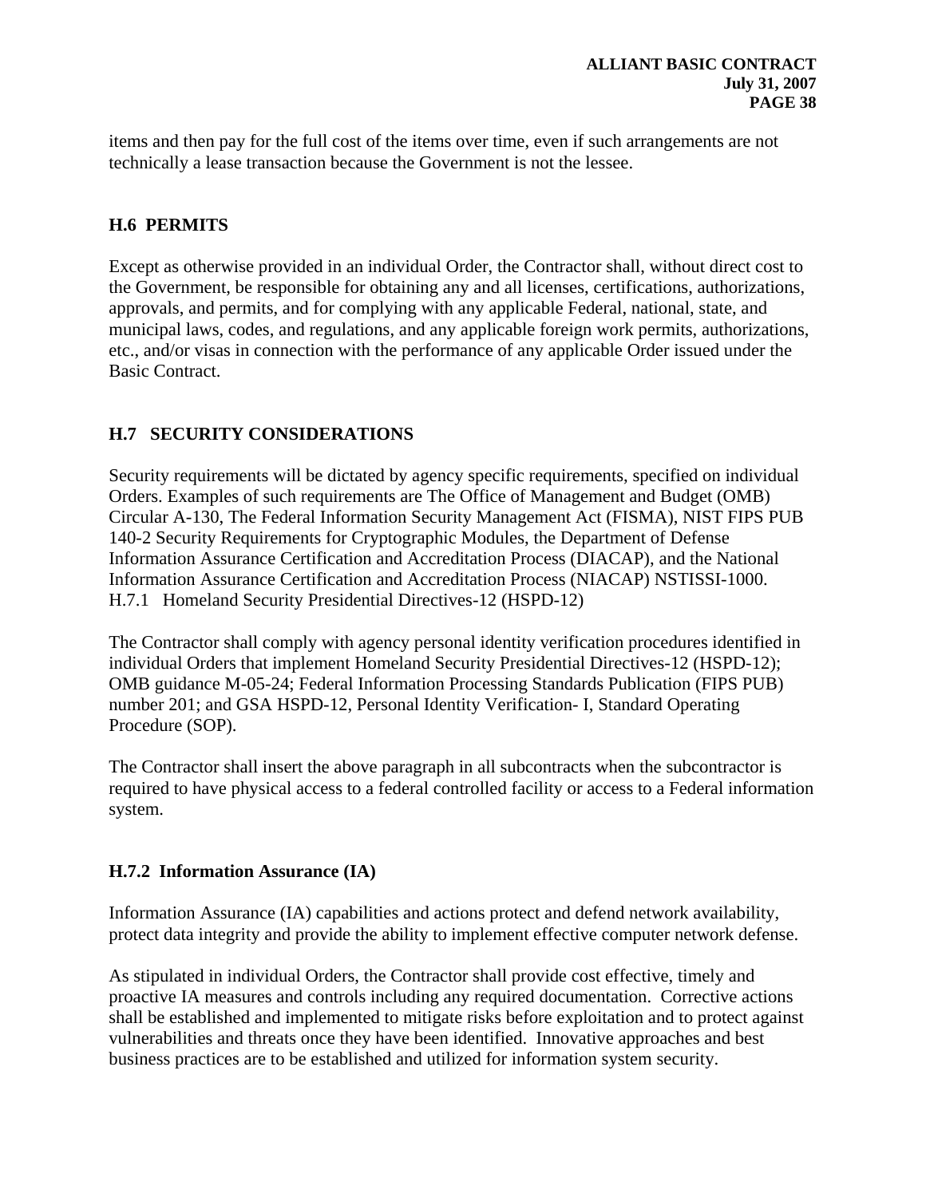items and then pay for the full cost of the items over time, even if such arrangements are not technically a lease transaction because the Government is not the lessee.

## H.6 PERMITS

Except as otherwise provided in an individual Order, the Contractor shall, without direct cost to the Government, be responsible for obtaining any and all licenses, certifications, authorizations, approvals, and permits, and for complying with any applicable Federal, national, state, and municipal laws, codes, and regulations, and any applicable foreign work permits, authorizations, etc., and/or visas in connection with the performance of any applicable Order issued under the Basic Contract.

## H.7 SECURITY CONSIDERATIONS

Security requirements will be dictated by agency specific requirements, specified on individual Orders. Examples of such requirements are The Office of Management and Budget (OMB) Circular A-130, The Federal Information Security Management Act (FISMA), NIST FIPS PUB 140-2 Security Requirements for Cryptographic Modules, the Department of Defense Information Assurance Certification and Accreditation Process (DIACAP), and the National Information Assurance Certification and Accreditation Process (NIACAP) NSTISSI-1000.
H.7.1 Homeland Security Presidential Directives-12 (HSPD-12)

The Contractor shall comply with agency personal identity verification procedures identified in individual Orders that implement Homeland Security Presidential Directives-12 (HSPD-12); OMB guidance M-05-24; Federal Information Processing Standards Publication (FIPS PUB) number 201; and GSA HSPD-12, Personal Identity Verification- I, Standard Operating Procedure (SOP).

The Contractor shall insert the above paragraph in all subcontracts when the subcontractor is required to have physical access to a federal controlled facility or access to a Federal information system.

### H.7.2 Information Assurance (IA)

Information Assurance (IA) capabilities and actions protect and defend network availability, protect data integrity and provide the ability to implement effective computer network defense.

As stipulated in individual Orders, the Contractor shall provide cost effective, timely and proactive IA measures and controls including any required documentation. Corrective actions shall be established and implemented to mitigate risks before exploitation and to protect against vulnerabilities and threats once they have been identified. Innovative approaches and best business practices are to be established and utilized for information system security.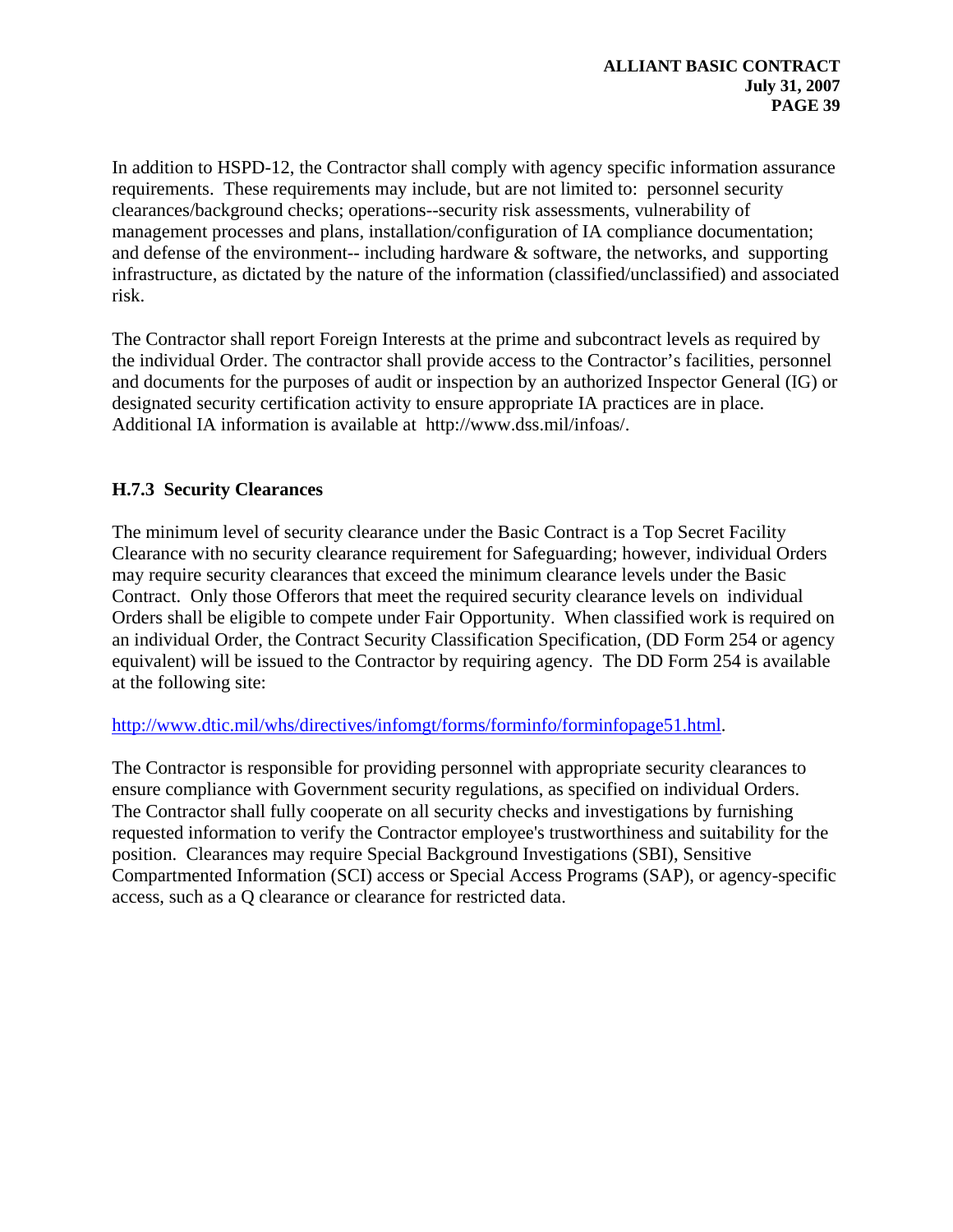In addition to HSPD-12, the Contractor shall comply with agency specific information assurance requirements. These requirements may include, but are not limited to: personnel security clearances/background checks; operations--security risk assessments, vulnerability of management processes and plans, installation/configuration of IA compliance documentation; and defense of the environment-- including hardware & software, the networks, and supporting infrastructure, as dictated by the nature of the information (classified/unclassified) and associated risk.

The Contractor shall report Foreign Interests at the prime and subcontract levels as required by the individual Order. The contractor shall provide access to the Contractor's facilities, personnel and documents for the purposes of audit or inspection by an authorized Inspector General (IG) or designated security certification activity to ensure appropriate IA practices are in place. Additional IA information is available at http://www.dss.mil/infoas/.

### H.7.3 Security Clearances

The minimum level of security clearance under the Basic Contract is a Top Secret Facility Clearance with no security clearance requirement for Safeguarding; however, individual Orders may require security clearances that exceed the minimum clearance levels under the Basic Contract. Only those Offerors that meet the required security clearance levels on individual Orders shall be eligible to compete under Fair Opportunity. When classified work is required on an individual Order, the Contract Security Classification Specification, (DD Form 254 or agency equivalent) will be issued to the Contractor by requiring agency. The DD Form 254 is available at the following site:

http://www.dtic.mil/whs/directives/infomgt/forms/forminfo/forminfopage51.html.

The Contractor is responsible for providing personnel with appropriate security clearances to ensure compliance with Government security regulations, as specified on individual Orders. The Contractor shall fully cooperate on all security checks and investigations by furnishing requested information to verify the Contractor employee's trustworthiness and suitability for the position. Clearances may require Special Background Investigations (SBI), Sensitive Compartmented Information (SCI) access or Special Access Programs (SAP), or agency-specific access, such as a Q clearance or clearance for restricted data.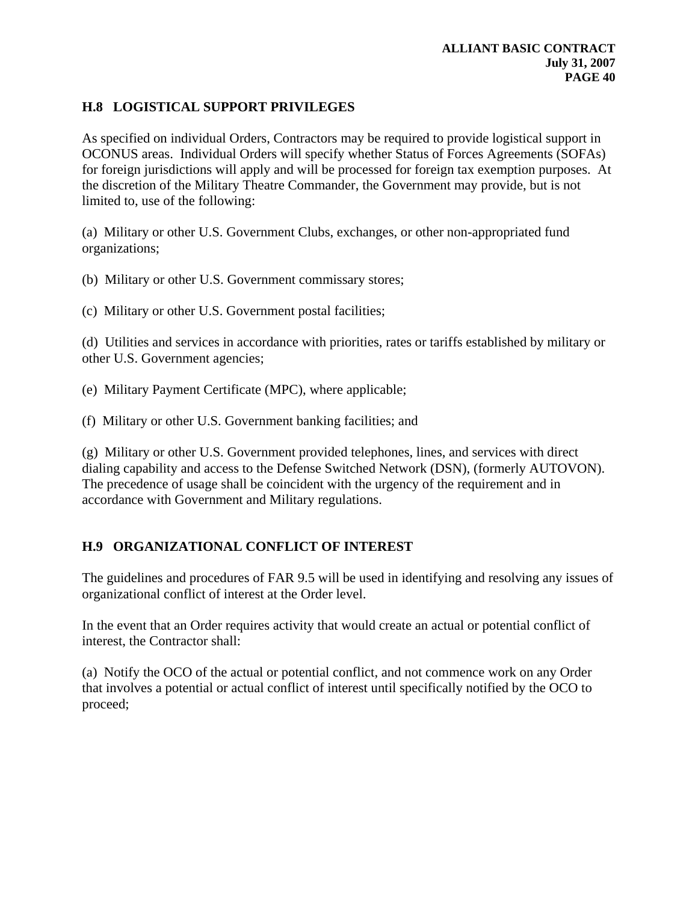## H.8 LOGISTICAL SUPPORT PRIVILEGES

As specified on individual Orders, Contractors may be required to provide logistical support in OCONUS areas. Individual Orders will specify whether Status of Forces Agreements (SOFAs) for foreign jurisdictions will apply and will be processed for foreign tax exemption purposes. At the discretion of the Military Theatre Commander, the Government may provide, but is not limited to, use of the following:

(a) Military or other U.S. Government Clubs, exchanges, or other non-appropriated fund organizations;

(b) Military or other U.S. Government commissary stores;

(c) Military or other U.S. Government postal facilities;

(d) Utilities and services in accordance with priorities, rates or tariffs established by military or other U.S. Government agencies;

(e) Military Payment Certificate (MPC), where applicable;

(f) Military or other U.S. Government banking facilities; and

(g) Military or other U.S. Government provided telephones, lines, and services with direct dialing capability and access to the Defense Switched Network (DSN), (formerly AUTOVON). The precedence of usage shall be coincident with the urgency of the requirement and in accordance with Government and Military regulations.

## H.9 ORGANIZATIONAL CONFLICT OF INTEREST

The guidelines and procedures of FAR 9.5 will be used in identifying and resolving any issues of organizational conflict of interest at the Order level.

In the event that an Order requires activity that would create an actual or potential conflict of interest, the Contractor shall:

(a) Notify the OCO of the actual or potential conflict, and not commence work on any Order that involves a potential or actual conflict of interest until specifically notified by the OCO to proceed;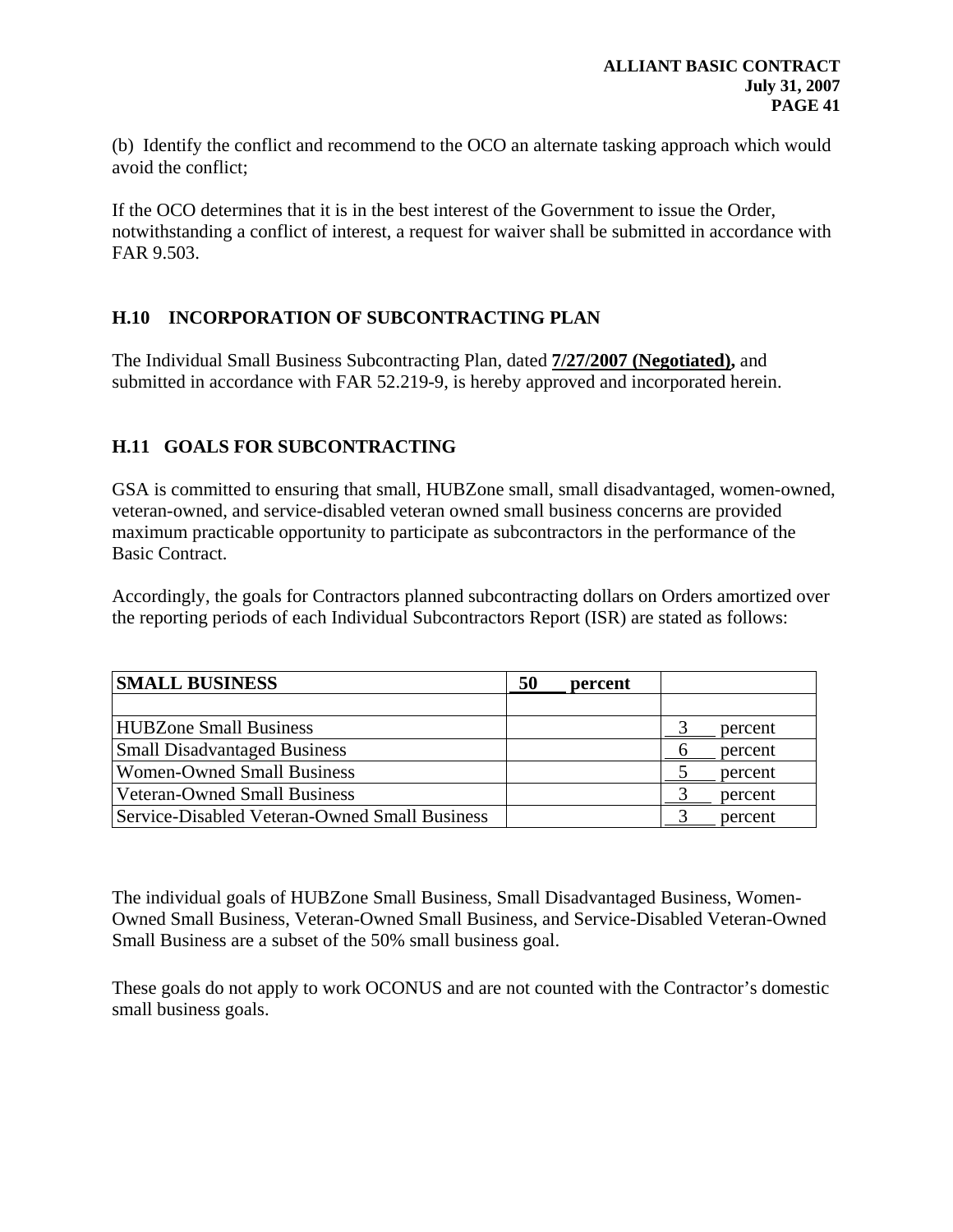(b) Identify the conflict and recommend to the OCO an alternate tasking approach which would avoid the conflict;

If the OCO determines that it is in the best interest of the Government to issue the Order, notwithstanding a conflict of interest, a request for waiver shall be submitted in accordance with FAR 9.503.

## H.10 INCORPORATION OF SUBCONTRACTING PLAN

The Individual Small Business Subcontracting Plan, dated **7/27/2007 (Negotiated),** and submitted in accordance with FAR 52.219-9, is hereby approved and incorporated herein.

## H.11 GOALS FOR SUBCONTRACTING

GSA is committed to ensuring that small, HUBZone small, small disadvantaged, women-owned, veteran-owned, and service-disabled veteran owned small business concerns are provided maximum practicable opportunity to participate as subcontractors in the performance of the Basic Contract.

Accordingly, the goals for Contractors planned subcontracting dollars on Orders amortized over the reporting periods of each Individual Subcontractors Report (ISR) are stated as follows:

| **SMALL BUSINESS** | **50 percent** | |
|---|---|---|
| | | |
| HUBZone Small Business | | 3 percent |
| Small Disadvantaged Business | | 6 percent |
| Women-Owned Small Business | | 5 percent |
| Veteran-Owned Small Business | | 3 percent |
| Service-Disabled Veteran-Owned Small Business | | 3 percent |

The individual goals of HUBZone Small Business, Small Disadvantaged Business, Women-Owned Small Business, Veteran-Owned Small Business, and Service-Disabled Veteran-Owned Small Business are a subset of the 50% small business goal.

These goals do not apply to work OCONUS and are not counted with the Contractor's domestic small business goals.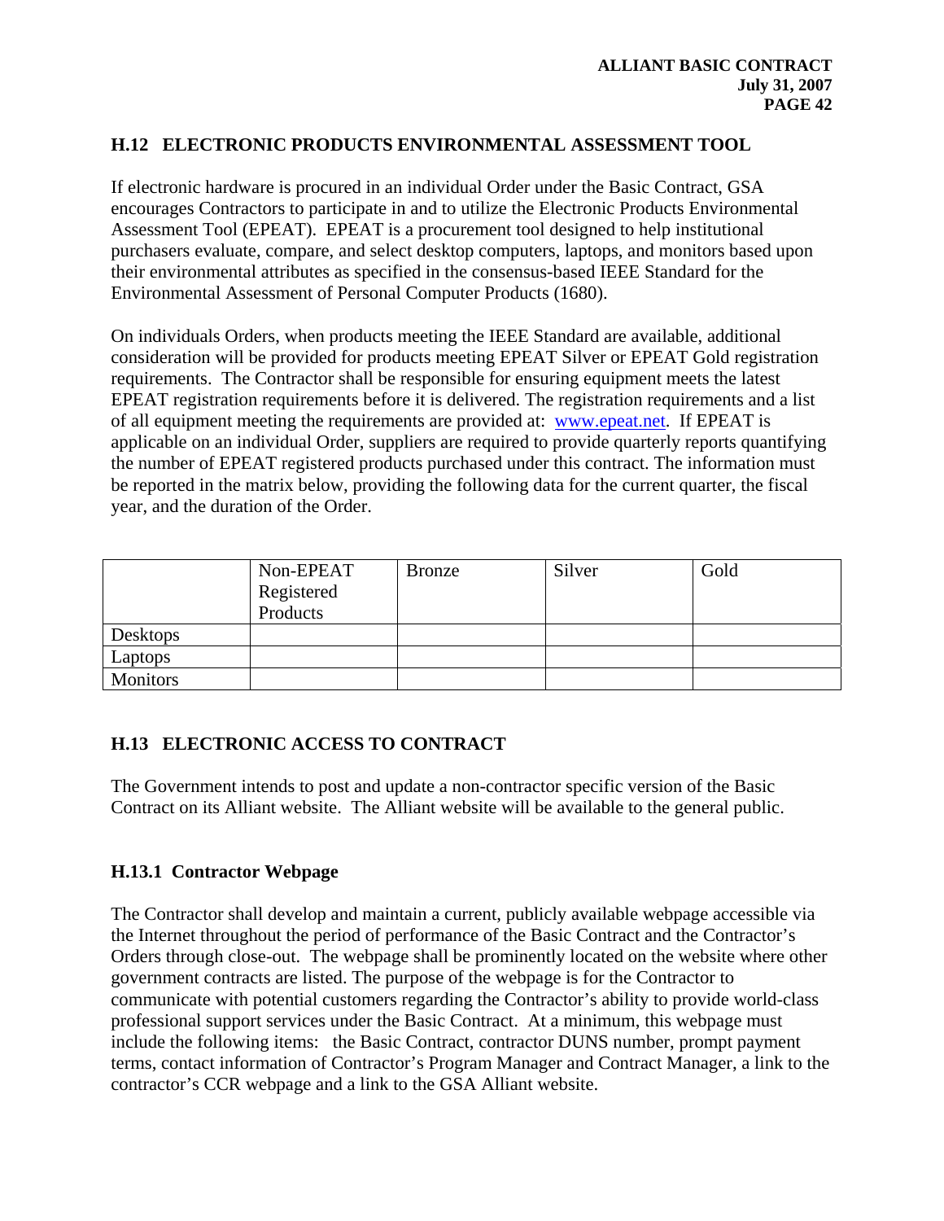### H.12 ELECTRONIC PRODUCTS ENVIRONMENTAL ASSESSMENT TOOL

If electronic hardware is procured in an individual Order under the Basic Contract, GSA encourages Contractors to participate in and to utilize the Electronic Products Environmental Assessment Tool (EPEAT). EPEAT is a procurement tool designed to help institutional purchasers evaluate, compare, and select desktop computers, laptops, and monitors based upon their environmental attributes as specified in the consensus-based IEEE Standard for the Environmental Assessment of Personal Computer Products (1680).

On individuals Orders, when products meeting the IEEE Standard are available, additional consideration will be provided for products meeting EPEAT Silver or EPEAT Gold registration requirements. The Contractor shall be responsible for ensuring equipment meets the latest EPEAT registration requirements before it is delivered. The registration requirements and a list of all equipment meeting the requirements are provided at: www.epeat.net. If EPEAT is applicable on an individual Order, suppliers are required to provide quarterly reports quantifying the number of EPEAT registered products purchased under this contract. The information must be reported in the matrix below, providing the following data for the current quarter, the fiscal year, and the duration of the Order.

| | Non-EPEAT Registered Products | Bronze | Silver | Gold |
|---|---|---|---|---|
| Desktops | | | | |
| Laptops | | | | |
| Monitors | | | | |

### H.13 ELECTRONIC ACCESS TO CONTRACT

The Government intends to post and update a non-contractor specific version of the Basic Contract on its Alliant website. The Alliant website will be available to the general public.

#### H.13.1 Contractor Webpage

The Contractor shall develop and maintain a current, publicly available webpage accessible via the Internet throughout the period of performance of the Basic Contract and the Contractor's Orders through close-out. The webpage shall be prominently located on the website where other government contracts are listed. The purpose of the webpage is for the Contractor to communicate with potential customers regarding the Contractor's ability to provide world-class professional support services under the Basic Contract. At a minimum, this webpage must include the following items: the Basic Contract, contractor DUNS number, prompt payment terms, contact information of Contractor's Program Manager and Contract Manager, a link to the contractor's CCR webpage and a link to the GSA Alliant website.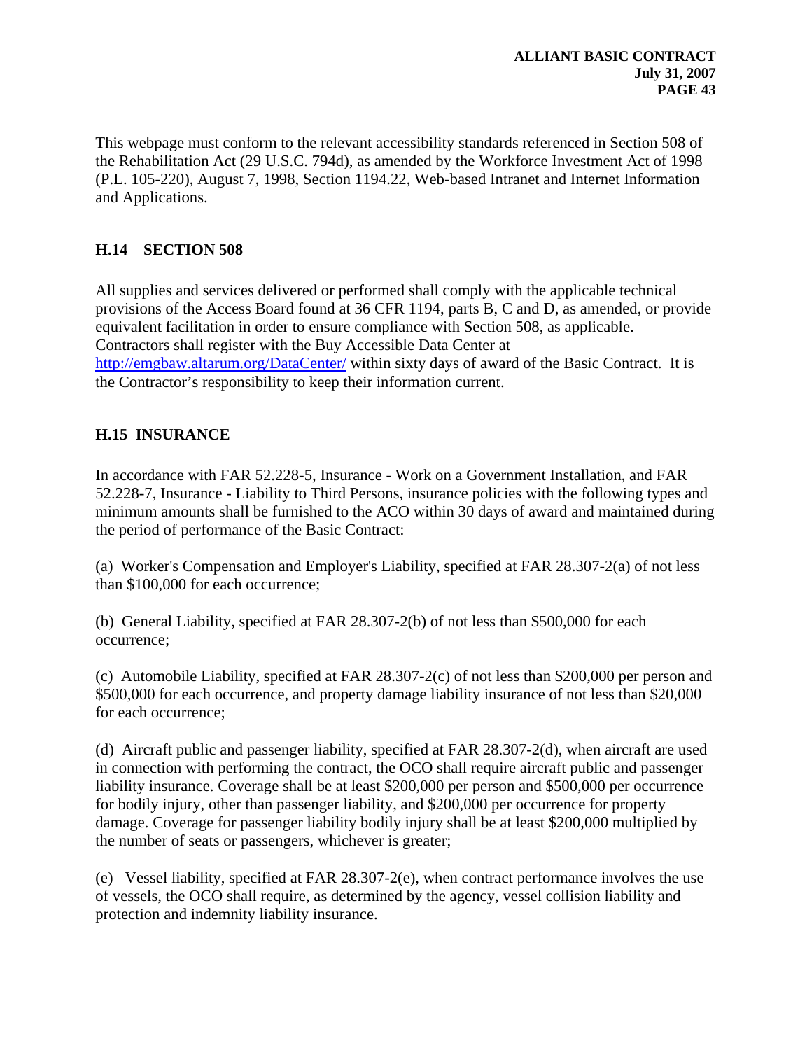This webpage must conform to the relevant accessibility standards referenced in Section 508 of the Rehabilitation Act (29 U.S.C. 794d), as amended by the Workforce Investment Act of 1998 (P.L. 105-220), August 7, 1998, Section 1194.22, Web-based Intranet and Internet Information and Applications.

## H.14 SECTION 508

All supplies and services delivered or performed shall comply with the applicable technical provisions of the Access Board found at 36 CFR 1194, parts B, C and D, as amended, or provide equivalent facilitation in order to ensure compliance with Section 508, as applicable. Contractors shall register with the Buy Accessible Data Center at http://emgbaw.altarum.org/DataCenter/ within sixty days of award of the Basic Contract. It is the Contractor's responsibility to keep their information current.

## H.15 INSURANCE

In accordance with FAR 52.228-5, Insurance - Work on a Government Installation, and FAR 52.228-7, Insurance - Liability to Third Persons, insurance policies with the following types and minimum amounts shall be furnished to the ACO within 30 days of award and maintained during the period of performance of the Basic Contract:

(a) Worker's Compensation and Employer's Liability, specified at FAR 28.307-2(a) of not less than \$100,000 for each occurrence;

(b) General Liability, specified at FAR 28.307-2(b) of not less than \$500,000 for each occurrence;

(c) Automobile Liability, specified at FAR 28.307-2(c) of not less than \$200,000 per person and \$500,000 for each occurrence, and property damage liability insurance of not less than \$20,000 for each occurrence;

(d) Aircraft public and passenger liability, specified at FAR 28.307-2(d), when aircraft are used in connection with performing the contract, the OCO shall require aircraft public and passenger liability insurance. Coverage shall be at least \$200,000 per person and \$500,000 per occurrence for bodily injury, other than passenger liability, and \$200,000 per occurrence for property damage. Coverage for passenger liability bodily injury shall be at least \$200,000 multiplied by the number of seats or passengers, whichever is greater;

(e) Vessel liability, specified at FAR 28.307-2(e), when contract performance involves the use of vessels, the OCO shall require, as determined by the agency, vessel collision liability and protection and indemnity liability insurance.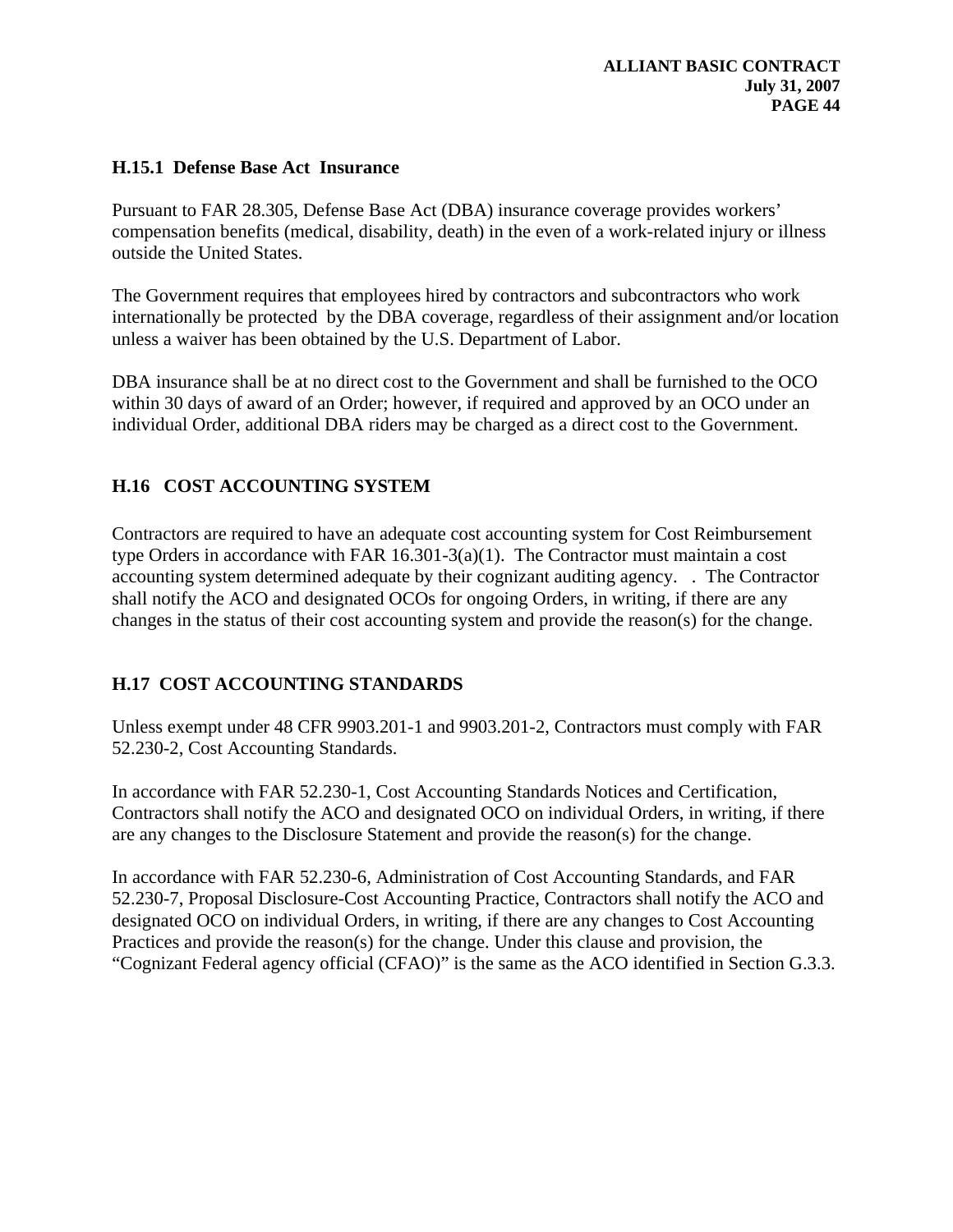### H.15.1 Defense Base Act Insurance

Pursuant to FAR 28.305, Defense Base Act (DBA) insurance coverage provides workers' compensation benefits (medical, disability, death) in the even of a work-related injury or illness outside the United States.

The Government requires that employees hired by contractors and subcontractors who work internationally be protected by the DBA coverage, regardless of their assignment and/or location unless a waiver has been obtained by the U.S. Department of Labor.

DBA insurance shall be at no direct cost to the Government and shall be furnished to the OCO within 30 days of award of an Order; however, if required and approved by an OCO under an individual Order, additional DBA riders may be charged as a direct cost to the Government.

## H.16 COST ACCOUNTING SYSTEM

Contractors are required to have an adequate cost accounting system for Cost Reimbursement type Orders in accordance with FAR 16.301-3(a)(1). The Contractor must maintain a cost accounting system determined adequate by their cognizant auditing agency. . The Contractor shall notify the ACO and designated OCOs for ongoing Orders, in writing, if there are any changes in the status of their cost accounting system and provide the reason(s) for the change.

## H.17 COST ACCOUNTING STANDARDS

Unless exempt under 48 CFR 9903.201-1 and 9903.201-2, Contractors must comply with FAR 52.230-2, Cost Accounting Standards.

In accordance with FAR 52.230-1, Cost Accounting Standards Notices and Certification, Contractors shall notify the ACO and designated OCO on individual Orders, in writing, if there are any changes to the Disclosure Statement and provide the reason(s) for the change.

In accordance with FAR 52.230-6, Administration of Cost Accounting Standards, and FAR 52.230-7, Proposal Disclosure-Cost Accounting Practice, Contractors shall notify the ACO and designated OCO on individual Orders, in writing, if there are any changes to Cost Accounting Practices and provide the reason(s) for the change. Under this clause and provision, the "Cognizant Federal agency official (CFAO)" is the same as the ACO identified in Section G.3.3.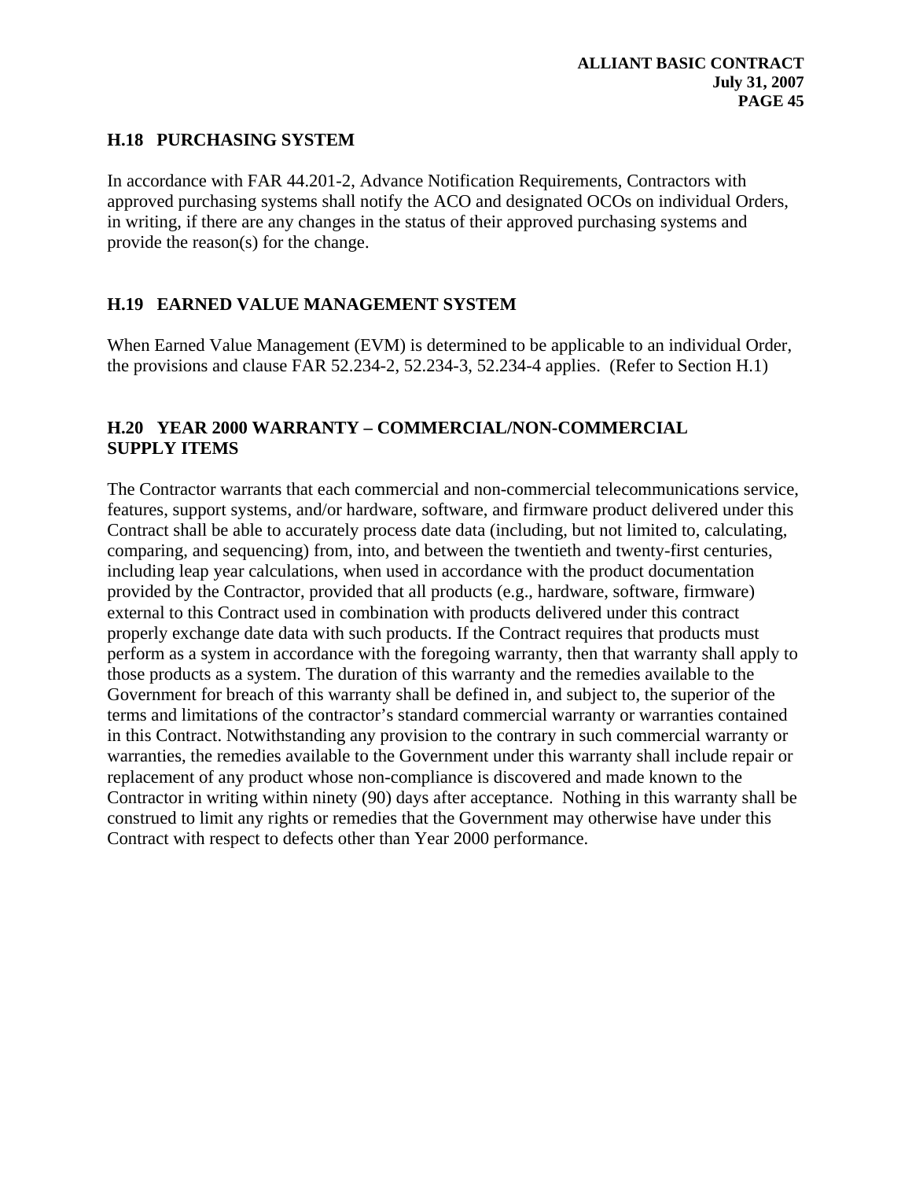## H.18 PURCHASING SYSTEM

In accordance with FAR 44.201-2, Advance Notification Requirements, Contractors with approved purchasing systems shall notify the ACO and designated OCOs on individual Orders, in writing, if there are any changes in the status of their approved purchasing systems and provide the reason(s) for the change.

## H.19 EARNED VALUE MANAGEMENT SYSTEM

When Earned Value Management (EVM) is determined to be applicable to an individual Order, the provisions and clause FAR 52.234-2, 52.234-3, 52.234-4 applies. (Refer to Section H.1)

## H.20 YEAR 2000 WARRANTY – COMMERCIAL/NON-COMMERCIAL SUPPLY ITEMS

The Contractor warrants that each commercial and non-commercial telecommunications service, features, support systems, and/or hardware, software, and firmware product delivered under this Contract shall be able to accurately process date data (including, but not limited to, calculating, comparing, and sequencing) from, into, and between the twentieth and twenty-first centuries, including leap year calculations, when used in accordance with the product documentation provided by the Contractor, provided that all products (e.g., hardware, software, firmware) external to this Contract used in combination with products delivered under this contract properly exchange date data with such products. If the Contract requires that products must perform as a system in accordance with the foregoing warranty, then that warranty shall apply to those products as a system. The duration of this warranty and the remedies available to the Government for breach of this warranty shall be defined in, and subject to, the superior of the terms and limitations of the contractor's standard commercial warranty or warranties contained in this Contract. Notwithstanding any provision to the contrary in such commercial warranty or warranties, the remedies available to the Government under this warranty shall include repair or replacement of any product whose non-compliance is discovered and made known to the Contractor in writing within ninety (90) days after acceptance. Nothing in this warranty shall be construed to limit any rights or remedies that the Government may otherwise have under this Contract with respect to defects other than Year 2000 performance.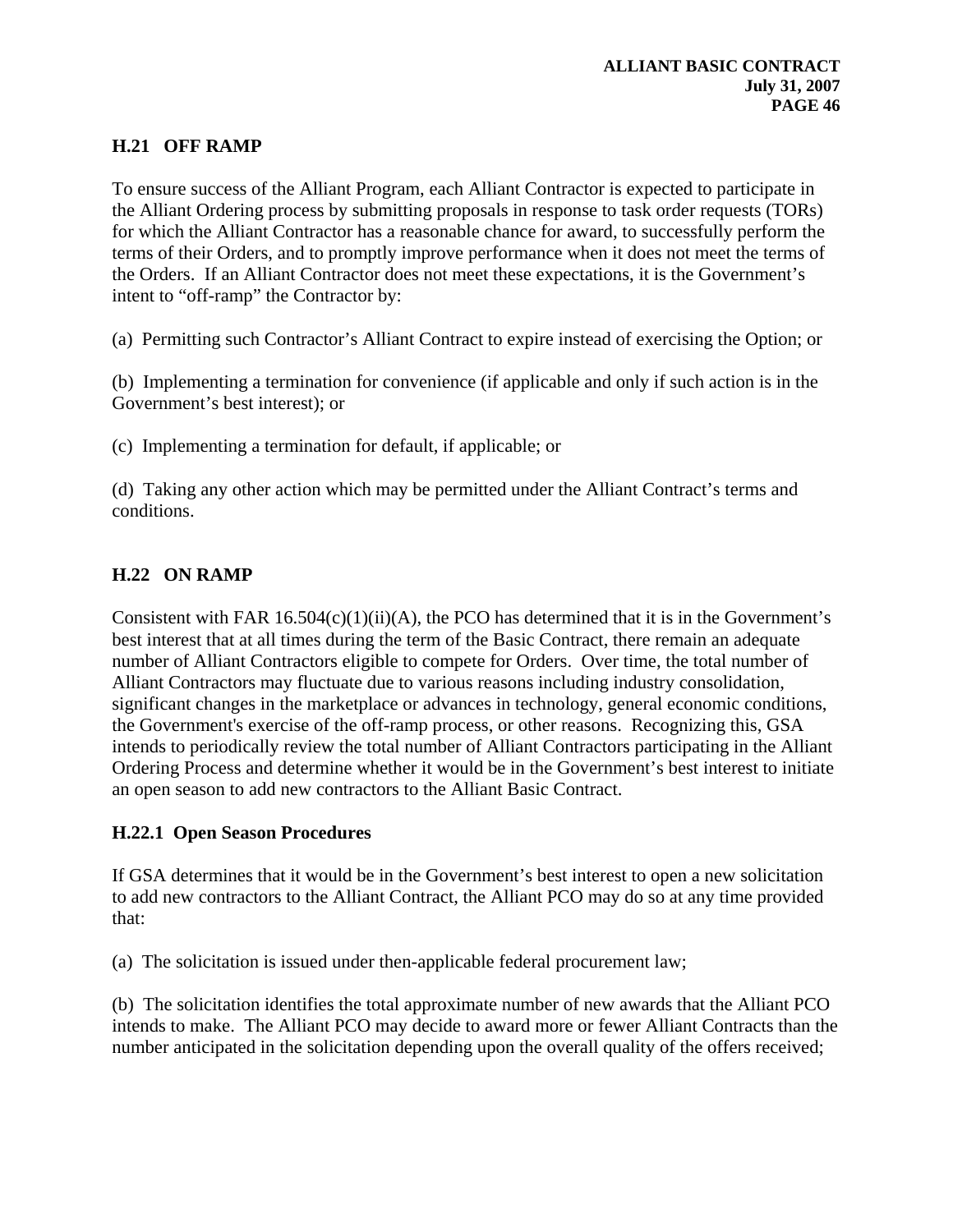## H.21 OFF RAMP

To ensure success of the Alliant Program, each Alliant Contractor is expected to participate in the Alliant Ordering process by submitting proposals in response to task order requests (TORs) for which the Alliant Contractor has a reasonable chance for award, to successfully perform the terms of their Orders, and to promptly improve performance when it does not meet the terms of the Orders. If an Alliant Contractor does not meet these expectations, it is the Government's intent to "off-ramp" the Contractor by:

(a) Permitting such Contractor's Alliant Contract to expire instead of exercising the Option; or

(b) Implementing a termination for convenience (if applicable and only if such action is in the Government's best interest); or

(c) Implementing a termination for default, if applicable; or

(d) Taking any other action which may be permitted under the Alliant Contract's terms and conditions.

## H.22 ON RAMP

Consistent with FAR 16.504(c)(1)(ii)(A), the PCO has determined that it is in the Government's best interest that at all times during the term of the Basic Contract, there remain an adequate number of Alliant Contractors eligible to compete for Orders. Over time, the total number of Alliant Contractors may fluctuate due to various reasons including industry consolidation, significant changes in the marketplace or advances in technology, general economic conditions, the Government's exercise of the off-ramp process, or other reasons. Recognizing this, GSA intends to periodically review the total number of Alliant Contractors participating in the Alliant Ordering Process and determine whether it would be in the Government's best interest to initiate an open season to add new contractors to the Alliant Basic Contract.

### H.22.1 Open Season Procedures

If GSA determines that it would be in the Government's best interest to open a new solicitation to add new contractors to the Alliant Contract, the Alliant PCO may do so at any time provided that:

(a) The solicitation is issued under then-applicable federal procurement law;

(b) The solicitation identifies the total approximate number of new awards that the Alliant PCO intends to make. The Alliant PCO may decide to award more or fewer Alliant Contracts than the number anticipated in the solicitation depending upon the overall quality of the offers received;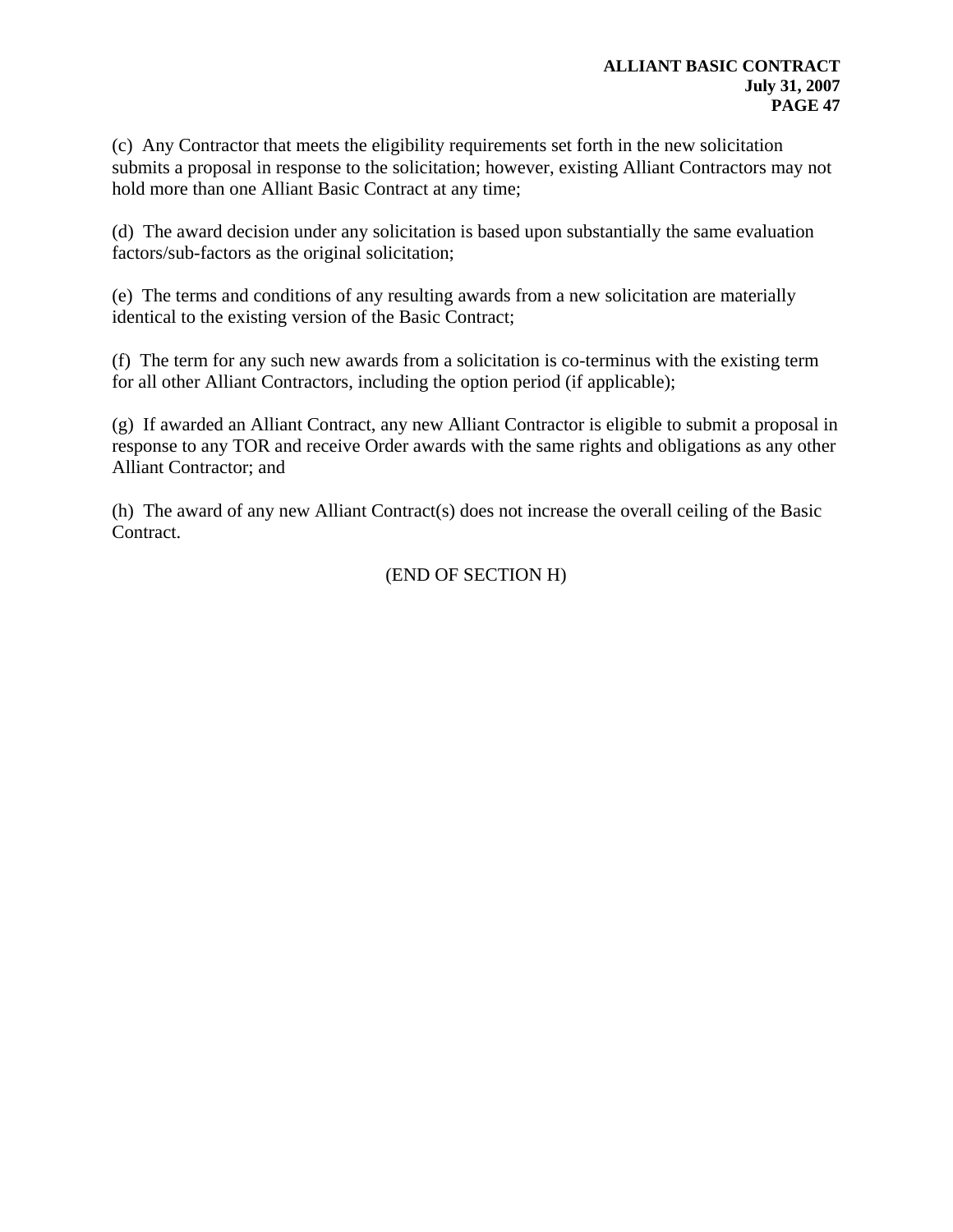(c) Any Contractor that meets the eligibility requirements set forth in the new solicitation submits a proposal in response to the solicitation; however, existing Alliant Contractors may not hold more than one Alliant Basic Contract at any time;

(d) The award decision under any solicitation is based upon substantially the same evaluation factors/sub-factors as the original solicitation;

(e) The terms and conditions of any resulting awards from a new solicitation are materially identical to the existing version of the Basic Contract;

(f) The term for any such new awards from a solicitation is co-terminus with the existing term for all other Alliant Contractors, including the option period (if applicable);

(g) If awarded an Alliant Contract, any new Alliant Contractor is eligible to submit a proposal in response to any TOR and receive Order awards with the same rights and obligations as any other Alliant Contractor; and

(h) The award of any new Alliant Contract(s) does not increase the overall ceiling of the Basic Contract.

(END OF SECTION H)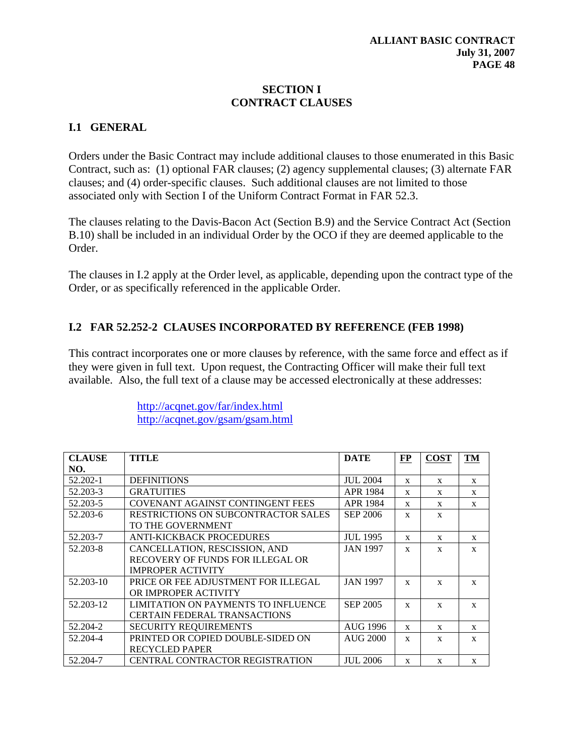# SECTION I
# CONTRACT CLAUSES

## I.1 GENERAL

Orders under the Basic Contract may include additional clauses to those enumerated in this Basic Contract, such as: (1) optional FAR clauses; (2) agency supplemental clauses; (3) alternate FAR clauses; and (4) order-specific clauses. Such additional clauses are not limited to those associated only with Section I of the Uniform Contract Format in FAR 52.3.

The clauses relating to the Davis-Bacon Act (Section B.9) and the Service Contract Act (Section B.10) shall be included in an individual Order by the OCO if they are deemed applicable to the Order.

The clauses in I.2 apply at the Order level, as applicable, depending upon the contract type of the Order, or as specifically referenced in the applicable Order.

## I.2 FAR 52.252-2 CLAUSES INCORPORATED BY REFERENCE (FEB 1998)

This contract incorporates one or more clauses by reference, with the same force and effect as if they were given in full text. Upon request, the Contracting Officer will make their full text available. Also, the full text of a clause may be accessed electronically at these addresses:

http://acqnet.gov/far/index.html
http://acqnet.gov/gsam/gsam.html

| CLAUSE NO. | TITLE | DATE | FP | COST | TM |
|---|---|---|---|---|---|
| 52.202-1 | DEFINITIONS | JUL 2004 | x | x | x |
| 52.203-3 | GRATUITIES | APR 1984 | x | x | x |
| 52.203-5 | COVENANT AGAINST CONTINGENT FEES | APR 1984 | x | x | x |
| 52.203-6 | RESTRICTIONS ON SUBCONTRACTOR SALES TO THE GOVERNMENT | SEP 2006 | x | x | |
| 52.203-7 | ANTI-KICKBACK PROCEDURES | JUL 1995 | x | x | x |
| 52.203-8 | CANCELLATION, RESCISSION, AND RECOVERY OF FUNDS FOR ILLEGAL OR IMPROPER ACTIVITY | JAN 1997 | x | x | x |
| 52.203-10 | PRICE OR FEE ADJUSTMENT FOR ILLEGAL OR IMPROPER ACTIVITY | JAN 1997 | x | x | x |
| 52.203-12 | LIMITATION ON PAYMENTS TO INFLUENCE CERTAIN FEDERAL TRANSACTIONS | SEP 2005 | x | x | x |
| 52.204-2 | SECURITY REQUIREMENTS | AUG 1996 | x | x | x |
| 52.204-4 | PRINTED OR COPIED DOUBLE-SIDED ON RECYCLED PAPER | AUG 2000 | x | x | x |
| 52.204-7 | CENTRAL CONTRACTOR REGISTRATION | JUL 2006 | x | x | x |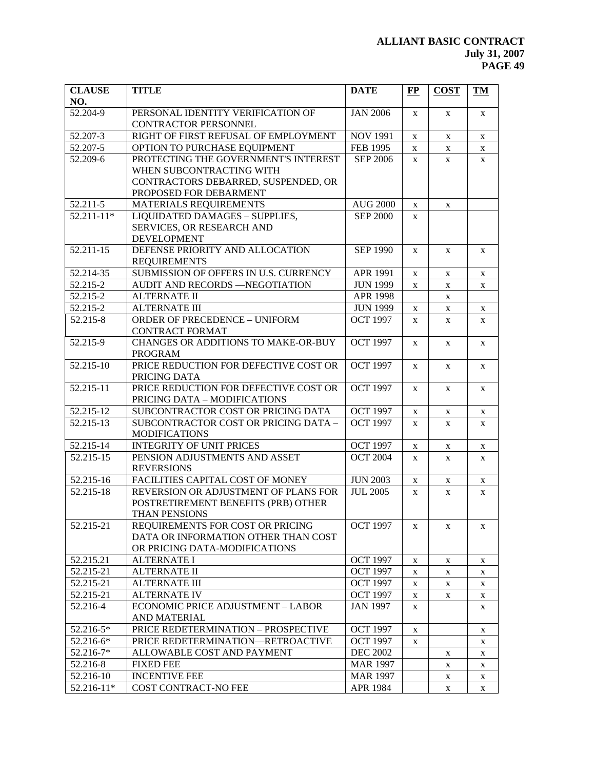| CLAUSE NO. | TITLE | DATE | FP | COST | TM |
|---|---|---|---|---|---|
| 52.204-9 | PERSONAL IDENTITY VERIFICATION OF CONTRACTOR PERSONNEL | JAN 2006 | x | x | x |
| 52.207-3 | RIGHT OF FIRST REFUSAL OF EMPLOYMENT | NOV 1991 | x | x | x |
| 52.207-5 | OPTION TO PURCHASE EQUIPMENT | FEB 1995 | x | x | x |
| 52.209-6 | PROTECTING THE GOVERNMENT'S INTEREST WHEN SUBCONTRACTING WITH CONTRACTORS DEBARRED, SUSPENDED, OR PROPOSED FOR DEBARMENT | SEP 2006 | x | x | x |
| 52.211-5 | MATERIALS REQUIREMENTS | AUG 2000 | x | x | |
| 52.211-11* | LIQUIDATED DAMAGES – SUPPLIES, SERVICES, OR RESEARCH AND DEVELOPMENT | SEP 2000 | x | | |
| 52.211-15 | DEFENSE PRIORITY AND ALLOCATION REQUIREMENTS | SEP 1990 | x | x | x |
| 52.214-35 | SUBMISSION OF OFFERS IN U.S. CURRENCY | APR 1991 | x | x | x |
| 52.215-2 | AUDIT AND RECORDS —NEGOTIATION | JUN 1999 | x | x | x |
| 52.215-2 | ALTERNATE II | APR 1998 | | x | |
| 52.215-2 | ALTERNATE III | JUN 1999 | x | x | x |
| 52.215-8 | ORDER OF PRECEDENCE – UNIFORM CONTRACT FORMAT | OCT 1997 | x | x | x |
| 52.215-9 | CHANGES OR ADDITIONS TO MAKE-OR-BUY PROGRAM | OCT 1997 | x | x | x |
| 52.215-10 | PRICE REDUCTION FOR DEFECTIVE COST OR PRICING DATA | OCT 1997 | x | x | x |
| 52.215-11 | PRICE REDUCTION FOR DEFECTIVE COST OR PRICING DATA – MODIFICATIONS | OCT 1997 | x | x | x |
| 52.215-12 | SUBCONTRACTOR COST OR PRICING DATA | OCT 1997 | x | x | x |
| 52.215-13 | SUBCONTRACTOR COST OR PRICING DATA – MODIFICATIONS | OCT 1997 | x | x | x |
| 52.215-14 | INTEGRITY OF UNIT PRICES | OCT 1997 | x | x | x |
| 52.215-15 | PENSION ADJUSTMENTS AND ASSET REVERSIONS | OCT 2004 | x | x | x |
| 52.215-16 | FACILITIES CAPITAL COST OF MONEY | JUN 2003 | x | x | x |
| 52.215-18 | REVERSION OR ADJUSTMENT OF PLANS FOR POSTRETIREMENT BENEFITS (PRB) OTHER THAN PENSIONS | JUL 2005 | x | x | x |
| 52.215-21 | REQUIREMENTS FOR COST OR PRICING DATA OR INFORMATION OTHER THAN COST OR PRICING DATA-MODIFICATIONS | OCT 1997 | x | x | x |
| 52.215.21 | ALTERNATE I | OCT 1997 | x | x | x |
| 52.215-21 | ALTERNATE II | OCT 1997 | x | x | x |
| 52.215-21 | ALTERNATE III | OCT 1997 | x | x | x |
| 52.215-21 | ALTERNATE IV | OCT 1997 | x | x | x |
| 52.216-4 | ECONOMIC PRICE ADJUSTMENT – LABOR AND MATERIAL | JAN 1997 | x | | x |
| 52.216-5* | PRICE REDETERMINATION – PROSPECTIVE | OCT 1997 | x | | x |
| 52.216-6* | PRICE REDETERMINATION—RETROACTIVE | OCT 1997 | x | | x |
| 52.216-7* | ALLOWABLE COST AND PAYMENT | DEC 2002 | | x | x |
| 52.216-8 | FIXED FEE | MAR 1997 | | x | x |
| 52.216-10 | INCENTIVE FEE | MAR 1997 | | x | x |
| 52.216-11* | COST CONTRACT-NO FEE | APR 1984 | | x | x |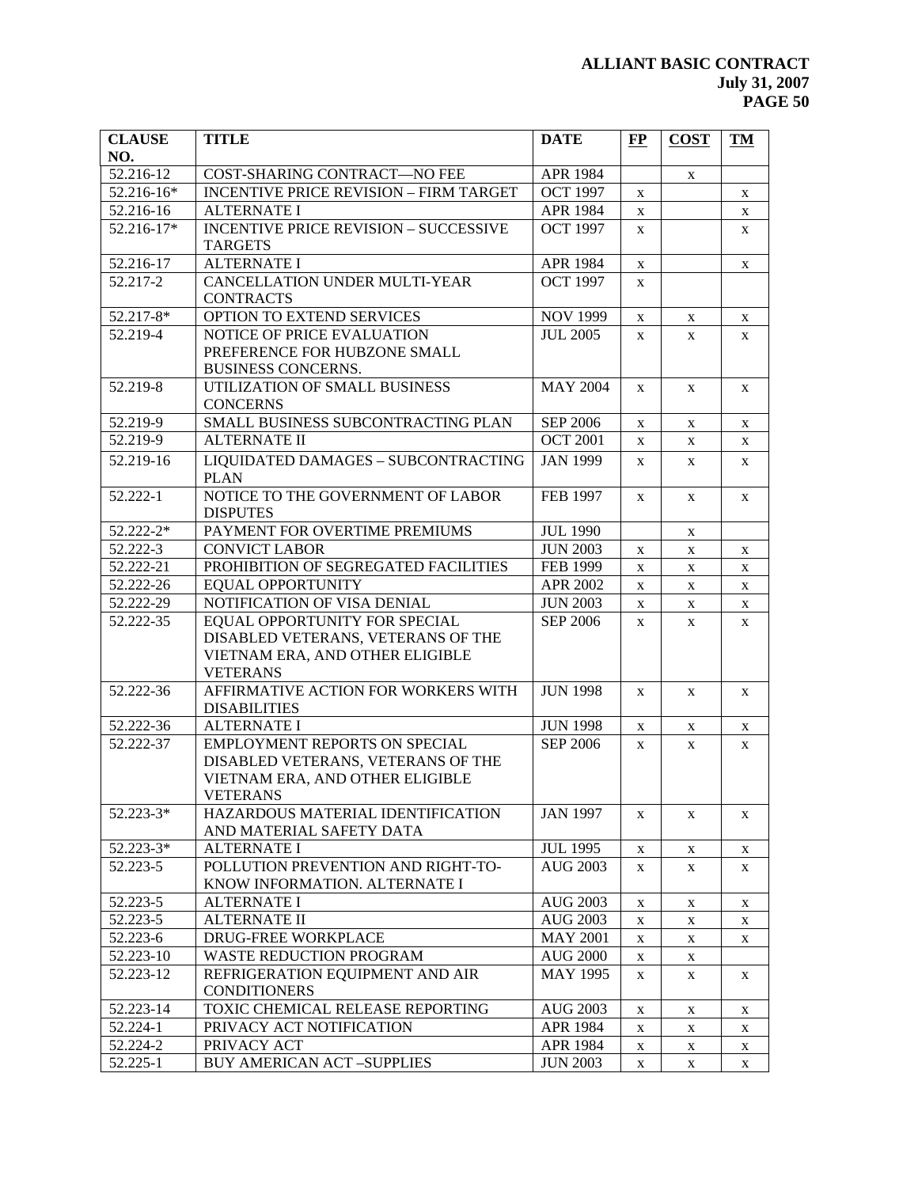| CLAUSE NO. | TITLE | DATE | FP | COST | TM |
|---|---|---|---|---|---|
| 52.216-12 | COST-SHARING CONTRACT—NO FEE | APR 1984 | | x | |
| 52.216-16* | INCENTIVE PRICE REVISION – FIRM TARGET | OCT 1997 | x | | x |
| 52.216-16 | ALTERNATE I | APR 1984 | x | | x |
| 52.216-17* | INCENTIVE PRICE REVISION – SUCCESSIVE TARGETS | OCT 1997 | x | | x |
| 52.216-17 | ALTERNATE I | APR 1984 | x | | x |
| 52.217-2 | CANCELLATION UNDER MULTI-YEAR CONTRACTS | OCT 1997 | x | | |
| 52.217-8* | OPTION TO EXTEND SERVICES | NOV 1999 | x | x | x |
| 52.219-4 | NOTICE OF PRICE EVALUATION PREFERENCE FOR HUBZONE SMALL BUSINESS CONCERNS. | JUL 2005 | x | x | x |
| 52.219-8 | UTILIZATION OF SMALL BUSINESS CONCERNS | MAY 2004 | x | x | x |
| 52.219-9 | SMALL BUSINESS SUBCONTRACTING PLAN | SEP 2006 | x | x | x |
| 52.219-9 | ALTERNATE II | OCT 2001 | x | x | x |
| 52.219-16 | LIQUIDATED DAMAGES – SUBCONTRACTING PLAN | JAN 1999 | x | x | x |
| 52.222-1 | NOTICE TO THE GOVERNMENT OF LABOR DISPUTES | FEB 1997 | x | x | x |
| 52.222-2* | PAYMENT FOR OVERTIME PREMIUMS | JUL 1990 | | x | |
| 52.222-3 | CONVICT LABOR | JUN 2003 | x | x | x |
| 52.222-21 | PROHIBITION OF SEGREGATED FACILITIES | FEB 1999 | x | x | x |
| 52.222-26 | EQUAL OPPORTUNITY | APR 2002 | x | x | x |
| 52.222-29 | NOTIFICATION OF VISA DENIAL | JUN 2003 | x | x | x |
| 52.222-35 | EQUAL OPPORTUNITY FOR SPECIAL DISABLED VETERANS, VETERANS OF THE VIETNAM ERA, AND OTHER ELIGIBLE VETERANS | SEP 2006 | x | x | x |
| 52.222-36 | AFFIRMATIVE ACTION FOR WORKERS WITH DISABILITIES | JUN 1998 | x | x | x |
| 52.222-36 | ALTERNATE I | JUN 1998 | x | x | x |
| 52.222-37 | EMPLOYMENT REPORTS ON SPECIAL DISABLED VETERANS, VETERANS OF THE VIETNAM ERA, AND OTHER ELIGIBLE VETERANS | SEP 2006 | x | x | x |
| 52.223-3* | HAZARDOUS MATERIAL IDENTIFICATION AND MATERIAL SAFETY DATA | JAN 1997 | x | x | x |
| 52.223-3* | ALTERNATE I | JUL 1995 | x | x | x |
| 52.223-5 | POLLUTION PREVENTION AND RIGHT-TO-KNOW INFORMATION. ALTERNATE I | AUG 2003 | x | x | x |
| 52.223-5 | ALTERNATE I | AUG 2003 | x | x | x |
| 52.223-5 | ALTERNATE II | AUG 2003 | x | x | x |
| 52.223-6 | DRUG-FREE WORKPLACE | MAY 2001 | x | x | x |
| 52.223-10 | WASTE REDUCTION PROGRAM | AUG 2000 | x | x | |
| 52.223-12 | REFRIGERATION EQUIPMENT AND AIR CONDITIONERS | MAY 1995 | x | x | x |
| 52.223-14 | TOXIC CHEMICAL RELEASE REPORTING | AUG 2003 | x | x | x |
| 52.224-1 | PRIVACY ACT NOTIFICATION | APR 1984 | x | x | x |
| 52.224-2 | PRIVACY ACT | APR 1984 | x | x | x |
| 52.225-1 | BUY AMERICAN ACT –SUPPLIES | JUN 2003 | x | x | x |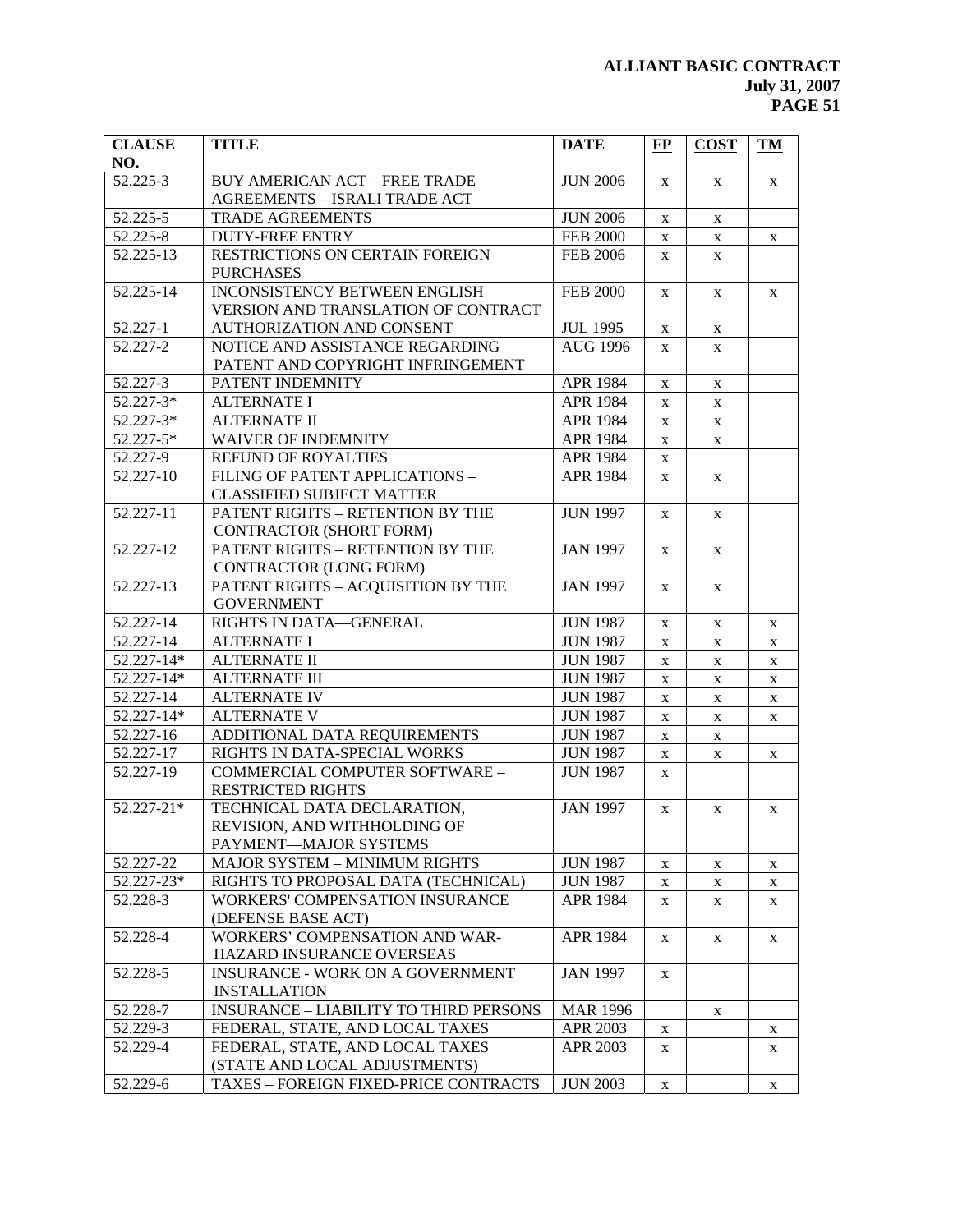| CLAUSE NO. | TITLE | DATE | FP | COST | TM |
|---|---|---|---|---|---|
| 52.225-3 | BUY AMERICAN ACT – FREE TRADE AGREEMENTS – ISRALI TRADE ACT | JUN 2006 | x | x | x |
| 52.225-5 | TRADE AGREEMENTS | JUN 2006 | x | x | |
| 52.225-8 | DUTY-FREE ENTRY | FEB 2000 | x | x | x |
| 52.225-13 | RESTRICTIONS ON CERTAIN FOREIGN PURCHASES | FEB 2006 | x | x | |
| 52.225-14 | INCONSISTENCY BETWEEN ENGLISH VERSION AND TRANSLATION OF CONTRACT | FEB 2000 | x | x | x |
| 52.227-1 | AUTHORIZATION AND CONSENT | JUL 1995 | x | x | |
| 52.227-2 | NOTICE AND ASSISTANCE REGARDING PATENT AND COPYRIGHT INFRINGEMENT | AUG 1996 | x | x | |
| 52.227-3 | PATENT INDEMNITY | APR 1984 | x | x | |
| 52.227-3* | ALTERNATE I | APR 1984 | x | x | |
| 52.227-3* | ALTERNATE II | APR 1984 | x | x | |
| 52.227-5* | WAIVER OF INDEMNITY | APR 1984 | x | x | |
| 52.227-9 | REFUND OF ROYALTIES | APR 1984 | x | | |
| 52.227-10 | FILING OF PATENT APPLICATIONS – CLASSIFIED SUBJECT MATTER | APR 1984 | x | x | |
| 52.227-11 | PATENT RIGHTS – RETENTION BY THE CONTRACTOR (SHORT FORM) | JUN 1997 | x | x | |
| 52.227-12 | PATENT RIGHTS – RETENTION BY THE CONTRACTOR (LONG FORM) | JAN 1997 | x | x | |
| 52.227-13 | PATENT RIGHTS – ACQUISITION BY THE GOVERNMENT | JAN 1997 | x | x | |
| 52.227-14 | RIGHTS IN DATA—GENERAL | JUN 1987 | x | x | x |
| 52.227-14 | ALTERNATE I | JUN 1987 | x | x | x |
| 52.227-14* | ALTERNATE II | JUN 1987 | x | x | x |
| 52.227-14* | ALTERNATE III | JUN 1987 | x | x | x |
| 52.227-14 | ALTERNATE IV | JUN 1987 | x | x | x |
| 52.227-14* | ALTERNATE V | JUN 1987 | x | x | x |
| 52.227-16 | ADDITIONAL DATA REQUIREMENTS | JUN 1987 | x | x | |
| 52.227-17 | RIGHTS IN DATA-SPECIAL WORKS | JUN 1987 | x | x | x |
| 52.227-19 | COMMERCIAL COMPUTER SOFTWARE – RESTRICTED RIGHTS | JUN 1987 | x | | |
| 52.227-21* | TECHNICAL DATA DECLARATION, REVISION, AND WITHHOLDING OF PAYMENT—MAJOR SYSTEMS | JAN 1997 | x | x | x |
| 52.227-22 | MAJOR SYSTEM – MINIMUM RIGHTS | JUN 1987 | x | x | x |
| 52.227-23* | RIGHTS TO PROPOSAL DATA (TECHNICAL) | JUN 1987 | x | x | x |
| 52.228-3 | WORKERS' COMPENSATION INSURANCE (DEFENSE BASE ACT) | APR 1984 | x | x | x |
| 52.228-4 | WORKERS' COMPENSATION AND WAR-HAZARD INSURANCE OVERSEAS | APR 1984 | x | x | x |
| 52.228-5 | INSURANCE - WORK ON A GOVERNMENT INSTALLATION | JAN 1997 | x | | |
| 52.228-7 | INSURANCE – LIABILITY TO THIRD PERSONS | MAR 1996 | | x | |
| 52.229-3 | FEDERAL, STATE, AND LOCAL TAXES | APR 2003 | x | | x |
| 52.229-4 | FEDERAL, STATE, AND LOCAL TAXES (STATE AND LOCAL ADJUSTMENTS) | APR 2003 | x | | x |
| 52.229-6 | TAXES – FOREIGN FIXED-PRICE CONTRACTS | JUN 2003 | x | | x |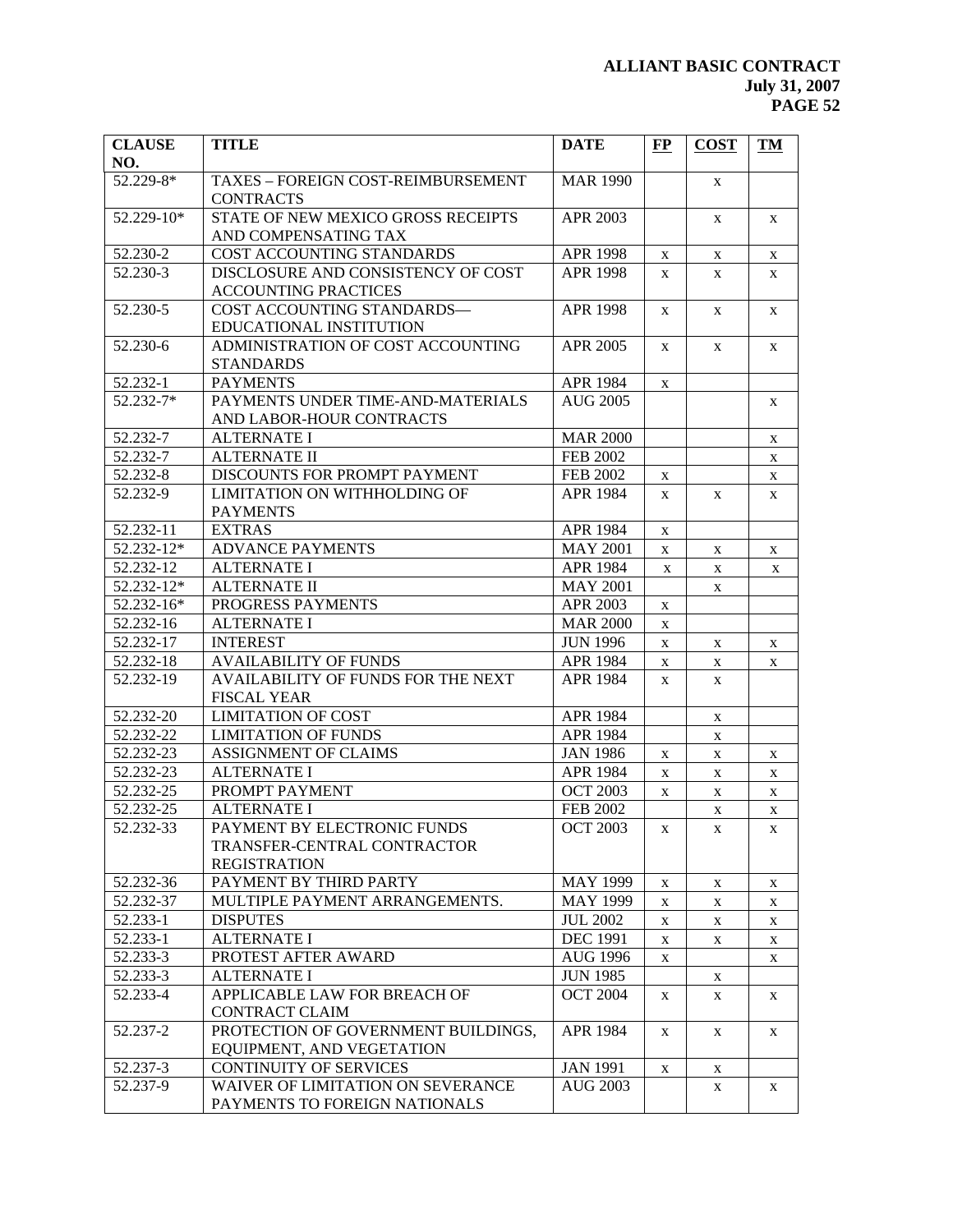| CLAUSE NO. | TITLE | DATE | FP | COST | TM |
|---|---|---|---|---|---|
| 52.229-8* | TAXES – FOREIGN COST-REIMBURSEMENT CONTRACTS | MAR 1990 | | x | |
| 52.229-10* | STATE OF NEW MEXICO GROSS RECEIPTS AND COMPENSATING TAX | APR 2003 | | x | x |
| 52.230-2 | COST ACCOUNTING STANDARDS | APR 1998 | x | x | x |
| 52.230-3 | DISCLOSURE AND CONSISTENCY OF COST ACCOUNTING PRACTICES | APR 1998 | x | x | x |
| 52.230-5 | COST ACCOUNTING STANDARDS—EDUCATIONAL INSTITUTION | APR 1998 | x | x | x |
| 52.230-6 | ADMINISTRATION OF COST ACCOUNTING STANDARDS | APR 2005 | x | x | x |
| 52.232-1 | PAYMENTS | APR 1984 | x | | |
| 52.232-7* | PAYMENTS UNDER TIME-AND-MATERIALS AND LABOR-HOUR CONTRACTS | AUG 2005 | | | x |
| 52.232-7 | ALTERNATE I | MAR 2000 | | | x |
| 52.232-7 | ALTERNATE II | FEB 2002 | | | x |
| 52.232-8 | DISCOUNTS FOR PROMPT PAYMENT | FEB 2002 | x | | x |
| 52.232-9 | LIMITATION ON WITHHOLDING OF PAYMENTS | APR 1984 | x | x | x |
| 52.232-11 | EXTRAS | APR 1984 | x | | |
| 52.232-12* | ADVANCE PAYMENTS | MAY 2001 | x | x | x |
| 52.232-12 | ALTERNATE I | APR 1984 | x | x | x |
| 52.232-12* | ALTERNATE II | MAY 2001 | | x | |
| 52.232-16* | PROGRESS PAYMENTS | APR 2003 | x | | |
| 52.232-16 | ALTERNATE I | MAR 2000 | x | | |
| 52.232-17 | INTEREST | JUN 1996 | x | x | x |
| 52.232-18 | AVAILABILITY OF FUNDS | APR 1984 | x | x | x |
| 52.232-19 | AVAILABILITY OF FUNDS FOR THE NEXT FISCAL YEAR | APR 1984 | x | x | |
| 52.232-20 | LIMITATION OF COST | APR 1984 | | x | |
| 52.232-22 | LIMITATION OF FUNDS | APR 1984 | | x | |
| 52.232-23 | ASSIGNMENT OF CLAIMS | JAN 1986 | x | x | x |
| 52.232-23 | ALTERNATE I | APR 1984 | x | x | x |
| 52.232-25 | PROMPT PAYMENT | OCT 2003 | x | x | x |
| 52.232-25 | ALTERNATE I | FEB 2002 | | x | x |
| 52.232-33 | PAYMENT BY ELECTRONIC FUNDS TRANSFER-CENTRAL CONTRACTOR REGISTRATION | OCT 2003 | x | x | x |
| 52.232-36 | PAYMENT BY THIRD PARTY | MAY 1999 | x | x | x |
| 52.232-37 | MULTIPLE PAYMENT ARRANGEMENTS. | MAY 1999 | x | x | x |
| 52.233-1 | DISPUTES | JUL 2002 | x | x | x |
| 52.233-1 | ALTERNATE I | DEC 1991 | x | x | x |
| 52.233-3 | PROTEST AFTER AWARD | AUG 1996 | x | | x |
| 52.233-3 | ALTERNATE I | JUN 1985 | | x | |
| 52.233-4 | APPLICABLE LAW FOR BREACH OF CONTRACT CLAIM | OCT 2004 | x | x | x |
| 52.237-2 | PROTECTION OF GOVERNMENT BUILDINGS, EQUIPMENT, AND VEGETATION | APR 1984 | x | x | x |
| 52.237-3 | CONTINUITY OF SERVICES | JAN 1991 | x | x | |
| 52.237-9 | WAIVER OF LIMITATION ON SEVERANCE PAYMENTS TO FOREIGN NATIONALS | AUG 2003 | | x | x |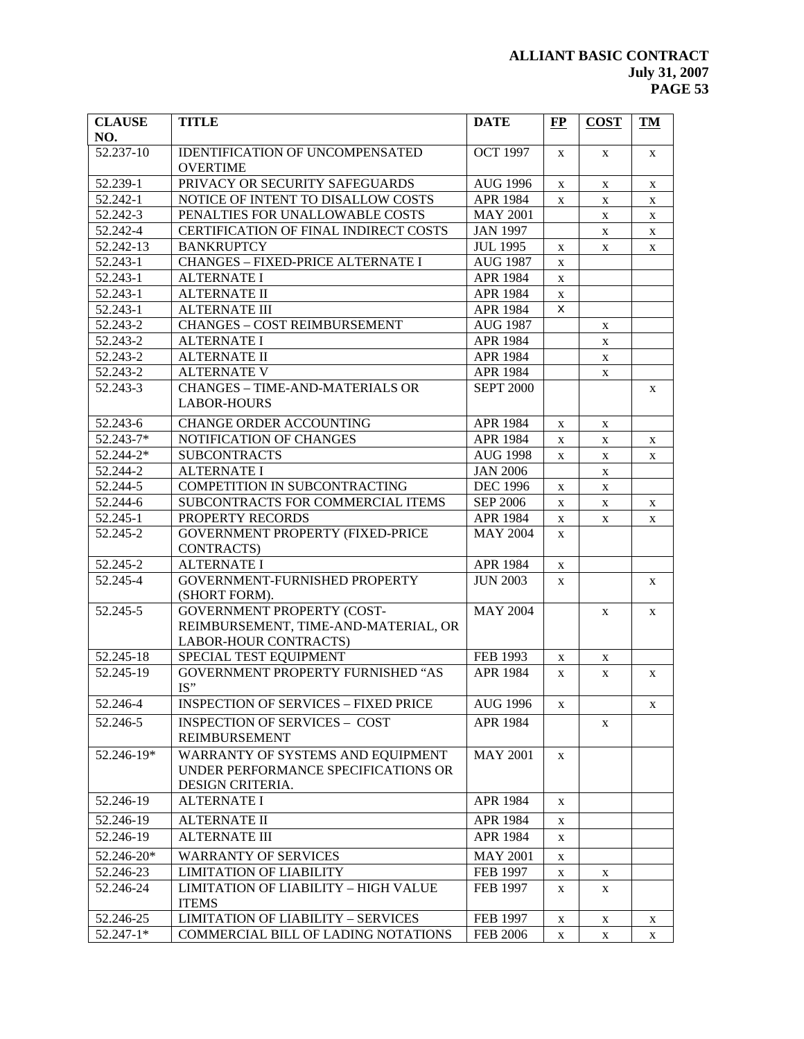| CLAUSE NO. | TITLE | DATE | FP | COST | TM |
|---|---|---|---|---|---|
| 52.237-10 | IDENTIFICATION OF UNCOMPENSATED OVERTIME | OCT 1997 | x | x | x |
| 52.239-1 | PRIVACY OR SECURITY SAFEGUARDS | AUG 1996 | x | x | x |
| 52.242-1 | NOTICE OF INTENT TO DISALLOW COSTS | APR 1984 | x | x | x |
| 52.242-3 | PENALTIES FOR UNALLOWABLE COSTS | MAY 2001 | | x | x |
| 52.242-4 | CERTIFICATION OF FINAL INDIRECT COSTS | JAN 1997 | | x | x |
| 52.242-13 | BANKRUPTCY | JUL 1995 | x | x | x |
| 52.243-1 | CHANGES – FIXED-PRICE ALTERNATE I | AUG 1987 | x | | |
| 52.243-1 | ALTERNATE I | APR 1984 | x | | |
| 52.243-1 | ALTERNATE II | APR 1984 | x | | |
| 52.243-1 | ALTERNATE III | APR 1984 | x | | |
| 52.243-2 | CHANGES – COST REIMBURSEMENT | AUG 1987 | | x | |
| 52.243-2 | ALTERNATE I | APR 1984 | | x | |
| 52.243-2 | ALTERNATE II | APR 1984 | | x | |
| 52.243-2 | ALTERNATE V | APR 1984 | | x | |
| 52.243-3 | CHANGES – TIME-AND-MATERIALS OR LABOR-HOURS | SEPT 2000 | | | x |
| 52.243-6 | CHANGE ORDER ACCOUNTING | APR 1984 | x | x | |
| 52.243-7* | NOTIFICATION OF CHANGES | APR 1984 | x | x | x |
| 52.244-2* | SUBCONTRACTS | AUG 1998 | x | x | x |
| 52.244-2 | ALTERNATE I | JAN 2006 | | x | |
| 52.244-5 | COMPETITION IN SUBCONTRACTING | DEC 1996 | x | x | |
| 52.244-6 | SUBCONTRACTS FOR COMMERCIAL ITEMS | SEP 2006 | x | x | x |
| 52.245-1 | PROPERTY RECORDS | APR 1984 | x | x | x |
| 52.245-2 | GOVERNMENT PROPERTY (FIXED-PRICE CONTRACTS) | MAY 2004 | x | | |
| 52.245-2 | ALTERNATE I | APR 1984 | x | | |
| 52.245-4 | GOVERNMENT-FURNISHED PROPERTY (SHORT FORM). | JUN 2003 | x | | x |
| 52.245-5 | GOVERNMENT PROPERTY (COST-REIMBURSEMENT, TIME-AND-MATERIAL, OR LABOR-HOUR CONTRACTS) | MAY 2004 | | x | x |
| 52.245-18 | SPECIAL TEST EQUIPMENT | FEB 1993 | x | x | |
| 52.245-19 | GOVERNMENT PROPERTY FURNISHED "AS IS" | APR 1984 | x | x | x |
| 52.246-4 | INSPECTION OF SERVICES – FIXED PRICE | AUG 1996 | x | | x |
| 52.246-5 | INSPECTION OF SERVICES – COST REIMBURSEMENT | APR 1984 | | x | |
| 52.246-19* | WARRANTY OF SYSTEMS AND EQUIPMENT UNDER PERFORMANCE SPECIFICATIONS OR DESIGN CRITERIA. | MAY 2001 | x | | |
| 52.246-19 | ALTERNATE I | APR 1984 | x | | |
| 52.246-19 | ALTERNATE II | APR 1984 | x | | |
| 52.246-19 | ALTERNATE III | APR 1984 | x | | |
| 52.246-20* | WARRANTY OF SERVICES | MAY 2001 | x | | |
| 52.246-23 | LIMITATION OF LIABILITY | FEB 1997 | x | x | |
| 52.246-24 | LIMITATION OF LIABILITY – HIGH VALUE ITEMS | FEB 1997 | x | x | |
| 52.246-25 | LIMITATION OF LIABILITY – SERVICES | FEB 1997 | x | x | x |
| 52.247-1* | COMMERCIAL BILL OF LADING NOTATIONS | FEB 2006 | x | x | x |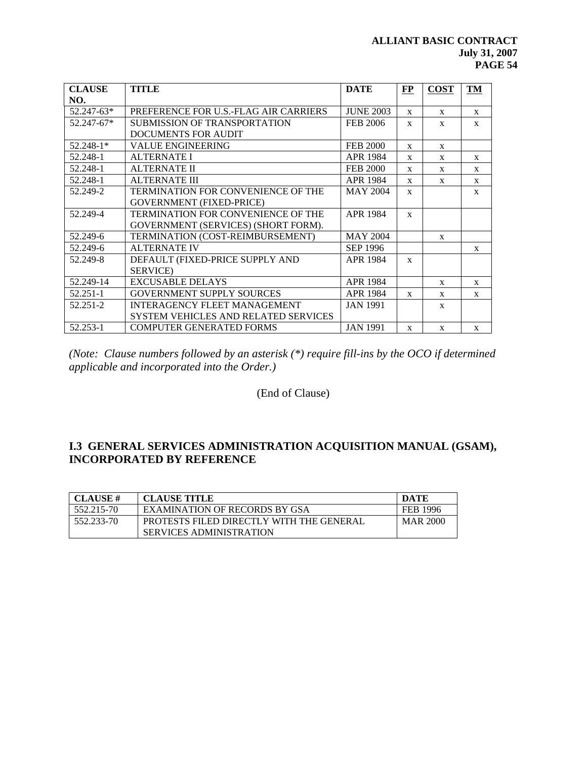| CLAUSE NO. | TITLE | DATE | FP | COST | TM |
|---|---|---|---|---|---|
| 52.247-63* | PREFERENCE FOR U.S.-FLAG AIR CARRIERS | JUNE 2003 | x | x | x |
| 52.247-67* | SUBMISSION OF TRANSPORTATION DOCUMENTS FOR AUDIT | FEB 2006 | x | x | x |
| 52.248-1* | VALUE ENGINEERING | FEB 2000 | x | x | |
| 52.248-1 | ALTERNATE I | APR 1984 | x | x | x |
| 52.248-1 | ALTERNATE II | FEB 2000 | x | x | x |
| 52.248-1 | ALTERNATE III | APR 1984 | x | x | x |
| 52.249-2 | TERMINATION FOR CONVENIENCE OF THE GOVERNMENT (FIXED-PRICE) | MAY 2004 | x | | x |
| 52.249-4 | TERMINATION FOR CONVENIENCE OF THE GOVERNMENT (SERVICES) (SHORT FORM). | APR 1984 | x | | |
| 52.249-6 | TERMINATION (COST-REIMBURSEMENT) | MAY 2004 | | x | |
| 52.249-6 | ALTERNATE IV | SEP 1996 | | | x |
| 52.249-8 | DEFAULT (FIXED-PRICE SUPPLY AND SERVICE) | APR 1984 | x | | |
| 52.249-14 | EXCUSABLE DELAYS | APR 1984 | | x | x |
| 52.251-1 | GOVERNMENT SUPPLY SOURCES | APR 1984 | x | x | x |
| 52.251-2 | INTERAGENCY FLEET MANAGEMENT SYSTEM VEHICLES AND RELATED SERVICES | JAN 1991 | | x | |
| 52.253-1 | COMPUTER GENERATED FORMS | JAN 1991 | x | x | x |

*(Note: Clause numbers followed by an asterisk (*) require fill-ins by the OCO if determined applicable and incorporated into the Order.)*

(End of Clause)

## I.3 GENERAL SERVICES ADMINISTRATION ACQUISITION MANUAL (GSAM), INCORPORATED BY REFERENCE

| CLAUSE # | CLAUSE TITLE | DATE |
|---|---|---|
| 552.215-70 | EXAMINATION OF RECORDS BY GSA | FEB 1996 |
| 552.233-70 | PROTESTS FILED DIRECTLY WITH THE GENERAL SERVICES ADMINISTRATION | MAR 2000 |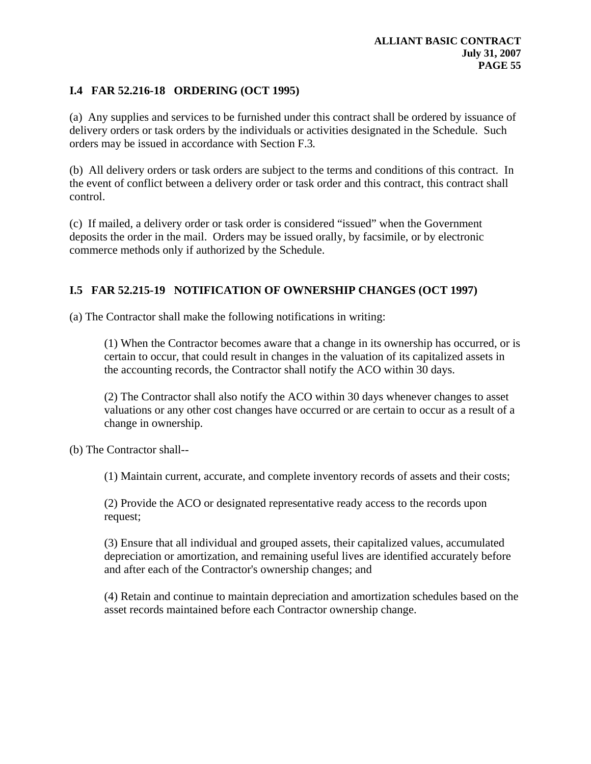### I.4 FAR 52.216-18 ORDERING (OCT 1995)

(a) Any supplies and services to be furnished under this contract shall be ordered by issuance of delivery orders or task orders by the individuals or activities designated in the Schedule. Such orders may be issued in accordance with Section F.3.

(b) All delivery orders or task orders are subject to the terms and conditions of this contract. In the event of conflict between a delivery order or task order and this contract, this contract shall control.

(c) If mailed, a delivery order or task order is considered "issued" when the Government deposits the order in the mail. Orders may be issued orally, by facsimile, or by electronic commerce methods only if authorized by the Schedule.

### I.5 FAR 52.215-19 NOTIFICATION OF OWNERSHIP CHANGES (OCT 1997)

(a) The Contractor shall make the following notifications in writing:

(1) When the Contractor becomes aware that a change in its ownership has occurred, or is certain to occur, that could result in changes in the valuation of its capitalized assets in the accounting records, the Contractor shall notify the ACO within 30 days.

(2) The Contractor shall also notify the ACO within 30 days whenever changes to asset valuations or any other cost changes have occurred or are certain to occur as a result of a change in ownership.

(b) The Contractor shall--

(1) Maintain current, accurate, and complete inventory records of assets and their costs;

(2) Provide the ACO or designated representative ready access to the records upon request;

(3) Ensure that all individual and grouped assets, their capitalized values, accumulated depreciation or amortization, and remaining useful lives are identified accurately before and after each of the Contractor's ownership changes; and

(4) Retain and continue to maintain depreciation and amortization schedules based on the asset records maintained before each Contractor ownership change.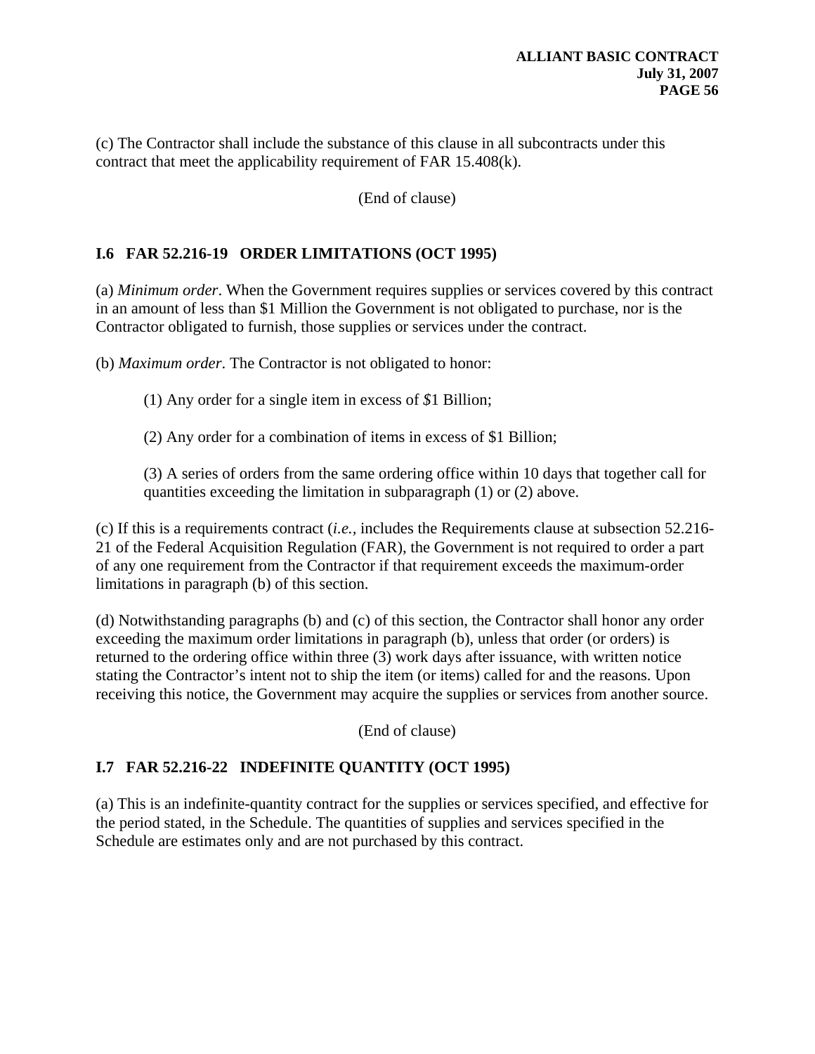(c) The Contractor shall include the substance of this clause in all subcontracts under this contract that meet the applicability requirement of FAR 15.408(k).

(End of clause)

### I.6 FAR 52.216-19 ORDER LIMITATIONS (OCT 1995)

(a) *Minimum order*. When the Government requires supplies or services covered by this contract in an amount of less than $1 Million the Government is not obligated to purchase, nor is the Contractor obligated to furnish, those supplies or services under the contract.

(b) *Maximum order*. The Contractor is not obligated to honor:

(1) Any order for a single item in excess of *$*1 Billion;

(2) Any order for a combination of items in excess of $1 Billion;

(3) A series of orders from the same ordering office within 10 days that together call for quantities exceeding the limitation in subparagraph (1) or (2) above.

(c) If this is a requirements contract (*i.e.,* includes the Requirements clause at subsection 52.216-21 of the Federal Acquisition Regulation (FAR), the Government is not required to order a part of any one requirement from the Contractor if that requirement exceeds the maximum-order limitations in paragraph (b) of this section.

(d) Notwithstanding paragraphs (b) and (c) of this section, the Contractor shall honor any order exceeding the maximum order limitations in paragraph (b), unless that order (or orders) is returned to the ordering office within three (3) work days after issuance, with written notice stating the Contractor's intent not to ship the item (or items) called for and the reasons. Upon receiving this notice, the Government may acquire the supplies or services from another source.

(End of clause)

### I.7 FAR 52.216-22 INDEFINITE QUANTITY (OCT 1995)

(a) This is an indefinite-quantity contract for the supplies or services specified, and effective for the period stated, in the Schedule. The quantities of supplies and services specified in the Schedule are estimates only and are not purchased by this contract.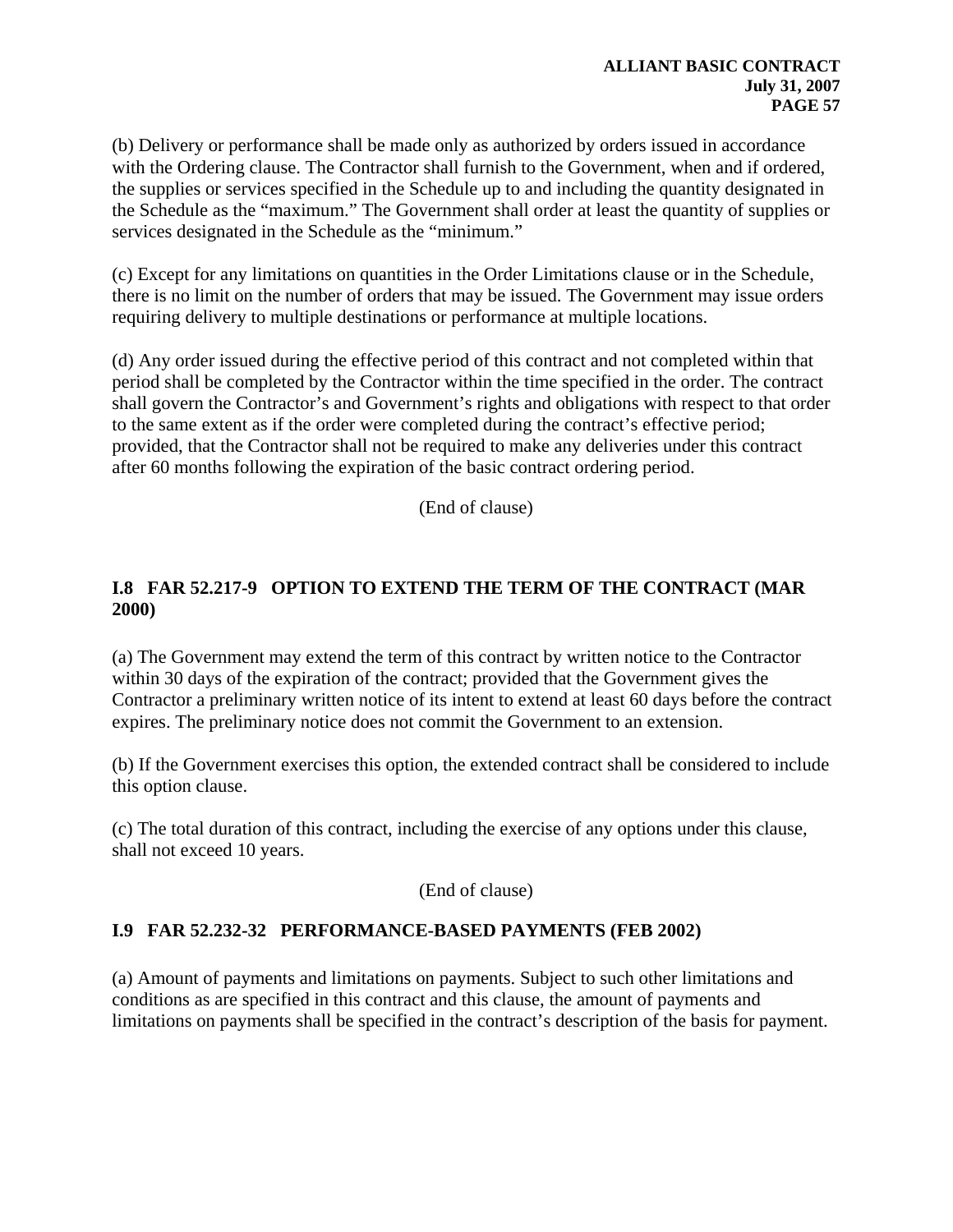(b) Delivery or performance shall be made only as authorized by orders issued in accordance with the Ordering clause. The Contractor shall furnish to the Government, when and if ordered, the supplies or services specified in the Schedule up to and including the quantity designated in the Schedule as the "maximum." The Government shall order at least the quantity of supplies or services designated in the Schedule as the "minimum."

(c) Except for any limitations on quantities in the Order Limitations clause or in the Schedule, there is no limit on the number of orders that may be issued. The Government may issue orders requiring delivery to multiple destinations or performance at multiple locations.

(d) Any order issued during the effective period of this contract and not completed within that period shall be completed by the Contractor within the time specified in the order. The contract shall govern the Contractor's and Government's rights and obligations with respect to that order to the same extent as if the order were completed during the contract's effective period; provided, that the Contractor shall not be required to make any deliveries under this contract after 60 months following the expiration of the basic contract ordering period.

(End of clause)

### I.8 FAR 52.217-9 OPTION TO EXTEND THE TERM OF THE CONTRACT (MAR 2000)

(a) The Government may extend the term of this contract by written notice to the Contractor within 30 days of the expiration of the contract; provided that the Government gives the Contractor a preliminary written notice of its intent to extend at least 60 days before the contract expires. The preliminary notice does not commit the Government to an extension.

(b) If the Government exercises this option, the extended contract shall be considered to include this option clause.

(c) The total duration of this contract, including the exercise of any options under this clause, shall not exceed 10 years.

(End of clause)

### I.9 FAR 52.232-32 PERFORMANCE-BASED PAYMENTS (FEB 2002)

(a) Amount of payments and limitations on payments. Subject to such other limitations and conditions as are specified in this contract and this clause, the amount of payments and limitations on payments shall be specified in the contract's description of the basis for payment.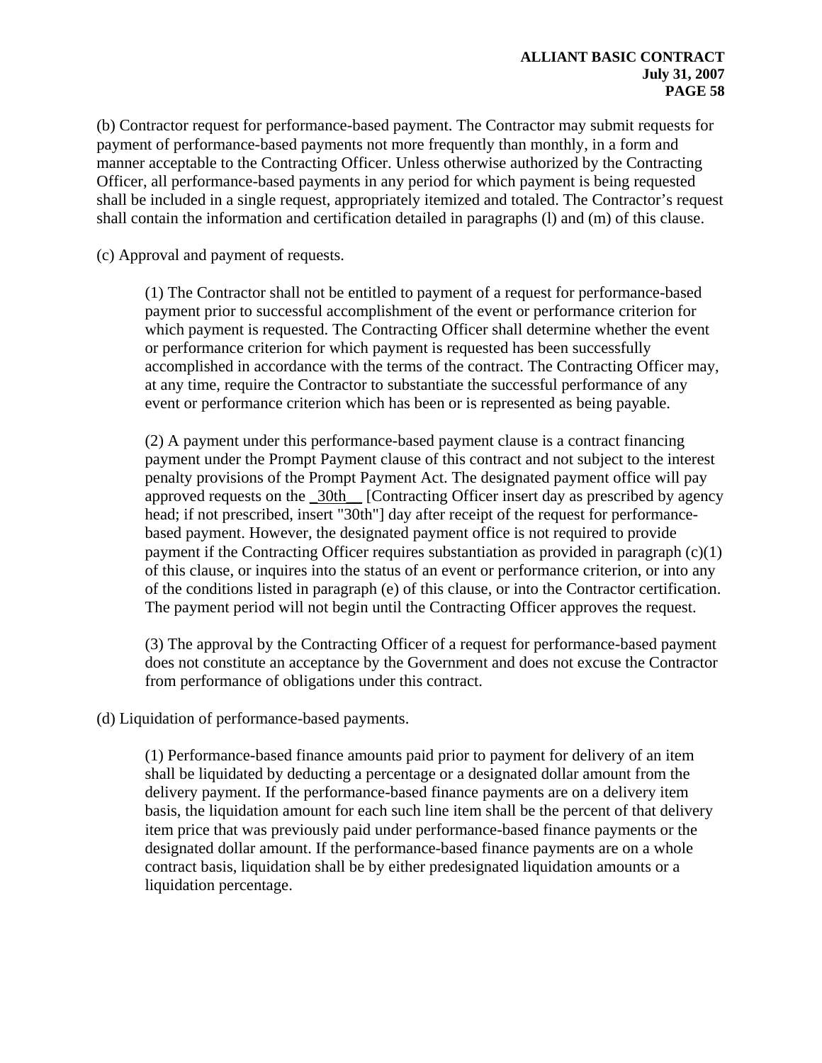(b) Contractor request for performance-based payment. The Contractor may submit requests for payment of performance-based payments not more frequently than monthly, in a form and manner acceptable to the Contracting Officer. Unless otherwise authorized by the Contracting Officer, all performance-based payments in any period for which payment is being requested shall be included in a single request, appropriately itemized and totaled. The Contractor's request shall contain the information and certification detailed in paragraphs (l) and (m) of this clause.

(c) Approval and payment of requests.

(1) The Contractor shall not be entitled to payment of a request for performance-based payment prior to successful accomplishment of the event or performance criterion for which payment is requested. The Contracting Officer shall determine whether the event or performance criterion for which payment is requested has been successfully accomplished in accordance with the terms of the contract. The Contracting Officer may, at any time, require the Contractor to substantiate the successful performance of any event or performance criterion which has been or is represented as being payable.

(2) A payment under this performance-based payment clause is a contract financing payment under the Prompt Payment clause of this contract and not subject to the interest penalty provisions of the Prompt Payment Act. The designated payment office will pay approved requests on the _30th__ [Contracting Officer insert day as prescribed by agency head; if not prescribed, insert "30th"] day after receipt of the request for performance-based payment. However, the designated payment office is not required to provide payment if the Contracting Officer requires substantiation as provided in paragraph (c)(1) of this clause, or inquires into the status of an event or performance criterion, or into any of the conditions listed in paragraph (e) of this clause, or into the Contractor certification. The payment period will not begin until the Contracting Officer approves the request.

(3) The approval by the Contracting Officer of a request for performance-based payment does not constitute an acceptance by the Government and does not excuse the Contractor from performance of obligations under this contract.

(d) Liquidation of performance-based payments.

(1) Performance-based finance amounts paid prior to payment for delivery of an item shall be liquidated by deducting a percentage or a designated dollar amount from the delivery payment. If the performance-based finance payments are on a delivery item basis, the liquidation amount for each such line item shall be the percent of that delivery item price that was previously paid under performance-based finance payments or the designated dollar amount. If the performance-based finance payments are on a whole contract basis, liquidation shall be by either predesignated liquidation amounts or a liquidation percentage.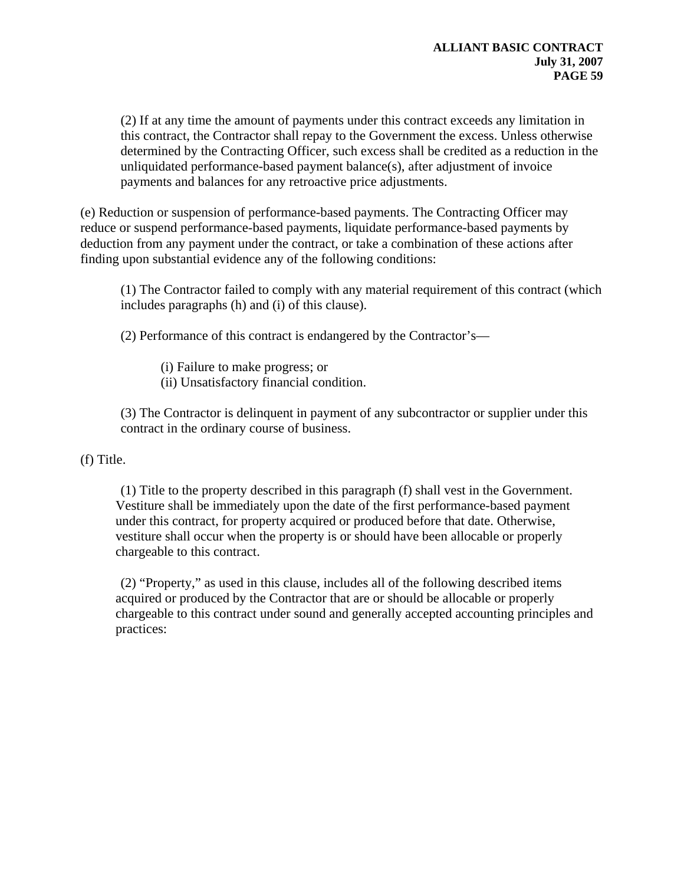(2) If at any time the amount of payments under this contract exceeds any limitation in this contract, the Contractor shall repay to the Government the excess. Unless otherwise determined by the Contracting Officer, such excess shall be credited as a reduction in the unliquidated performance-based payment balance(s), after adjustment of invoice payments and balances for any retroactive price adjustments.

(e) Reduction or suspension of performance-based payments. The Contracting Officer may reduce or suspend performance-based payments, liquidate performance-based payments by deduction from any payment under the contract, or take a combination of these actions after finding upon substantial evidence any of the following conditions:

(1) The Contractor failed to comply with any material requirement of this contract (which includes paragraphs (h) and (i) of this clause).

(2) Performance of this contract is endangered by the Contractor's—

(i) Failure to make progress; or
(ii) Unsatisfactory financial condition.

(3) The Contractor is delinquent in payment of any subcontractor or supplier under this contract in the ordinary course of business.

(f) Title.

(1) Title to the property described in this paragraph (f) shall vest in the Government. Vestiture shall be immediately upon the date of the first performance-based payment under this contract, for property acquired or produced before that date. Otherwise, vestiture shall occur when the property is or should have been allocable or properly chargeable to this contract.

(2) "Property," as used in this clause, includes all of the following described items acquired or produced by the Contractor that are or should be allocable or properly chargeable to this contract under sound and generally accepted accounting principles and practices: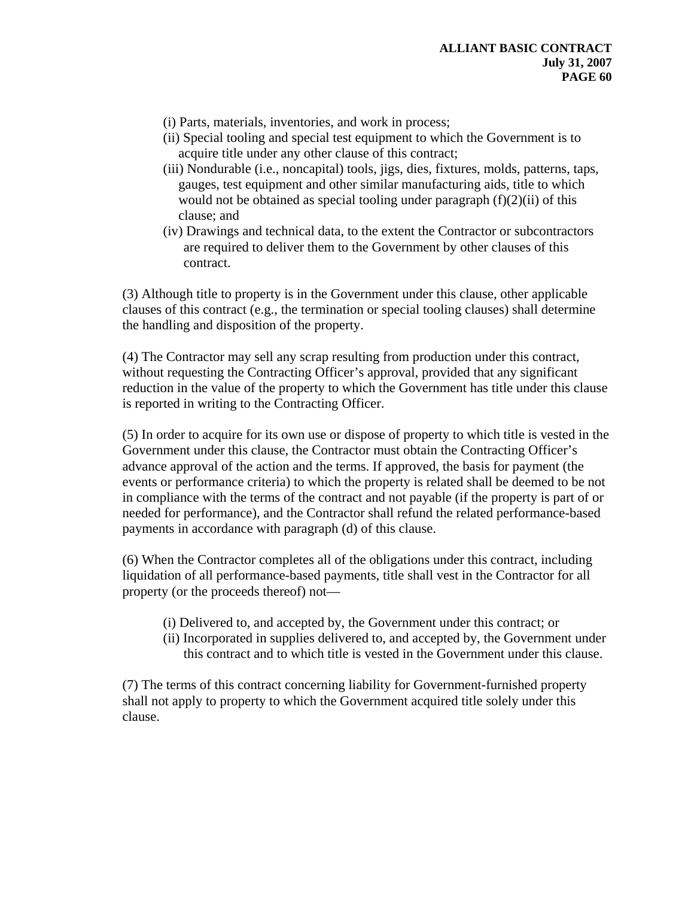(i) Parts, materials, inventories, and work in process;
(ii) Special tooling and special test equipment to which the Government is to acquire title under any other clause of this contract;
(iii) Nondurable (i.e., noncapital) tools, jigs, dies, fixtures, molds, patterns, taps, gauges, test equipment and other similar manufacturing aids, title to which would not be obtained as special tooling under paragraph (f)(2)(ii) of this clause; and
(iv) Drawings and technical data, to the extent the Contractor or subcontractors are required to deliver them to the Government by other clauses of this contract.

(3) Although title to property is in the Government under this clause, other applicable clauses of this contract (e.g., the termination or special tooling clauses) shall determine the handling and disposition of the property.

(4) The Contractor may sell any scrap resulting from production under this contract, without requesting the Contracting Officer's approval, provided that any significant reduction in the value of the property to which the Government has title under this clause is reported in writing to the Contracting Officer.

(5) In order to acquire for its own use or dispose of property to which title is vested in the Government under this clause, the Contractor must obtain the Contracting Officer's advance approval of the action and the terms. If approved, the basis for payment (the events or performance criteria) to which the property is related shall be deemed to be not in compliance with the terms of the contract and not payable (if the property is part of or needed for performance), and the Contractor shall refund the related performance-based payments in accordance with paragraph (d) of this clause.

(6) When the Contractor completes all of the obligations under this contract, including liquidation of all performance-based payments, title shall vest in the Contractor for all property (or the proceeds thereof) not—

(i) Delivered to, and accepted by, the Government under this contract; or
(ii) Incorporated in supplies delivered to, and accepted by, the Government under this contract and to which title is vested in the Government under this clause.

(7) The terms of this contract concerning liability for Government-furnished property shall not apply to property to which the Government acquired title solely under this clause.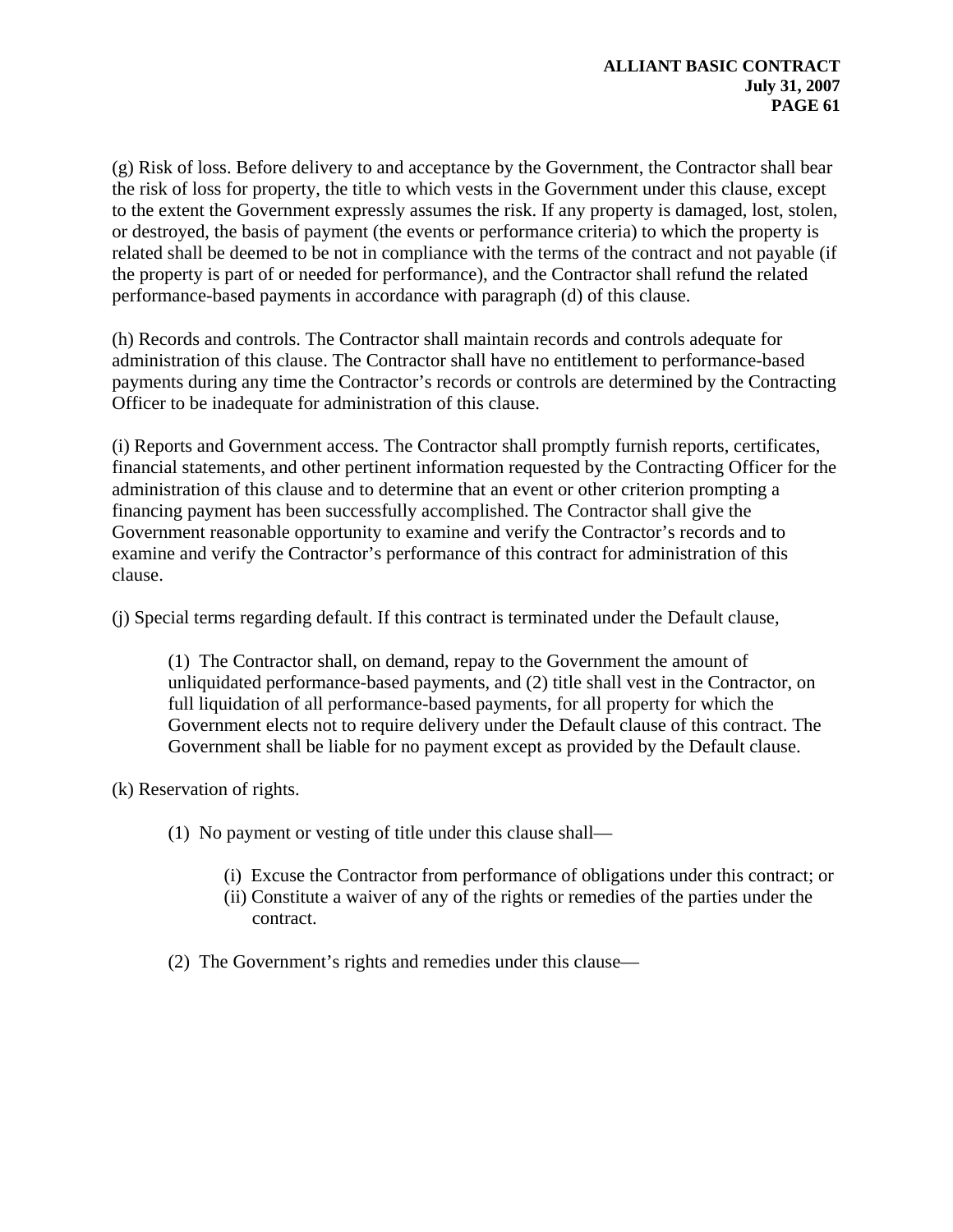(g) Risk of loss. Before delivery to and acceptance by the Government, the Contractor shall bear the risk of loss for property, the title to which vests in the Government under this clause, except to the extent the Government expressly assumes the risk. If any property is damaged, lost, stolen, or destroyed, the basis of payment (the events or performance criteria) to which the property is related shall be deemed to be not in compliance with the terms of the contract and not payable (if the property is part of or needed for performance), and the Contractor shall refund the related performance-based payments in accordance with paragraph (d) of this clause.

(h) Records and controls. The Contractor shall maintain records and controls adequate for administration of this clause. The Contractor shall have no entitlement to performance-based payments during any time the Contractor's records or controls are determined by the Contracting Officer to be inadequate for administration of this clause.

(i) Reports and Government access. The Contractor shall promptly furnish reports, certificates, financial statements, and other pertinent information requested by the Contracting Officer for the administration of this clause and to determine that an event or other criterion prompting a financing payment has been successfully accomplished. The Contractor shall give the Government reasonable opportunity to examine and verify the Contractor's records and to examine and verify the Contractor's performance of this contract for administration of this clause.

(j) Special terms regarding default. If this contract is terminated under the Default clause,

> (1) The Contractor shall, on demand, repay to the Government the amount of unliquidated performance-based payments, and (2) title shall vest in the Contractor, on full liquidation of all performance-based payments, for all property for which the Government elects not to require delivery under the Default clause of this contract. The Government shall be liable for no payment except as provided by the Default clause.

(k) Reservation of rights.

> (1) No payment or vesting of title under this clause shall—
>
> > (i) Excuse the Contractor from performance of obligations under this contract; or
> > (ii) Constitute a waiver of any of the rights or remedies of the parties under the contract.
>
> (2) The Government's rights and remedies under this clause—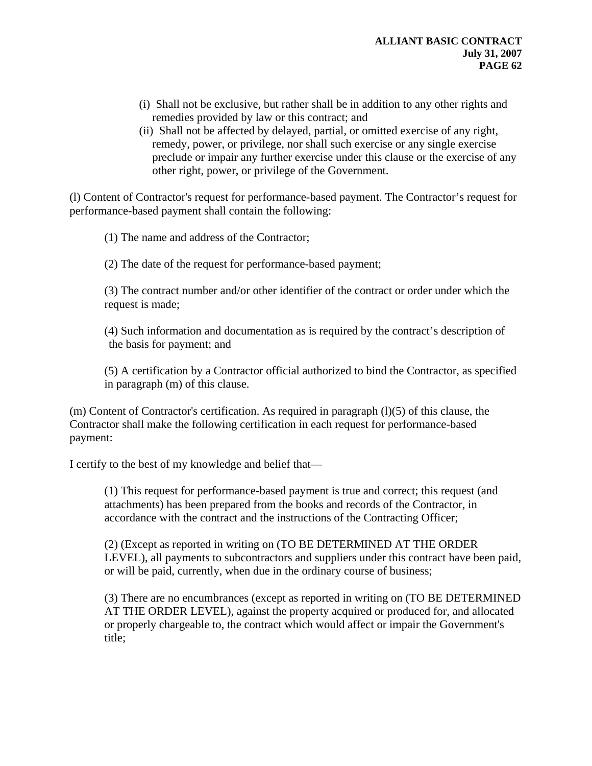(i) Shall not be exclusive, but rather shall be in addition to any other rights and remedies provided by law or this contract; and

(ii) Shall not be affected by delayed, partial, or omitted exercise of any right, remedy, power, or privilege, nor shall such exercise or any single exercise preclude or impair any further exercise under this clause or the exercise of any other right, power, or privilege of the Government.

(l) Content of Contractor's request for performance-based payment. The Contractor's request for performance-based payment shall contain the following:

(1) The name and address of the Contractor;

(2) The date of the request for performance-based payment;

(3) The contract number and/or other identifier of the contract or order under which the request is made;

(4) Such information and documentation as is required by the contract's description of the basis for payment; and

(5) A certification by a Contractor official authorized to bind the Contractor, as specified in paragraph (m) of this clause.

(m) Content of Contractor's certification. As required in paragraph (l)(5) of this clause, the Contractor shall make the following certification in each request for performance-based payment:

I certify to the best of my knowledge and belief that—

(1) This request for performance-based payment is true and correct; this request (and attachments) has been prepared from the books and records of the Contractor, in accordance with the contract and the instructions of the Contracting Officer;

(2) (Except as reported in writing on (TO BE DETERMINED AT THE ORDER LEVEL), all payments to subcontractors and suppliers under this contract have been paid, or will be paid, currently, when due in the ordinary course of business;

(3) There are no encumbrances (except as reported in writing on (TO BE DETERMINED AT THE ORDER LEVEL), against the property acquired or produced for, and allocated or properly chargeable to, the contract which would affect or impair the Government's title;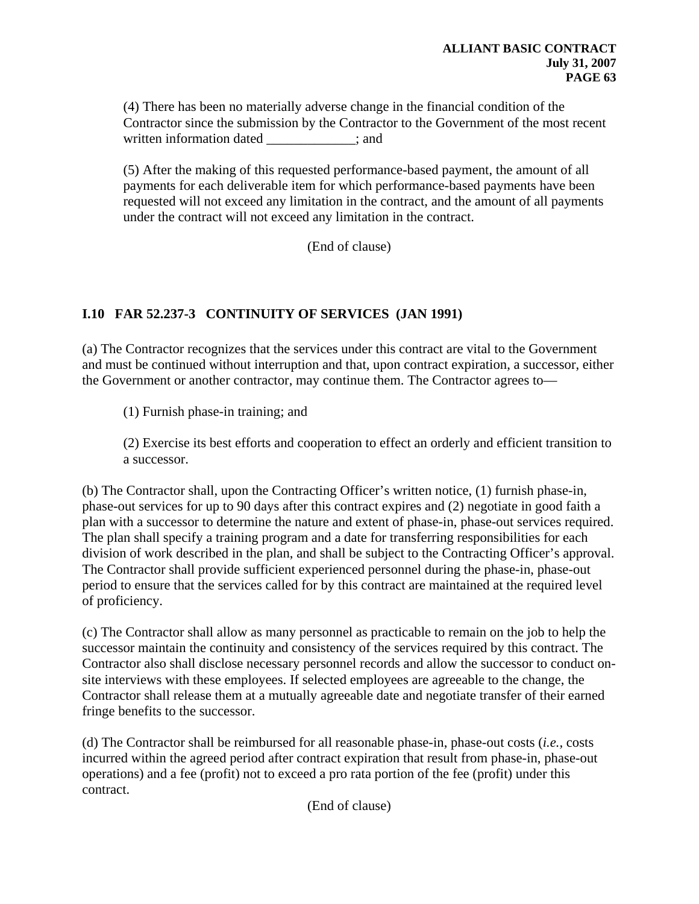(4) There has been no materially adverse change in the financial condition of the Contractor since the submission by the Contractor to the Government of the most recent written information dated _____________; and

(5) After the making of this requested performance-based payment, the amount of all payments for each deliverable item for which performance-based payments have been requested will not exceed any limitation in the contract, and the amount of all payments under the contract will not exceed any limitation in the contract.

(End of clause)

### I.10 FAR 52.237-3 CONTINUITY OF SERVICES (JAN 1991)

(a) The Contractor recognizes that the services under this contract are vital to the Government and must be continued without interruption and that, upon contract expiration, a successor, either the Government or another contractor, may continue them. The Contractor agrees to—

(1) Furnish phase-in training; and

(2) Exercise its best efforts and cooperation to effect an orderly and efficient transition to a successor.

(b) The Contractor shall, upon the Contracting Officer's written notice, (1) furnish phase-in, phase-out services for up to 90 days after this contract expires and (2) negotiate in good faith a plan with a successor to determine the nature and extent of phase-in, phase-out services required. The plan shall specify a training program and a date for transferring responsibilities for each division of work described in the plan, and shall be subject to the Contracting Officer's approval. The Contractor shall provide sufficient experienced personnel during the phase-in, phase-out period to ensure that the services called for by this contract are maintained at the required level of proficiency.

(c) The Contractor shall allow as many personnel as practicable to remain on the job to help the successor maintain the continuity and consistency of the services required by this contract. The Contractor also shall disclose necessary personnel records and allow the successor to conduct on-site interviews with these employees. If selected employees are agreeable to the change, the Contractor shall release them at a mutually agreeable date and negotiate transfer of their earned fringe benefits to the successor.

(d) The Contractor shall be reimbursed for all reasonable phase-in, phase-out costs (*i.e.*, costs incurred within the agreed period after contract expiration that result from phase-in, phase-out operations) and a fee (profit) not to exceed a pro rata portion of the fee (profit) under this contract.

(End of clause)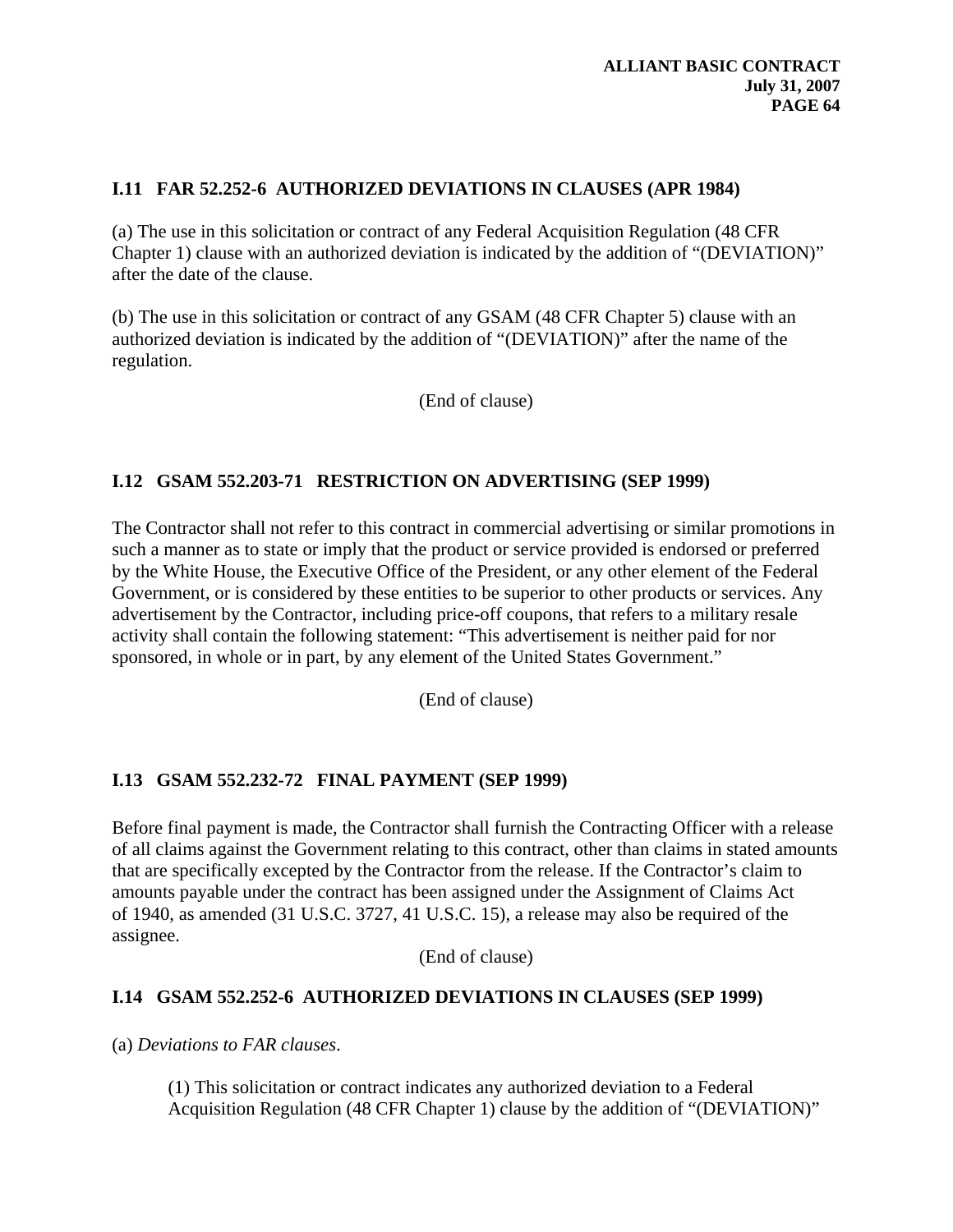### I.11 FAR 52.252-6 AUTHORIZED DEVIATIONS IN CLAUSES (APR 1984)

(a) The use in this solicitation or contract of any Federal Acquisition Regulation (48 CFR Chapter 1) clause with an authorized deviation is indicated by the addition of "(DEVIATION)" after the date of the clause.

(b) The use in this solicitation or contract of any GSAM (48 CFR Chapter 5) clause with an authorized deviation is indicated by the addition of "(DEVIATION)" after the name of the regulation.

(End of clause)

### I.12 GSAM 552.203-71 RESTRICTION ON ADVERTISING (SEP 1999)

The Contractor shall not refer to this contract in commercial advertising or similar promotions in such a manner as to state or imply that the product or service provided is endorsed or preferred by the White House, the Executive Office of the President, or any other element of the Federal Government, or is considered by these entities to be superior to other products or services. Any advertisement by the Contractor, including price-off coupons, that refers to a military resale activity shall contain the following statement: "This advertisement is neither paid for nor sponsored, in whole or in part, by any element of the United States Government."

(End of clause)

### I.13 GSAM 552.232-72 FINAL PAYMENT (SEP 1999)

Before final payment is made, the Contractor shall furnish the Contracting Officer with a release of all claims against the Government relating to this contract, other than claims in stated amounts that are specifically excepted by the Contractor from the release. If the Contractor's claim to amounts payable under the contract has been assigned under the Assignment of Claims Act of 1940, as amended (31 U.S.C. 3727, 41 U.S.C. 15), a release may also be required of the assignee.

(End of clause)

### I.14 GSAM 552.252-6 AUTHORIZED DEVIATIONS IN CLAUSES (SEP 1999)

(a) *Deviations to FAR clauses*.

(1) This solicitation or contract indicates any authorized deviation to a Federal Acquisition Regulation (48 CFR Chapter 1) clause by the addition of "(DEVIATION)"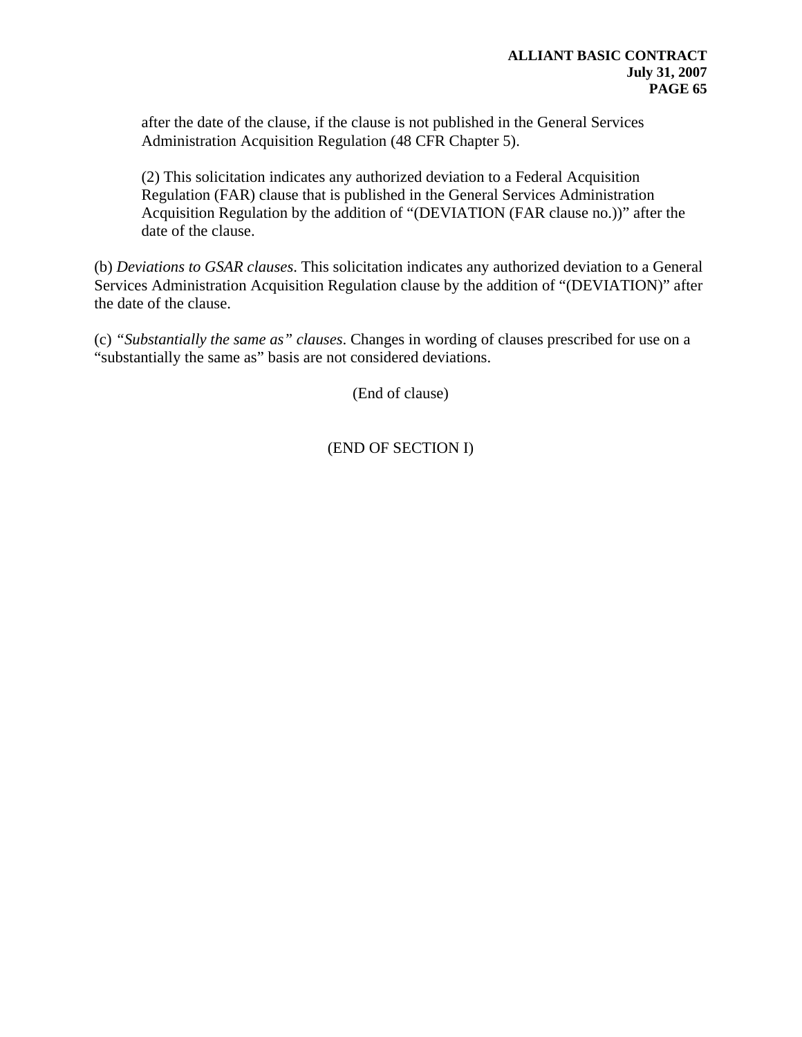after the date of the clause, if the clause is not published in the General Services Administration Acquisition Regulation (48 CFR Chapter 5).

(2) This solicitation indicates any authorized deviation to a Federal Acquisition Regulation (FAR) clause that is published in the General Services Administration Acquisition Regulation by the addition of "(DEVIATION (FAR clause no.))" after the date of the clause.

(b) *Deviations to GSAR clauses*. This solicitation indicates any authorized deviation to a General Services Administration Acquisition Regulation clause by the addition of "(DEVIATION)" after the date of the clause.

(c) *"Substantially the same as" clauses*. Changes in wording of clauses prescribed for use on a "substantially the same as" basis are not considered deviations.

(End of clause)

(END OF SECTION I)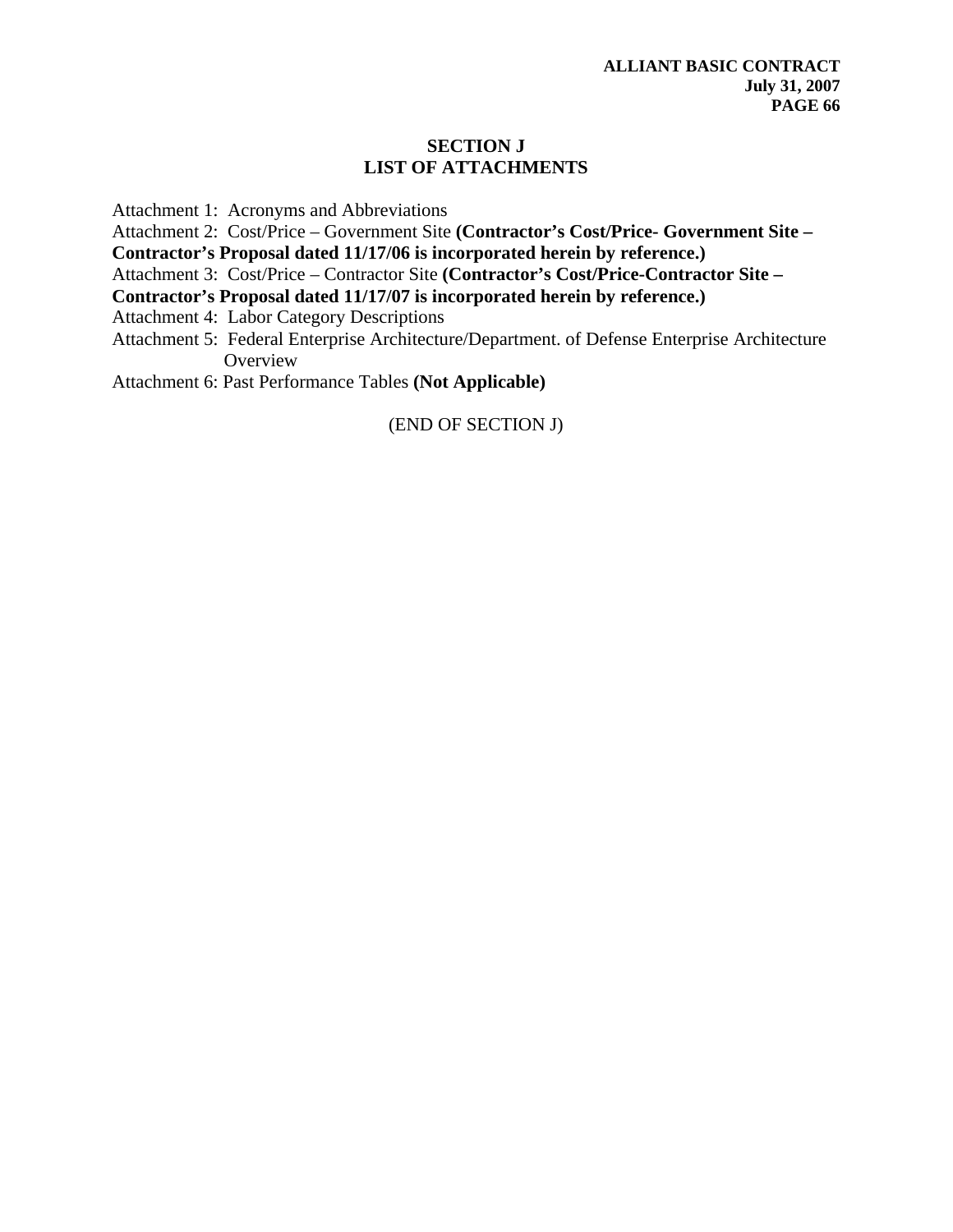## SECTION J
## LIST OF ATTACHMENTS

Attachment 1: Acronyms and Abbreviations

Attachment 2: Cost/Price – Government Site **(Contractor's Cost/Price- Government Site – Contractor's Proposal dated 11/17/06 is incorporated herein by reference.)**

Attachment 3: Cost/Price – Contractor Site **(Contractor's Cost/Price-Contractor Site – Contractor's Proposal dated 11/17/07 is incorporated herein by reference.)**

Attachment 4: Labor Category Descriptions

Attachment 5: Federal Enterprise Architecture/Department. of Defense Enterprise Architecture Overview

Attachment 6: Past Performance Tables **(Not Applicable)**

(END OF SECTION J)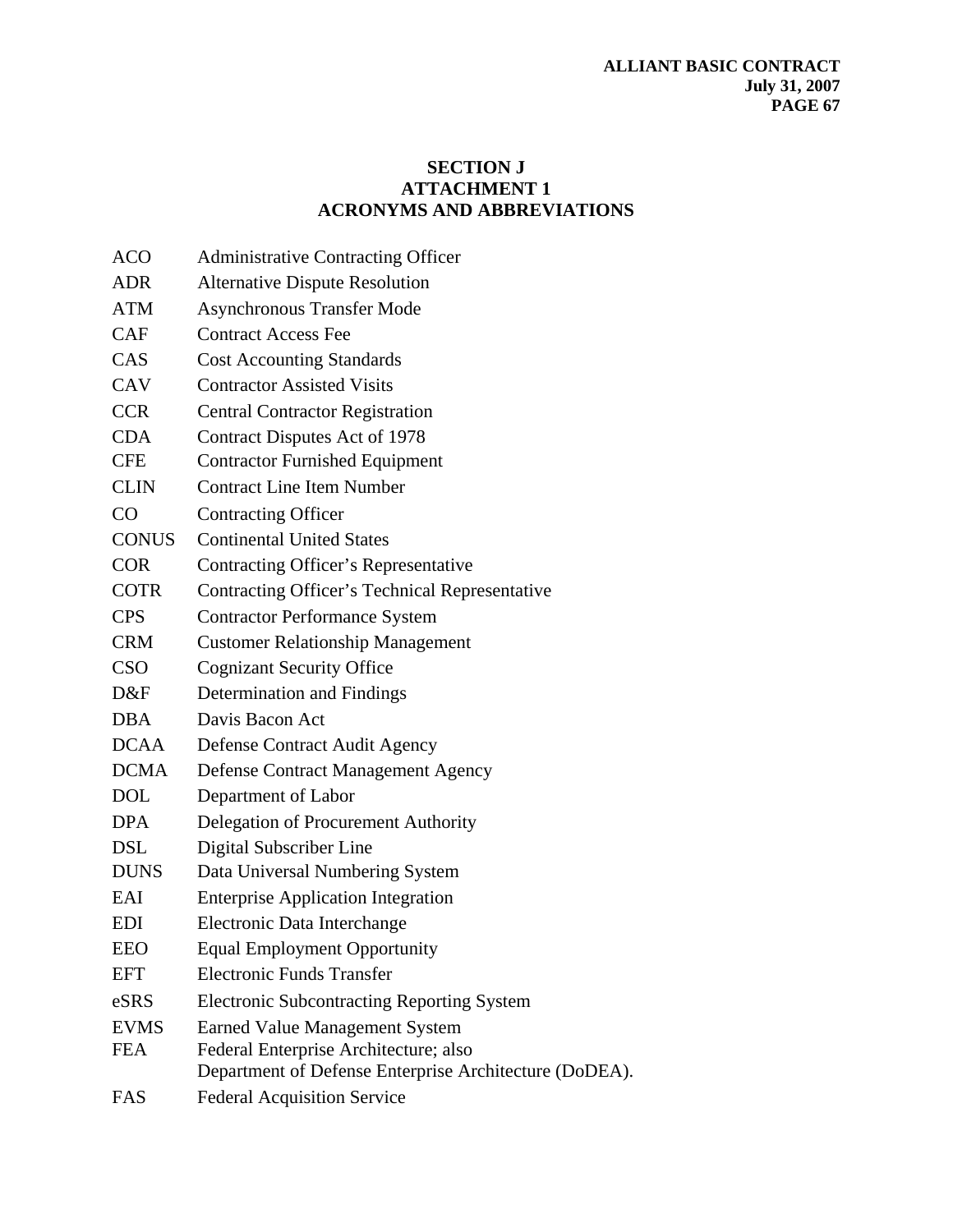## SECTION J
## ATTACHMENT 1
## ACRONYMS AND ABBREVIATIONS

| | |
|---|---|
| ACO | Administrative Contracting Officer |
| ADR | Alternative Dispute Resolution |
| ATM | Asynchronous Transfer Mode |
| CAF | Contract Access Fee |
| CAS | Cost Accounting Standards |
| CAV | Contractor Assisted Visits |
| CCR | Central Contractor Registration |
| CDA | Contract Disputes Act of 1978 |
| CFE | Contractor Furnished Equipment |
| CLIN | Contract Line Item Number |
| CO | Contracting Officer |
| CONUS | Continental United States |
| COR | Contracting Officer's Representative |
| COTR | Contracting Officer's Technical Representative |
| CPS | Contractor Performance System |
| CRM | Customer Relationship Management |
| CSO | Cognizant Security Office |
| D&F | Determination and Findings |
| DBA | Davis Bacon Act |
| DCAA | Defense Contract Audit Agency |
| DCMA | Defense Contract Management Agency |
| DOL | Department of Labor |
| DPA | Delegation of Procurement Authority |
| DSL | Digital Subscriber Line |
| DUNS | Data Universal Numbering System |
| EAI | Enterprise Application Integration |
| EDI | Electronic Data Interchange |
| EEO | Equal Employment Opportunity |
| EFT | Electronic Funds Transfer |
| eSRS | Electronic Subcontracting Reporting System |
| EVMS | Earned Value Management System |
| FEA | Federal Enterprise Architecture; also Department of Defense Enterprise Architecture (DoDEA). |
| FAS | Federal Acquisition Service |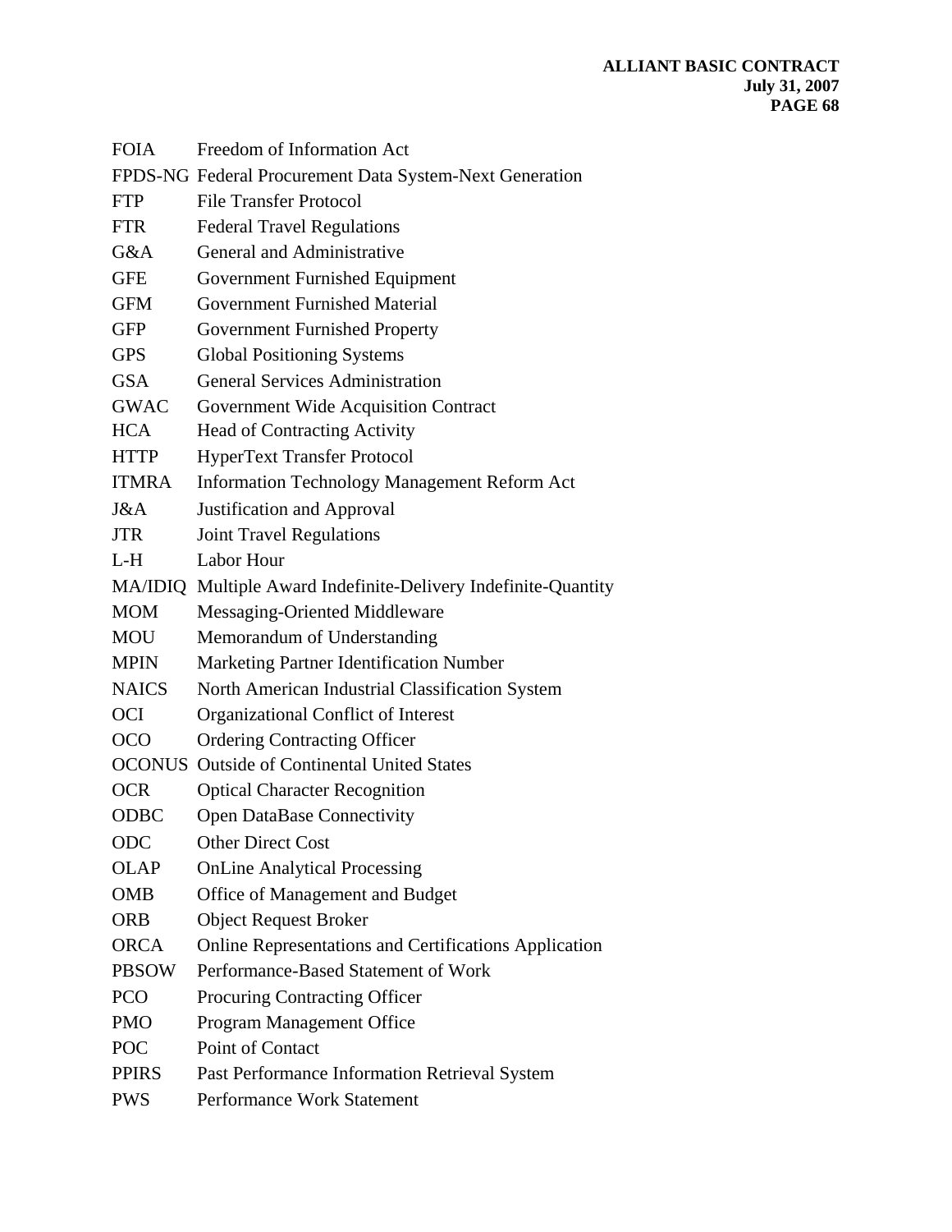| | |
|---|---|
| FOIA | Freedom of Information Act |
| FPDS-NG | Federal Procurement Data System-Next Generation |
| FTP | File Transfer Protocol |
| FTR | Federal Travel Regulations |
| G&A | General and Administrative |
| GFE | Government Furnished Equipment |
| GFM | Government Furnished Material |
| GFP | Government Furnished Property |
| GPS | Global Positioning Systems |
| GSA | General Services Administration |
| GWAC | Government Wide Acquisition Contract |
| HCA | Head of Contracting Activity |
| HTTP | HyperText Transfer Protocol |
| ITMRA | Information Technology Management Reform Act |
| J&A | Justification and Approval |
| JTR | Joint Travel Regulations |
| L-H | Labor Hour |
| MA/IDIQ | Multiple Award Indefinite-Delivery Indefinite-Quantity |
| MOM | Messaging-Oriented Middleware |
| MOU | Memorandum of Understanding |
| MPIN | Marketing Partner Identification Number |
| NAICS | North American Industrial Classification System |
| OCI | Organizational Conflict of Interest |
| OCO | Ordering Contracting Officer |
| OCONUS | Outside of Continental United States |
| OCR | Optical Character Recognition |
| ODBC | Open DataBase Connectivity |
| ODC | Other Direct Cost |
| OLAP | OnLine Analytical Processing |
| OMB | Office of Management and Budget |
| ORB | Object Request Broker |
| ORCA | Online Representations and Certifications Application |
| PBSOW | Performance-Based Statement of Work |
| PCO | Procuring Contracting Officer |
| PMO | Program Management Office |
| POC | Point of Contact |
| PPIRS | Past Performance Information Retrieval System |
| PWS | Performance Work Statement |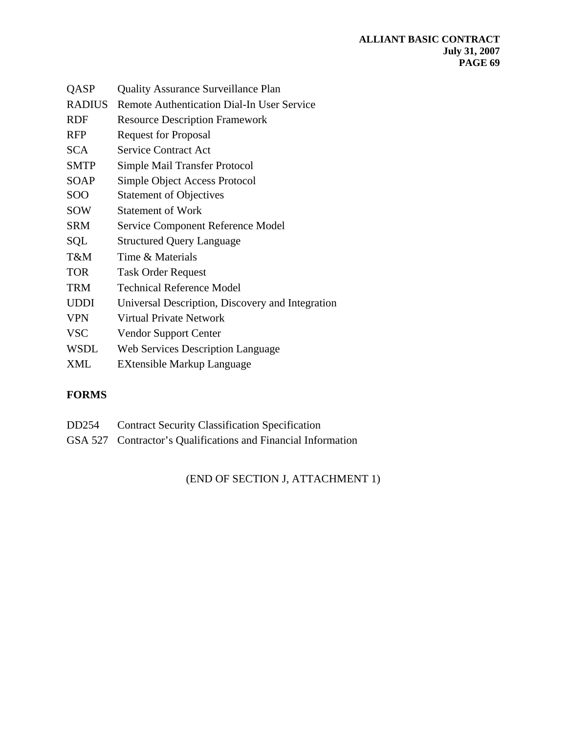| | |
|---|---|
| QASP | Quality Assurance Surveillance Plan |
| RADIUS | Remote Authentication Dial-In User Service |
| RDF | Resource Description Framework |
| RFP | Request for Proposal |
| SCA | Service Contract Act |
| SMTP | Simple Mail Transfer Protocol |
| SOAP | Simple Object Access Protocol |
| SOO | Statement of Objectives |
| SOW | Statement of Work |
| SRM | Service Component Reference Model |
| SQL | Structured Query Language |
| T&M | Time & Materials |
| TOR | Task Order Request |
| TRM | Technical Reference Model |
| UDDI | Universal Description, Discovery and Integration |
| VPN | Virtual Private Network |
| VSC | Vendor Support Center |
| WSDL | Web Services Description Language |
| XML | EXtensible Markup Language |

**FORMS**

| | |
|---|---|
| DD254 | Contract Security Classification Specification |
| GSA 527 | Contractor's Qualifications and Financial Information |

(END OF SECTION J, ATTACHMENT 1)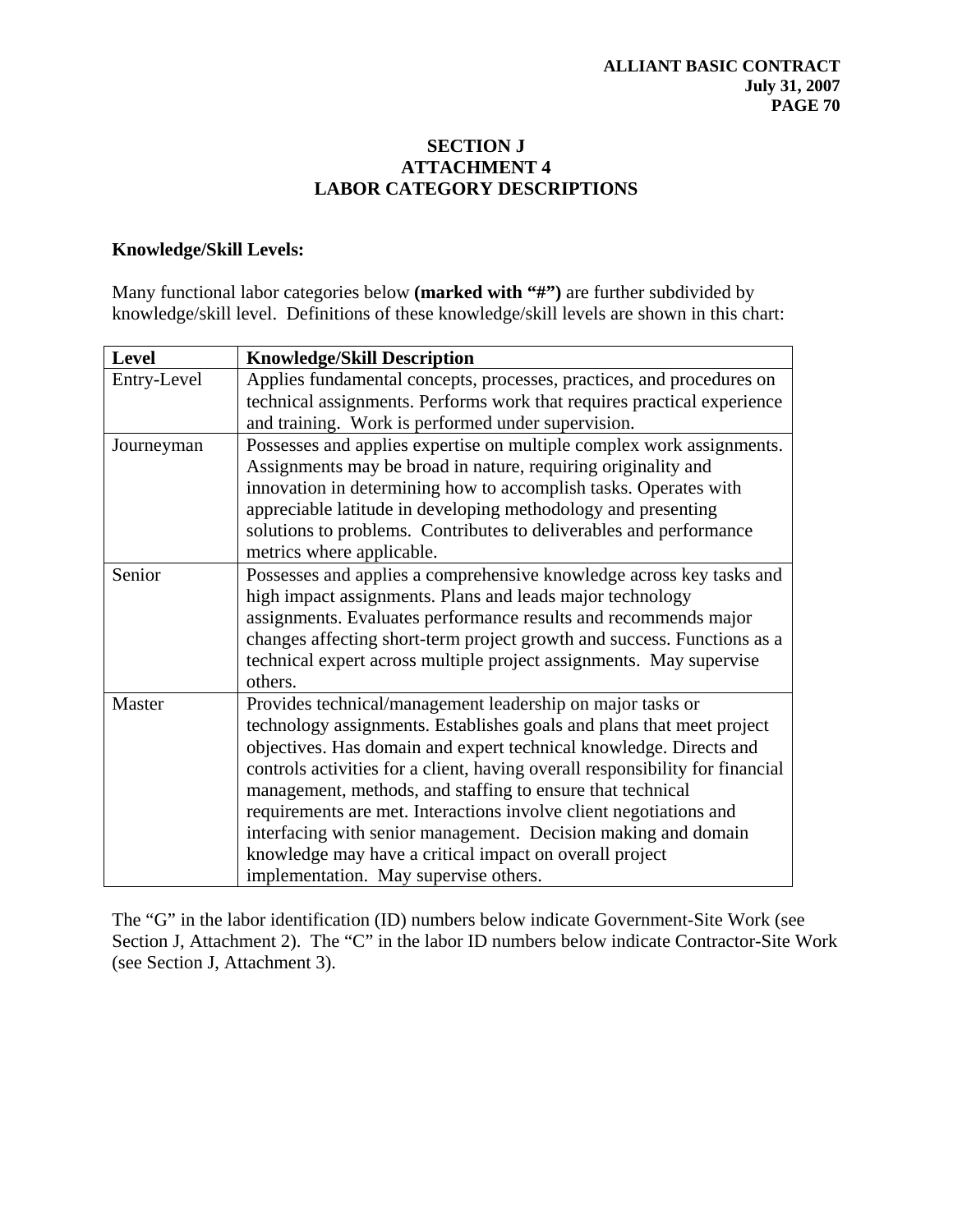## SECTION J
## ATTACHMENT 4
## LABOR CATEGORY DESCRIPTIONS

**Knowledge/Skill Levels:**

Many functional labor categories below **(marked with "#")** are further subdivided by knowledge/skill level. Definitions of these knowledge/skill levels are shown in this chart:

| Level | Knowledge/Skill Description |
|---|---|
| Entry-Level | Applies fundamental concepts, processes, practices, and procedures on technical assignments. Performs work that requires practical experience and training. Work is performed under supervision. |
| Journeyman | Possesses and applies expertise on multiple complex work assignments. Assignments may be broad in nature, requiring originality and innovation in determining how to accomplish tasks. Operates with appreciable latitude in developing methodology and presenting solutions to problems. Contributes to deliverables and performance metrics where applicable. |
| Senior | Possesses and applies a comprehensive knowledge across key tasks and high impact assignments. Plans and leads major technology assignments. Evaluates performance results and recommends major changes affecting short-term project growth and success. Functions as a technical expert across multiple project assignments. May supervise others. |
| Master | Provides technical/management leadership on major tasks or technology assignments. Establishes goals and plans that meet project objectives. Has domain and expert technical knowledge. Directs and controls activities for a client, having overall responsibility for financial management, methods, and staffing to ensure that technical requirements are met. Interactions involve client negotiations and interfacing with senior management. Decision making and domain knowledge may have a critical impact on overall project implementation. May supervise others. |

The "G" in the labor identification (ID) numbers below indicate Government-Site Work (see Section J, Attachment 2). The "C" in the labor ID numbers below indicate Contractor-Site Work (see Section J, Attachment 3).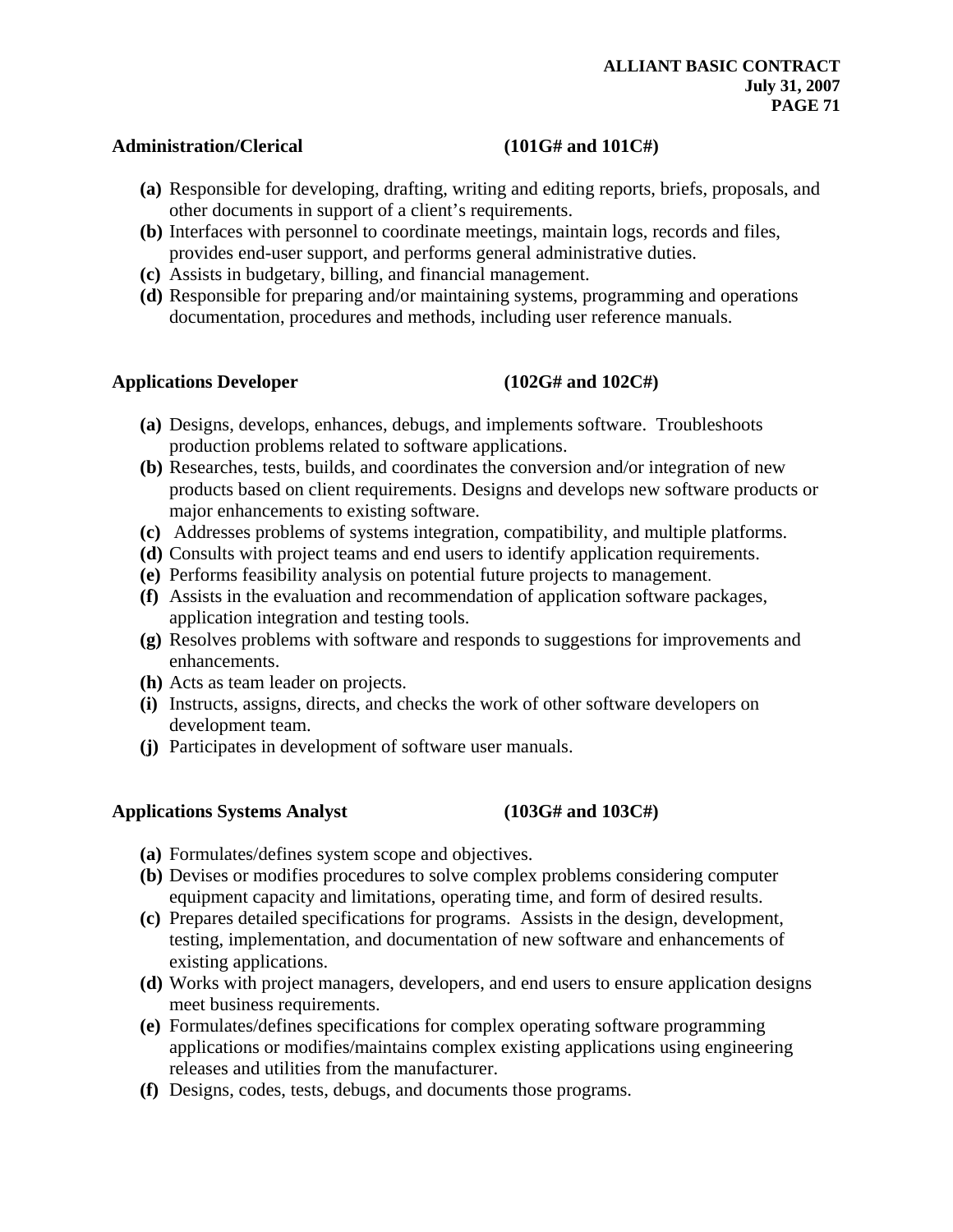**Administration/Clerical (101G# and 101C#)**

**(a)** Responsible for developing, drafting, writing and editing reports, briefs, proposals, and other documents in support of a client's requirements.
**(b)** Interfaces with personnel to coordinate meetings, maintain logs, records and files, provides end-user support, and performs general administrative duties.
**(c)** Assists in budgetary, billing, and financial management.
**(d)** Responsible for preparing and/or maintaining systems, programming and operations documentation, procedures and methods, including user reference manuals.

**Applications Developer (102G# and 102C#)**

**(a)** Designs, develops, enhances, debugs, and implements software. Troubleshoots production problems related to software applications.
**(b)** Researches, tests, builds, and coordinates the conversion and/or integration of new products based on client requirements. Designs and develops new software products or major enhancements to existing software.
**(c)** Addresses problems of systems integration, compatibility, and multiple platforms.
**(d)** Consults with project teams and end users to identify application requirements.
**(e)** Performs feasibility analysis on potential future projects to management.
**(f)** Assists in the evaluation and recommendation of application software packages, application integration and testing tools.
**(g)** Resolves problems with software and responds to suggestions for improvements and enhancements.
**(h)** Acts as team leader on projects.
**(i)** Instructs, assigns, directs, and checks the work of other software developers on development team.
**(j)** Participates in development of software user manuals.

**Applications Systems Analyst (103G# and 103C#)**

**(a)** Formulates/defines system scope and objectives.
**(b)** Devises or modifies procedures to solve complex problems considering computer equipment capacity and limitations, operating time, and form of desired results.
**(c)** Prepares detailed specifications for programs. Assists in the design, development, testing, implementation, and documentation of new software and enhancements of existing applications.
**(d)** Works with project managers, developers, and end users to ensure application designs meet business requirements.
**(e)** Formulates/defines specifications for complex operating software programming applications or modifies/maintains complex existing applications using engineering releases and utilities from the manufacturer.
**(f)** Designs, codes, tests, debugs, and documents those programs.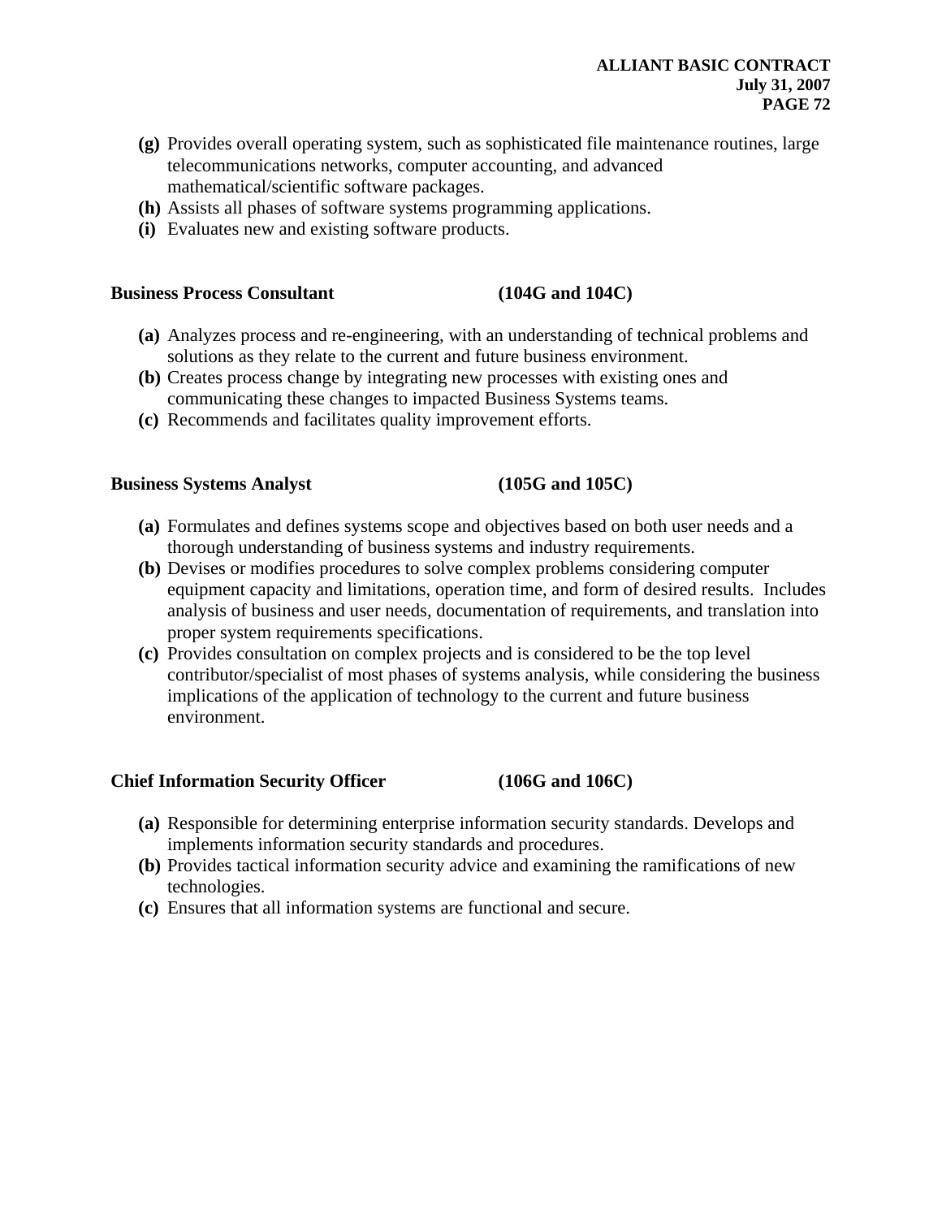**(g)** Provides overall operating system, such as sophisticated file maintenance routines, large telecommunications networks, computer accounting, and advanced mathematical/scientific software packages.

**(h)** Assists all phases of software systems programming applications.

**(i)** Evaluates new and existing software products.

**Business Process Consultant (104G and 104C)**

**(a)** Analyzes process and re-engineering, with an understanding of technical problems and solutions as they relate to the current and future business environment.

**(b)** Creates process change by integrating new processes with existing ones and communicating these changes to impacted Business Systems teams.

**(c)** Recommends and facilitates quality improvement efforts.

**Business Systems Analyst (105G and 105C)**

**(a)** Formulates and defines systems scope and objectives based on both user needs and a thorough understanding of business systems and industry requirements.

**(b)** Devises or modifies procedures to solve complex problems considering computer equipment capacity and limitations, operation time, and form of desired results. Includes analysis of business and user needs, documentation of requirements, and translation into proper system requirements specifications.

**(c)** Provides consultation on complex projects and is considered to be the top level contributor/specialist of most phases of systems analysis, while considering the business implications of the application of technology to the current and future business environment.

**Chief Information Security Officer (106G and 106C)**

**(a)** Responsible for determining enterprise information security standards. Develops and implements information security standards and procedures.

**(b)** Provides tactical information security advice and examining the ramifications of new technologies.

**(c)** Ensures that all information systems are functional and secure.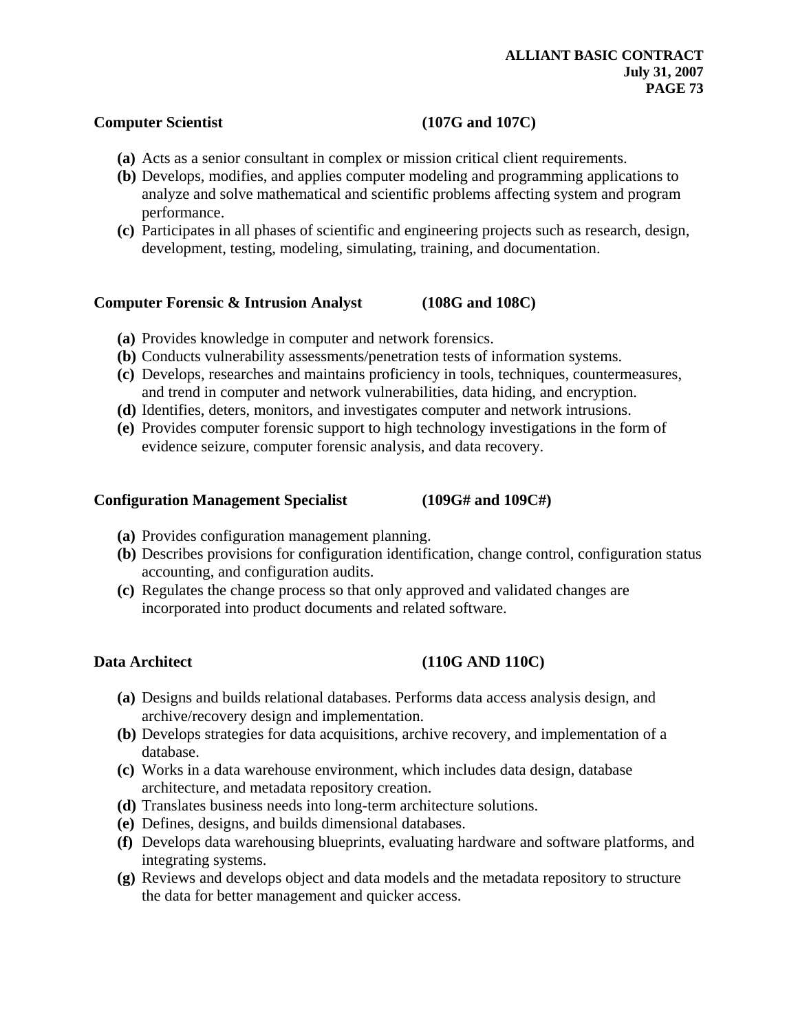**Computer Scientist (107G and 107C)**

- **(a)** Acts as a senior consultant in complex or mission critical client requirements.
- **(b)** Develops, modifies, and applies computer modeling and programming applications to analyze and solve mathematical and scientific problems affecting system and program performance.
- **(c)** Participates in all phases of scientific and engineering projects such as research, design, development, testing, modeling, simulating, training, and documentation.

**Computer Forensic & Intrusion Analyst (108G and 108C)**

- **(a)** Provides knowledge in computer and network forensics.
- **(b)** Conducts vulnerability assessments/penetration tests of information systems.
- **(c)** Develops, researches and maintains proficiency in tools, techniques, countermeasures, and trend in computer and network vulnerabilities, data hiding, and encryption.
- **(d)** Identifies, deters, monitors, and investigates computer and network intrusions.
- **(e)** Provides computer forensic support to high technology investigations in the form of evidence seizure, computer forensic analysis, and data recovery.

**Configuration Management Specialist (109G# and 109C#)**

- **(a)** Provides configuration management planning.
- **(b)** Describes provisions for configuration identification, change control, configuration status accounting, and configuration audits.
- **(c)** Regulates the change process so that only approved and validated changes are incorporated into product documents and related software.

**Data Architect (110G AND 110C)**

- **(a)** Designs and builds relational databases. Performs data access analysis design, and archive/recovery design and implementation.
- **(b)** Develops strategies for data acquisitions, archive recovery, and implementation of a database.
- **(c)** Works in a data warehouse environment, which includes data design, database architecture, and metadata repository creation.
- **(d)** Translates business needs into long-term architecture solutions.
- **(e)** Defines, designs, and builds dimensional databases.
- **(f)** Develops data warehousing blueprints, evaluating hardware and software platforms, and integrating systems.
- **(g)** Reviews and develops object and data models and the metadata repository to structure the data for better management and quicker access.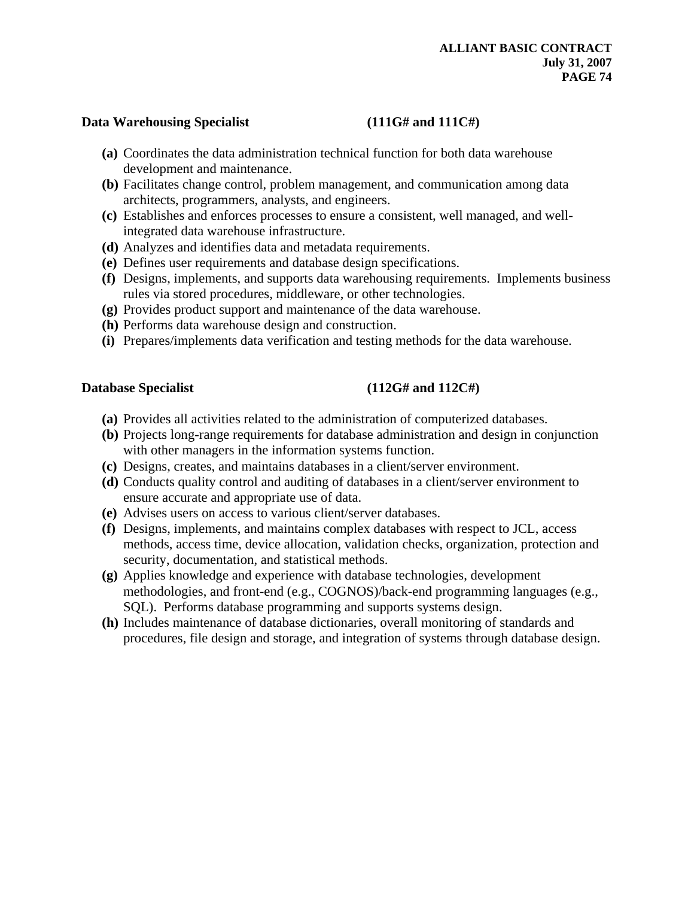**Data Warehousing Specialist (111G# and 111C#)**

- **(a)** Coordinates the data administration technical function for both data warehouse development and maintenance.
- **(b)** Facilitates change control, problem management, and communication among data architects, programmers, analysts, and engineers.
- **(c)** Establishes and enforces processes to ensure a consistent, well managed, and well-integrated data warehouse infrastructure.
- **(d)** Analyzes and identifies data and metadata requirements.
- **(e)** Defines user requirements and database design specifications.
- **(f)** Designs, implements, and supports data warehousing requirements. Implements business rules via stored procedures, middleware, or other technologies.
- **(g)** Provides product support and maintenance of the data warehouse.
- **(h)** Performs data warehouse design and construction.
- **(i)** Prepares/implements data verification and testing methods for the data warehouse.

**Database Specialist (112G# and 112C#)**

- **(a)** Provides all activities related to the administration of computerized databases.
- **(b)** Projects long-range requirements for database administration and design in conjunction with other managers in the information systems function.
- **(c)** Designs, creates, and maintains databases in a client/server environment.
- **(d)** Conducts quality control and auditing of databases in a client/server environment to ensure accurate and appropriate use of data.
- **(e)** Advises users on access to various client/server databases.
- **(f)** Designs, implements, and maintains complex databases with respect to JCL, access methods, access time, device allocation, validation checks, organization, protection and security, documentation, and statistical methods.
- **(g)** Applies knowledge and experience with database technologies, development methodologies, and front-end (e.g., COGNOS)/back-end programming languages (e.g., SQL). Performs database programming and supports systems design.
- **(h)** Includes maintenance of database dictionaries, overall monitoring of standards and procedures, file design and storage, and integration of systems through database design.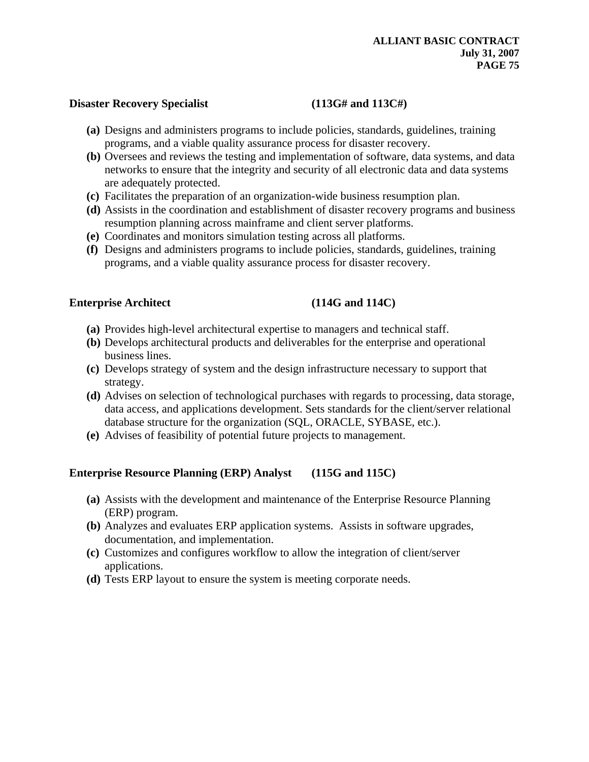**Disaster Recovery Specialist (113G# and 113C#)**

- **(a)** Designs and administers programs to include policies, standards, guidelines, training programs, and a viable quality assurance process for disaster recovery.
- **(b)** Oversees and reviews the testing and implementation of software, data systems, and data networks to ensure that the integrity and security of all electronic data and data systems are adequately protected.
- **(c)** Facilitates the preparation of an organization-wide business resumption plan.
- **(d)** Assists in the coordination and establishment of disaster recovery programs and business resumption planning across mainframe and client server platforms.
- **(e)** Coordinates and monitors simulation testing across all platforms.
- **(f)** Designs and administers programs to include policies, standards, guidelines, training programs, and a viable quality assurance process for disaster recovery.

**Enterprise Architect (114G and 114C)**

- **(a)** Provides high-level architectural expertise to managers and technical staff.
- **(b)** Develops architectural products and deliverables for the enterprise and operational business lines.
- **(c)** Develops strategy of system and the design infrastructure necessary to support that strategy.
- **(d)** Advises on selection of technological purchases with regards to processing, data storage, data access, and applications development. Sets standards for the client/server relational database structure for the organization (SQL, ORACLE, SYBASE, etc.).
- **(e)** Advises of feasibility of potential future projects to management.

**Enterprise Resource Planning (ERP) Analyst (115G and 115C)**

- **(a)** Assists with the development and maintenance of the Enterprise Resource Planning (ERP) program.
- **(b)** Analyzes and evaluates ERP application systems. Assists in software upgrades, documentation, and implementation.
- **(c)** Customizes and configures workflow to allow the integration of client/server applications.
- **(d)** Tests ERP layout to ensure the system is meeting corporate needs.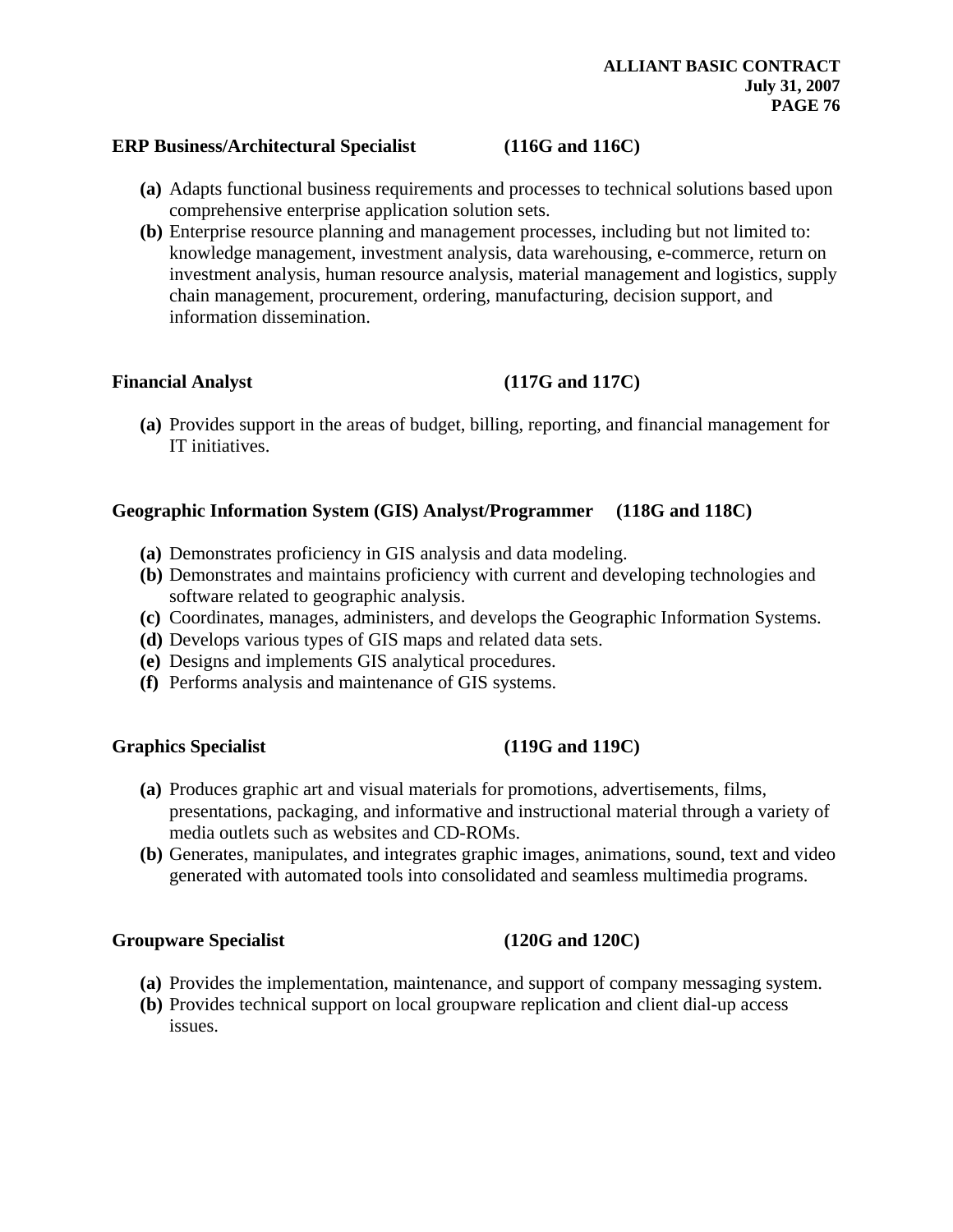**ERP Business/Architectural Specialist (116G and 116C)**

**(a)** Adapts functional business requirements and processes to technical solutions based upon comprehensive enterprise application solution sets.

**(b)** Enterprise resource planning and management processes, including but not limited to: knowledge management, investment analysis, data warehousing, e-commerce, return on investment analysis, human resource analysis, material management and logistics, supply chain management, procurement, ordering, manufacturing, decision support, and information dissemination.

**Financial Analyst (117G and 117C)**

**(a)** Provides support in the areas of budget, billing, reporting, and financial management for IT initiatives.

**Geographic Information System (GIS) Analyst/Programmer (118G and 118C)**

**(a)** Demonstrates proficiency in GIS analysis and data modeling.

**(b)** Demonstrates and maintains proficiency with current and developing technologies and software related to geographic analysis.

**(c)** Coordinates, manages, administers, and develops the Geographic Information Systems.

**(d)** Develops various types of GIS maps and related data sets.

**(e)** Designs and implements GIS analytical procedures.

**(f)** Performs analysis and maintenance of GIS systems.

**Graphics Specialist (119G and 119C)**

**(a)** Produces graphic art and visual materials for promotions, advertisements, films, presentations, packaging, and informative and instructional material through a variety of media outlets such as websites and CD-ROMs.

**(b)** Generates, manipulates, and integrates graphic images, animations, sound, text and video generated with automated tools into consolidated and seamless multimedia programs.

**Groupware Specialist (120G and 120C)**

**(a)** Provides the implementation, maintenance, and support of company messaging system.

**(b)** Provides technical support on local groupware replication and client dial-up access issues.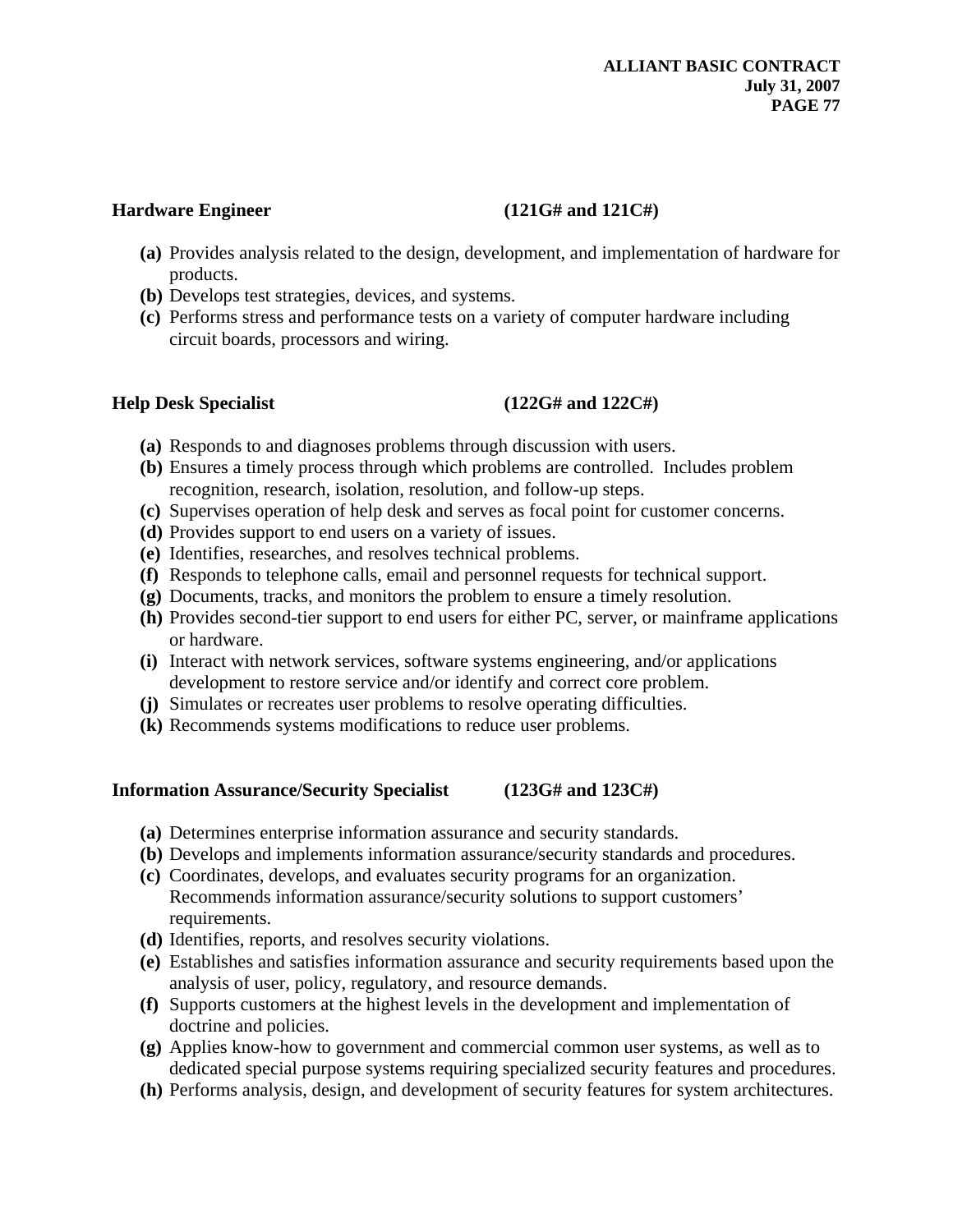**Hardware Engineer (121G# and 121C#)**

- **(a)** Provides analysis related to the design, development, and implementation of hardware for products.
- **(b)** Develops test strategies, devices, and systems.
- **(c)** Performs stress and performance tests on a variety of computer hardware including circuit boards, processors and wiring.

**Help Desk Specialist (122G# and 122C#)**

- **(a)** Responds to and diagnoses problems through discussion with users.
- **(b)** Ensures a timely process through which problems are controlled. Includes problem recognition, research, isolation, resolution, and follow-up steps.
- **(c)** Supervises operation of help desk and serves as focal point for customer concerns.
- **(d)** Provides support to end users on a variety of issues.
- **(e)** Identifies, researches, and resolves technical problems.
- **(f)** Responds to telephone calls, email and personnel requests for technical support.
- **(g)** Documents, tracks, and monitors the problem to ensure a timely resolution.
- **(h)** Provides second-tier support to end users for either PC, server, or mainframe applications or hardware.
- **(i)** Interact with network services, software systems engineering, and/or applications development to restore service and/or identify and correct core problem.
- **(j)** Simulates or recreates user problems to resolve operating difficulties.
- **(k)** Recommends systems modifications to reduce user problems.

**Information Assurance/Security Specialist (123G# and 123C#)**

- **(a)** Determines enterprise information assurance and security standards.
- **(b)** Develops and implements information assurance/security standards and procedures.
- **(c)** Coordinates, develops, and evaluates security programs for an organization. Recommends information assurance/security solutions to support customers' requirements.
- **(d)** Identifies, reports, and resolves security violations.
- **(e)** Establishes and satisfies information assurance and security requirements based upon the analysis of user, policy, regulatory, and resource demands.
- **(f)** Supports customers at the highest levels in the development and implementation of doctrine and policies.
- **(g)** Applies know-how to government and commercial common user systems, as well as to dedicated special purpose systems requiring specialized security features and procedures.
- **(h)** Performs analysis, design, and development of security features for system architectures.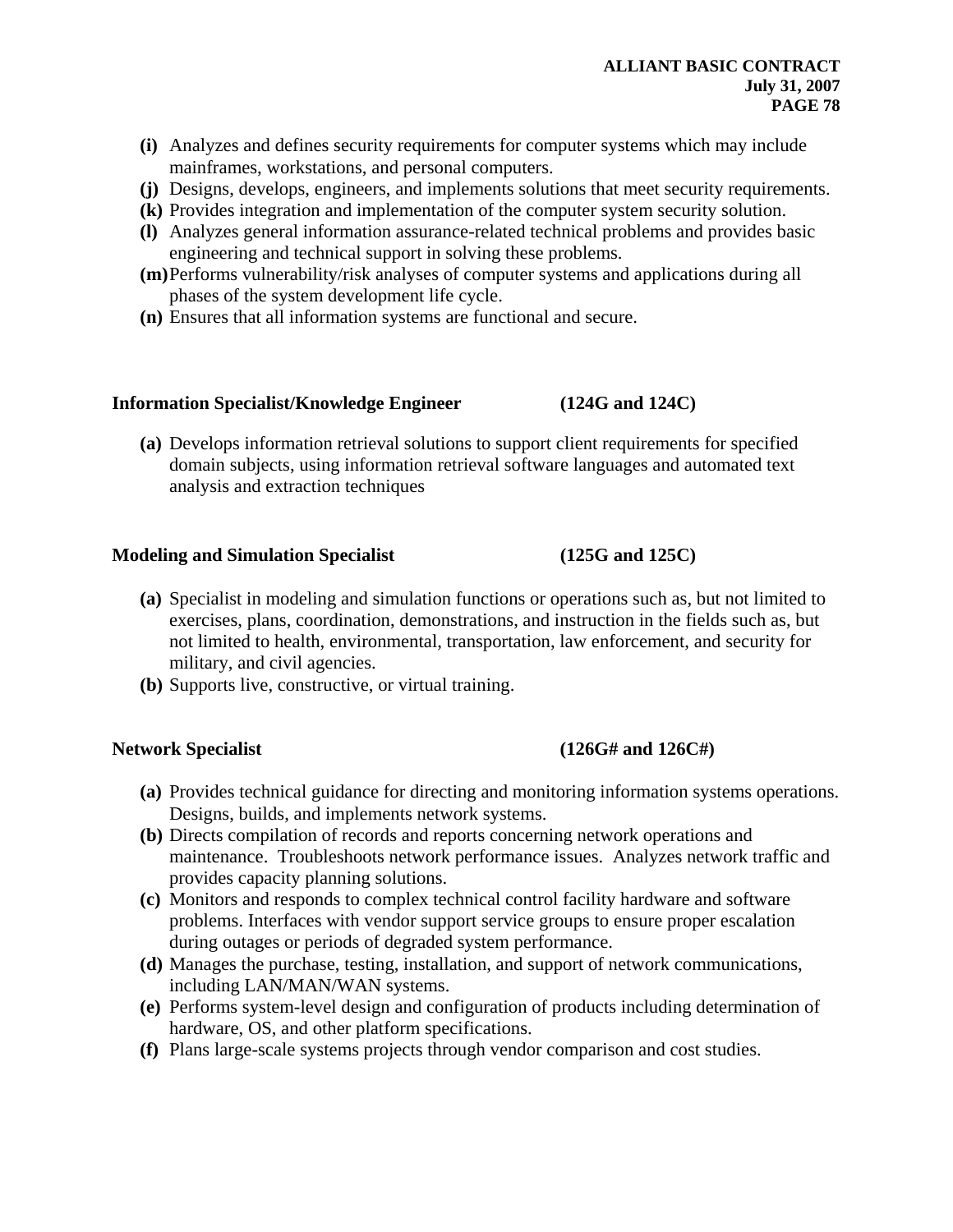- **(i)** Analyzes and defines security requirements for computer systems which may include mainframes, workstations, and personal computers.
- **(j)** Designs, develops, engineers, and implements solutions that meet security requirements.
- **(k)** Provides integration and implementation of the computer system security solution.
- **(l)** Analyzes general information assurance-related technical problems and provides basic engineering and technical support in solving these problems.
- **(m)** Performs vulnerability/risk analyses of computer systems and applications during all phases of the system development life cycle.
- **(n)** Ensures that all information systems are functional and secure.

**Information Specialist/Knowledge Engineer (124G and 124C)**

- **(a)** Develops information retrieval solutions to support client requirements for specified domain subjects, using information retrieval software languages and automated text analysis and extraction techniques

**Modeling and Simulation Specialist (125G and 125C)**

- **(a)** Specialist in modeling and simulation functions or operations such as, but not limited to exercises, plans, coordination, demonstrations, and instruction in the fields such as, but not limited to health, environmental, transportation, law enforcement, and security for military, and civil agencies.
- **(b)** Supports live, constructive, or virtual training.

**Network Specialist (126G# and 126C#)**

- **(a)** Provides technical guidance for directing and monitoring information systems operations. Designs, builds, and implements network systems.
- **(b)** Directs compilation of records and reports concerning network operations and maintenance. Troubleshoots network performance issues. Analyzes network traffic and provides capacity planning solutions.
- **(c)** Monitors and responds to complex technical control facility hardware and software problems. Interfaces with vendor support service groups to ensure proper escalation during outages or periods of degraded system performance.
- **(d)** Manages the purchase, testing, installation, and support of network communications, including LAN/MAN/WAN systems.
- **(e)** Performs system-level design and configuration of products including determination of hardware, OS, and other platform specifications.
- **(f)** Plans large-scale systems projects through vendor comparison and cost studies.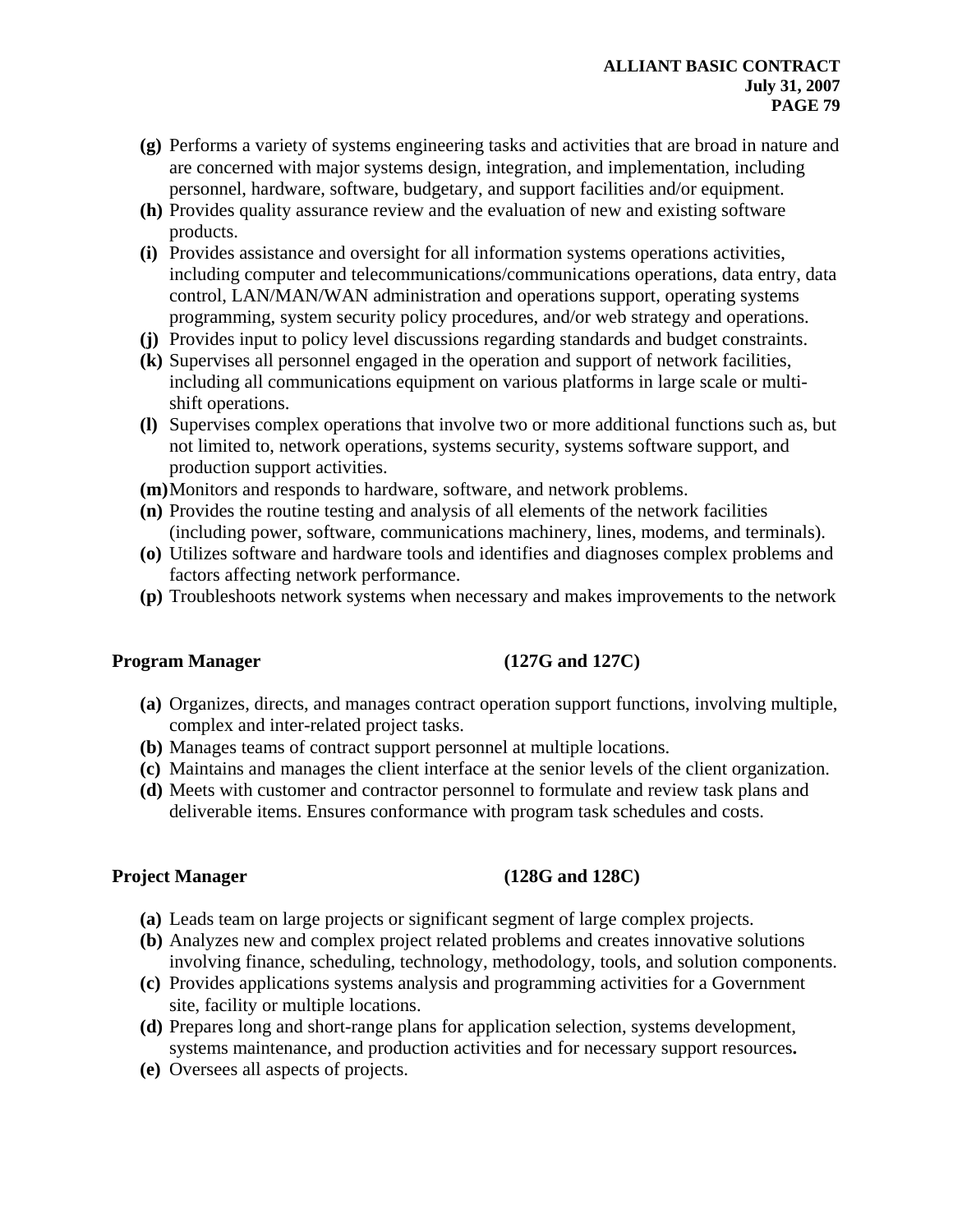**(g)** Performs a variety of systems engineering tasks and activities that are broad in nature and are concerned with major systems design, integration, and implementation, including personnel, hardware, software, budgetary, and support facilities and/or equipment.

**(h)** Provides quality assurance review and the evaluation of new and existing software products.

**(i)** Provides assistance and oversight for all information systems operations activities, including computer and telecommunications/communications operations, data entry, data control, LAN/MAN/WAN administration and operations support, operating systems programming, system security policy procedures, and/or web strategy and operations.

**(j)** Provides input to policy level discussions regarding standards and budget constraints.

**(k)** Supervises all personnel engaged in the operation and support of network facilities, including all communications equipment on various platforms in large scale or multi-shift operations.

**(l)** Supervises complex operations that involve two or more additional functions such as, but not limited to, network operations, systems security, systems software support, and production support activities.

**(m)** Monitors and responds to hardware, software, and network problems.

**(n)** Provides the routine testing and analysis of all elements of the network facilities (including power, software, communications machinery, lines, modems, and terminals).

**(o)** Utilizes software and hardware tools and identifies and diagnoses complex problems and factors affecting network performance.

**(p)** Troubleshoots network systems when necessary and makes improvements to the network

**Program Manager (127G and 127C)**

**(a)** Organizes, directs, and manages contract operation support functions, involving multiple, complex and inter-related project tasks.

**(b)** Manages teams of contract support personnel at multiple locations.

**(c)** Maintains and manages the client interface at the senior levels of the client organization.

**(d)** Meets with customer and contractor personnel to formulate and review task plans and deliverable items. Ensures conformance with program task schedules and costs.

**Project Manager (128G and 128C)**

**(a)** Leads team on large projects or significant segment of large complex projects.

**(b)** Analyzes new and complex project related problems and creates innovative solutions involving finance, scheduling, technology, methodology, tools, and solution components.

**(c)** Provides applications systems analysis and programming activities for a Government site, facility or multiple locations.

**(d)** Prepares long and short-range plans for application selection, systems development, systems maintenance, and production activities and for necessary support resources**.**

**(e)** Oversees all aspects of projects.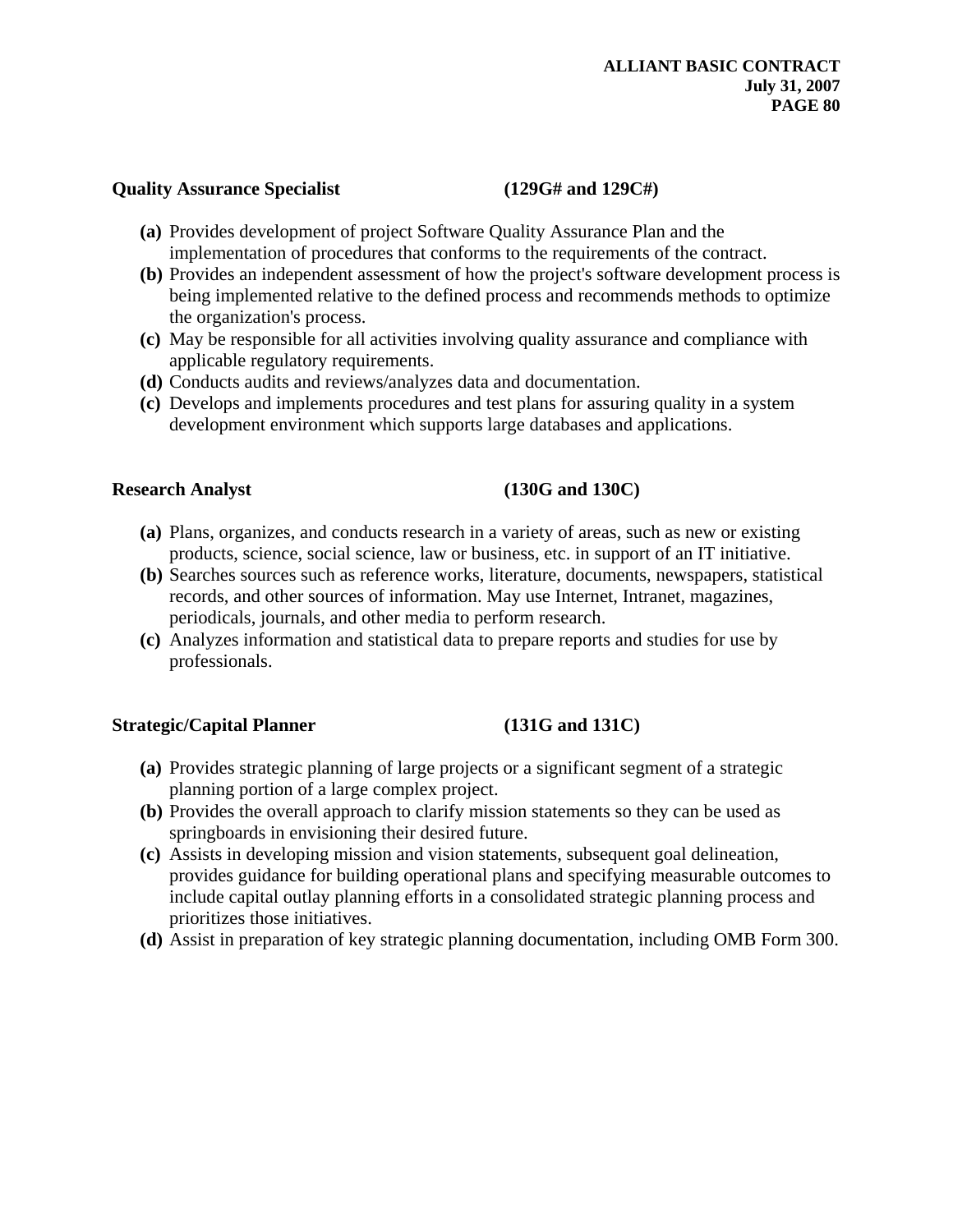**Quality Assurance Specialist (129G# and 129C#)**

- **(a)** Provides development of project Software Quality Assurance Plan and the implementation of procedures that conforms to the requirements of the contract.
- **(b)** Provides an independent assessment of how the project's software development process is being implemented relative to the defined process and recommends methods to optimize the organization's process.
- **(c)** May be responsible for all activities involving quality assurance and compliance with applicable regulatory requirements.
- **(d)** Conducts audits and reviews/analyzes data and documentation.
- **(c)** Develops and implements procedures and test plans for assuring quality in a system development environment which supports large databases and applications.

**Research Analyst (130G and 130C)**

- **(a)** Plans, organizes, and conducts research in a variety of areas, such as new or existing products, science, social science, law or business, etc. in support of an IT initiative.
- **(b)** Searches sources such as reference works, literature, documents, newspapers, statistical records, and other sources of information. May use Internet, Intranet, magazines, periodicals, journals, and other media to perform research.
- **(c)** Analyzes information and statistical data to prepare reports and studies for use by professionals.

**Strategic/Capital Planner (131G and 131C)**

- **(a)** Provides strategic planning of large projects or a significant segment of a strategic planning portion of a large complex project.
- **(b)** Provides the overall approach to clarify mission statements so they can be used as springboards in envisioning their desired future.
- **(c)** Assists in developing mission and vision statements, subsequent goal delineation, provides guidance for building operational plans and specifying measurable outcomes to include capital outlay planning efforts in a consolidated strategic planning process and prioritizes those initiatives.
- **(d)** Assist in preparation of key strategic planning documentation, including OMB Form 300.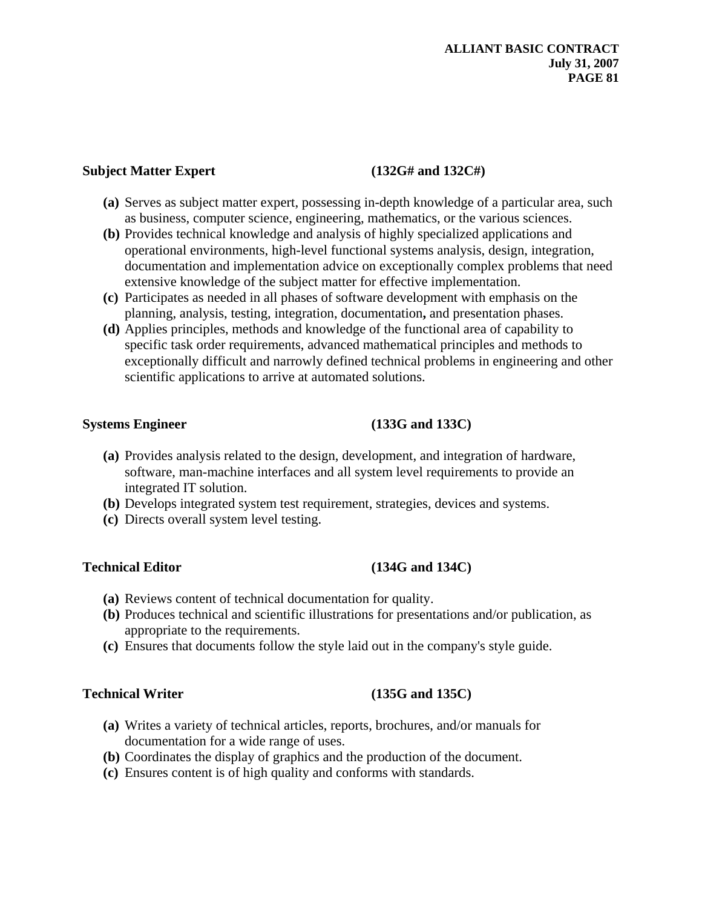**Subject Matter Expert (132G# and 132C#)**

- **(a)** Serves as subject matter expert, possessing in-depth knowledge of a particular area, such as business, computer science, engineering, mathematics, or the various sciences.
- **(b)** Provides technical knowledge and analysis of highly specialized applications and operational environments, high-level functional systems analysis, design, integration, documentation and implementation advice on exceptionally complex problems that need extensive knowledge of the subject matter for effective implementation.
- **(c)** Participates as needed in all phases of software development with emphasis on the planning, analysis, testing, integration, documentation**,** and presentation phases.
- **(d)** Applies principles, methods and knowledge of the functional area of capability to specific task order requirements, advanced mathematical principles and methods to exceptionally difficult and narrowly defined technical problems in engineering and other scientific applications to arrive at automated solutions.

**Systems Engineer (133G and 133C)**

- **(a)** Provides analysis related to the design, development, and integration of hardware, software, man-machine interfaces and all system level requirements to provide an integrated IT solution.
- **(b)** Develops integrated system test requirement, strategies, devices and systems.
- **(c)** Directs overall system level testing.

**Technical Editor (134G and 134C)**

- **(a)** Reviews content of technical documentation for quality.
- **(b)** Produces technical and scientific illustrations for presentations and/or publication, as appropriate to the requirements.
- **(c)** Ensures that documents follow the style laid out in the company's style guide.

**Technical Writer (135G and 135C)**

- **(a)** Writes a variety of technical articles, reports, brochures, and/or manuals for documentation for a wide range of uses.
- **(b)** Coordinates the display of graphics and the production of the document.
- **(c)** Ensures content is of high quality and conforms with standards.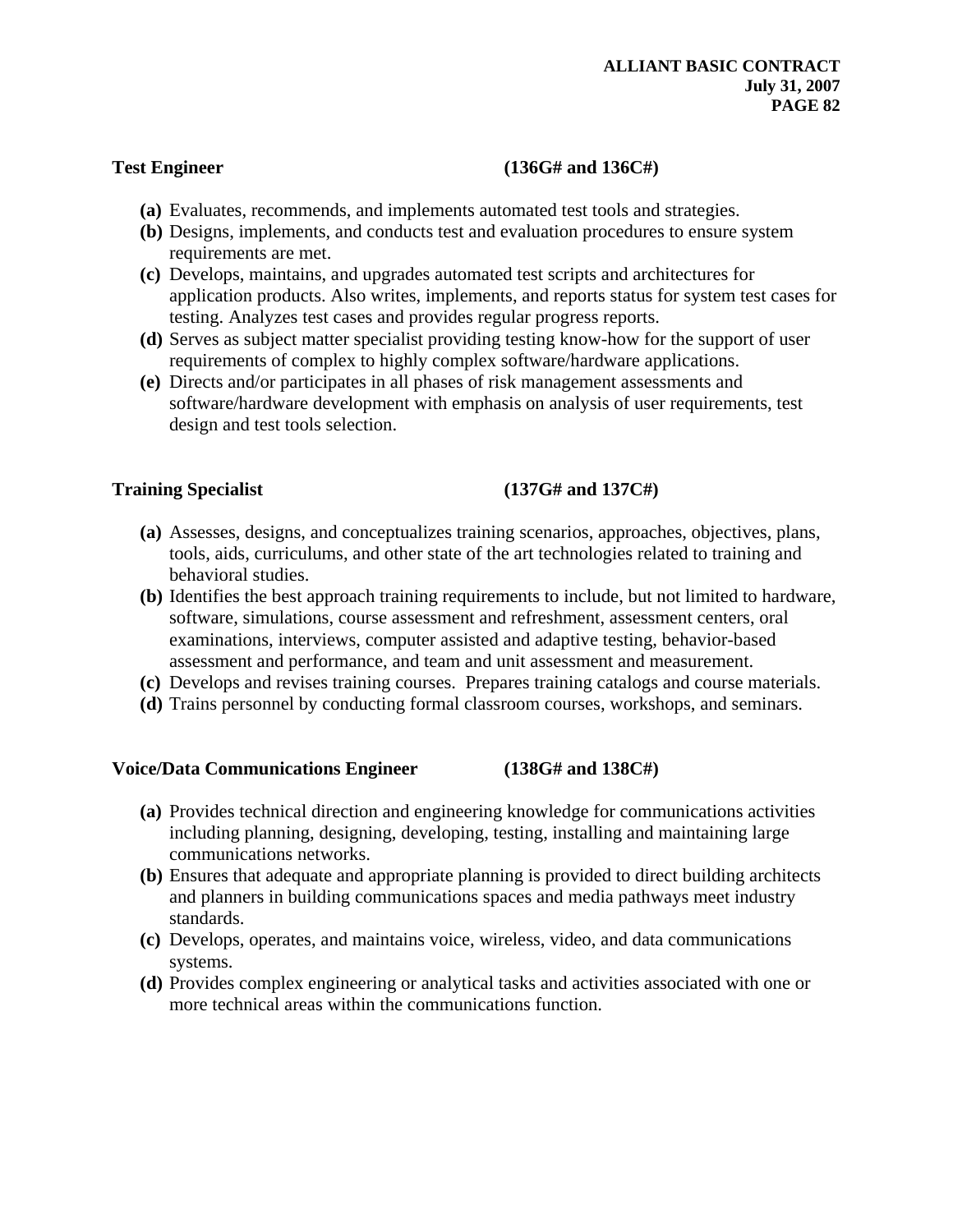**Test Engineer (136G# and 136C#)**

- **(a)** Evaluates, recommends, and implements automated test tools and strategies.
- **(b)** Designs, implements, and conducts test and evaluation procedures to ensure system requirements are met.
- **(c)** Develops, maintains, and upgrades automated test scripts and architectures for application products. Also writes, implements, and reports status for system test cases for testing. Analyzes test cases and provides regular progress reports.
- **(d)** Serves as subject matter specialist providing testing know-how for the support of user requirements of complex to highly complex software/hardware applications.
- **(e)** Directs and/or participates in all phases of risk management assessments and software/hardware development with emphasis on analysis of user requirements, test design and test tools selection.

**Training Specialist (137G# and 137C#)**

- **(a)** Assesses, designs, and conceptualizes training scenarios, approaches, objectives, plans, tools, aids, curriculums, and other state of the art technologies related to training and behavioral studies.
- **(b)** Identifies the best approach training requirements to include, but not limited to hardware, software, simulations, course assessment and refreshment, assessment centers, oral examinations, interviews, computer assisted and adaptive testing, behavior-based assessment and performance, and team and unit assessment and measurement.
- **(c)** Develops and revises training courses. Prepares training catalogs and course materials.
- **(d)** Trains personnel by conducting formal classroom courses, workshops, and seminars.

**Voice/Data Communications Engineer (138G# and 138C#)**

- **(a)** Provides technical direction and engineering knowledge for communications activities including planning, designing, developing, testing, installing and maintaining large communications networks.
- **(b)** Ensures that adequate and appropriate planning is provided to direct building architects and planners in building communications spaces and media pathways meet industry standards.
- **(c)** Develops, operates, and maintains voice, wireless, video, and data communications systems.
- **(d)** Provides complex engineering or analytical tasks and activities associated with one or more technical areas within the communications function.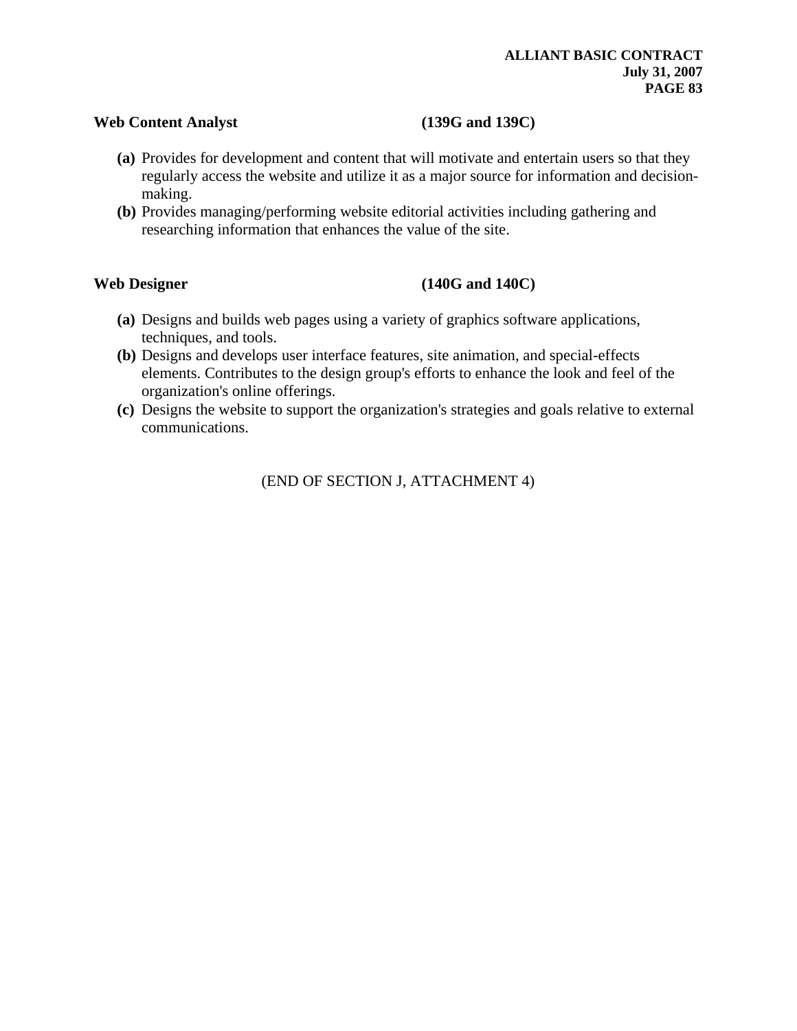**Web Content Analyst (139G and 139C)**

- **(a)** Provides for development and content that will motivate and entertain users so that they regularly access the website and utilize it as a major source for information and decision-making.
- **(b)** Provides managing/performing website editorial activities including gathering and researching information that enhances the value of the site.

**Web Designer (140G and 140C)**

- **(a)** Designs and builds web pages using a variety of graphics software applications, techniques, and tools.
- **(b)** Designs and develops user interface features, site animation, and special-effects elements. Contributes to the design group's efforts to enhance the look and feel of the organization's online offerings.
- **(c)** Designs the website to support the organization's strategies and goals relative to external communications.

(END OF SECTION J, ATTACHMENT 4)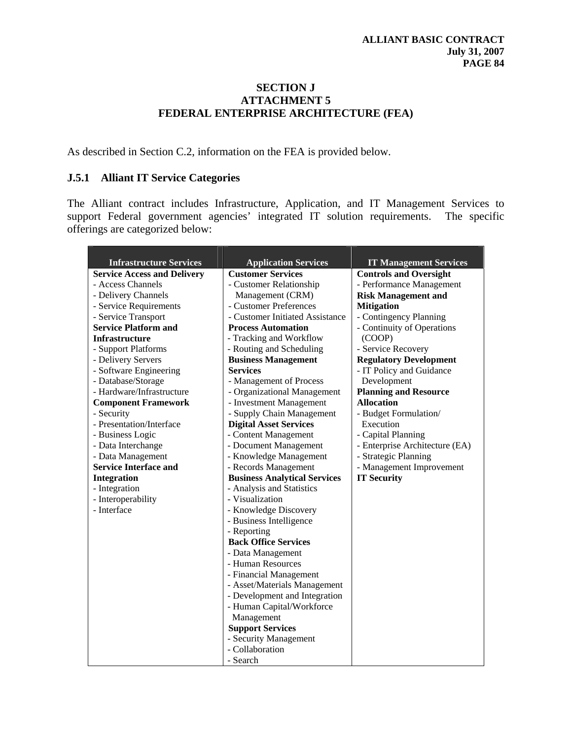## SECTION J
## ATTACHMENT 5
## FEDERAL ENTERPRISE ARCHITECTURE (FEA)

As described in Section C.2, information on the FEA is provided below.

### J.5.1 Alliant IT Service Categories

The Alliant contract includes Infrastructure, Application, and IT Management Services to support Federal government agencies' integrated IT solution requirements. The specific offerings are categorized below:

| Infrastructure Services | Application Services | IT Management Services |
|---|---|---|
| **Service Access and Delivery**<br>- Access Channels<br>- Delivery Channels<br>- Service Requirements<br>- Service Transport<br>**Service Platform and Infrastructure**<br>- Support Platforms<br>- Delivery Servers<br>- Software Engineering<br>- Database/Storage<br>- Hardware/Infrastructure<br>**Component Framework**<br>- Security<br>- Presentation/Interface<br>- Business Logic<br>- Data Interchange<br>- Data Management<br>**Service Interface and Integration**<br>- Integration<br>- Interoperability<br>- Interface | **Customer Services**<br>- Customer Relationship Management (CRM)<br>- Customer Preferences<br>- Customer Initiated Assistance<br>**Process Automation**<br>- Tracking and Workflow<br>- Routing and Scheduling<br>**Business Management Services**<br>- Management of Process<br>- Organizational Management<br>- Investment Management<br>- Supply Chain Management<br>**Digital Asset Services**<br>- Content Management<br>- Document Management<br>- Knowledge Management<br>- Records Management<br>**Business Analytical Services**<br>- Analysis and Statistics<br>- Visualization<br>- Knowledge Discovery<br>- Business Intelligence<br>- Reporting<br>**Back Office Services**<br>- Data Management<br>- Human Resources<br>- Financial Management<br>- Asset/Materials Management<br>- Development and Integration<br>- Human Capital/Workforce Management<br>**Support Services**<br>- Security Management<br>- Collaboration<br>- Search | **Controls and Oversight**<br>- Performance Management<br>**Risk Management and Mitigation**<br>- Contingency Planning<br>- Continuity of Operations (COOP)<br>- Service Recovery<br>**Regulatory Development**<br>- IT Policy and Guidance Development<br>**Planning and Resource Allocation**<br>- Budget Formulation/ Execution<br>- Capital Planning<br>- Enterprise Architecture (EA)<br>- Strategic Planning<br>- Management Improvement<br>**IT Security** |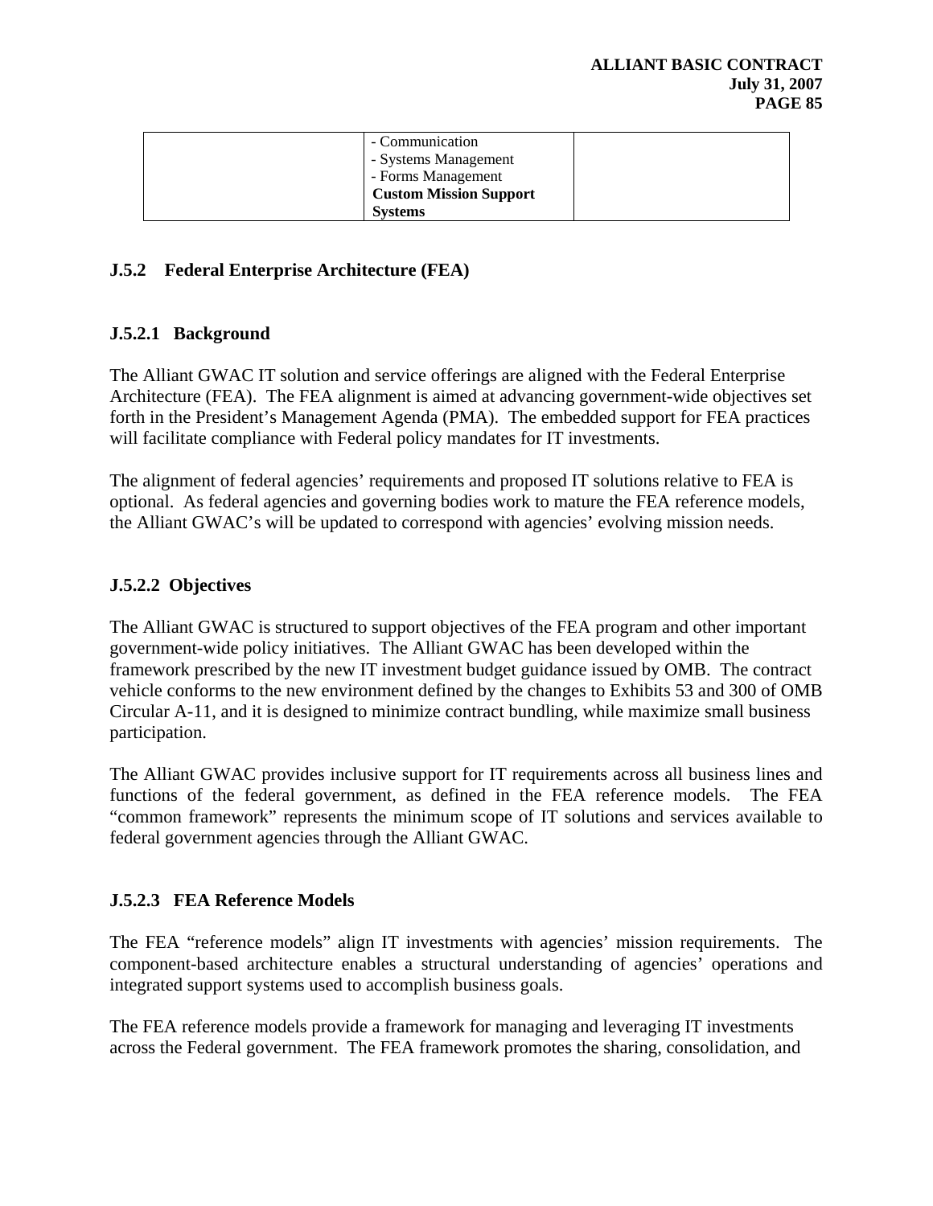| | - Communication<br>- Systems Management<br>- Forms Management<br>**Custom Mission Support Systems** | |
|---|---|---|

### J.5.2 Federal Enterprise Architecture (FEA)

#### J.5.2.1 Background

The Alliant GWAC IT solution and service offerings are aligned with the Federal Enterprise Architecture (FEA). The FEA alignment is aimed at advancing government-wide objectives set forth in the President's Management Agenda (PMA). The embedded support for FEA practices will facilitate compliance with Federal policy mandates for IT investments.

The alignment of federal agencies' requirements and proposed IT solutions relative to FEA is optional. As federal agencies and governing bodies work to mature the FEA reference models, the Alliant GWAC's will be updated to correspond with agencies' evolving mission needs.

#### J.5.2.2 Objectives

The Alliant GWAC is structured to support objectives of the FEA program and other important government-wide policy initiatives. The Alliant GWAC has been developed within the framework prescribed by the new IT investment budget guidance issued by OMB. The contract vehicle conforms to the new environment defined by the changes to Exhibits 53 and 300 of OMB Circular A-11, and it is designed to minimize contract bundling, while maximize small business participation.

The Alliant GWAC provides inclusive support for IT requirements across all business lines and functions of the federal government, as defined in the FEA reference models. The FEA "common framework" represents the minimum scope of IT solutions and services available to federal government agencies through the Alliant GWAC.

#### J.5.2.3 FEA Reference Models

The FEA "reference models" align IT investments with agencies' mission requirements. The component-based architecture enables a structural understanding of agencies' operations and integrated support systems used to accomplish business goals.

The FEA reference models provide a framework for managing and leveraging IT investments across the Federal government. The FEA framework promotes the sharing, consolidation, and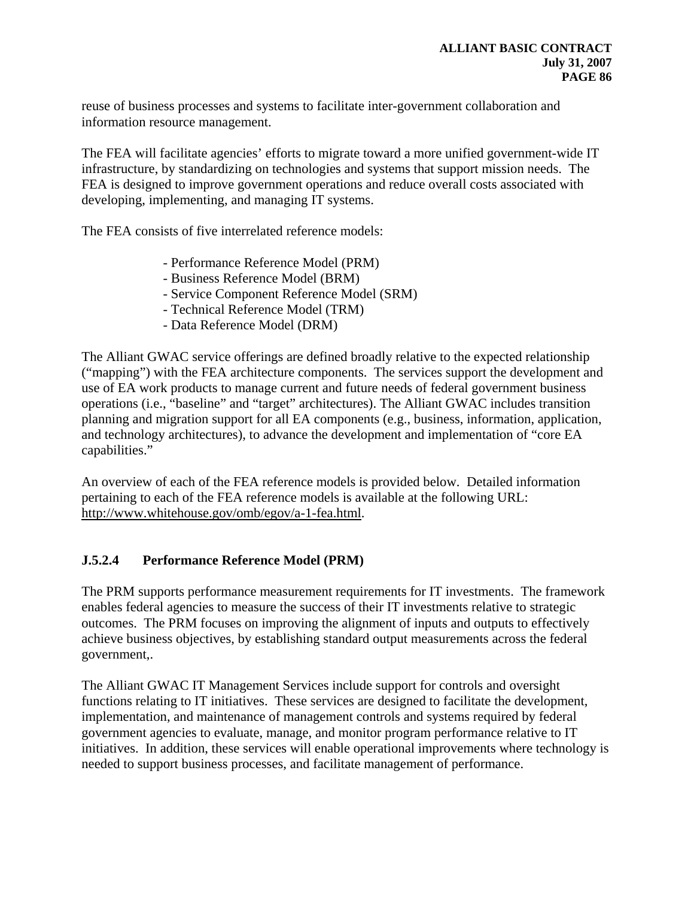reuse of business processes and systems to facilitate inter-government collaboration and information resource management.

The FEA will facilitate agencies' efforts to migrate toward a more unified government-wide IT infrastructure, by standardizing on technologies and systems that support mission needs. The FEA is designed to improve government operations and reduce overall costs associated with developing, implementing, and managing IT systems.

The FEA consists of five interrelated reference models:

- Performance Reference Model (PRM)
- Business Reference Model (BRM)
- Service Component Reference Model (SRM)
- Technical Reference Model (TRM)
- Data Reference Model (DRM)

The Alliant GWAC service offerings are defined broadly relative to the expected relationship ("mapping") with the FEA architecture components. The services support the development and use of EA work products to manage current and future needs of federal government business operations (i.e., "baseline" and "target" architectures). The Alliant GWAC includes transition planning and migration support for all EA components (e.g., business, information, application, and technology architectures), to advance the development and implementation of "core EA capabilities."

An overview of each of the FEA reference models is provided below. Detailed information pertaining to each of the FEA reference models is available at the following URL: http://www.whitehouse.gov/omb/egov/a-1-fea.html.

### J.5.2.4 Performance Reference Model (PRM)

The PRM supports performance measurement requirements for IT investments. The framework enables federal agencies to measure the success of their IT investments relative to strategic outcomes. The PRM focuses on improving the alignment of inputs and outputs to effectively achieve business objectives, by establishing standard output measurements across the federal government,.

The Alliant GWAC IT Management Services include support for controls and oversight functions relating to IT initiatives. These services are designed to facilitate the development, implementation, and maintenance of management controls and systems required by federal government agencies to evaluate, manage, and monitor program performance relative to IT initiatives. In addition, these services will enable operational improvements where technology is needed to support business processes, and facilitate management of performance.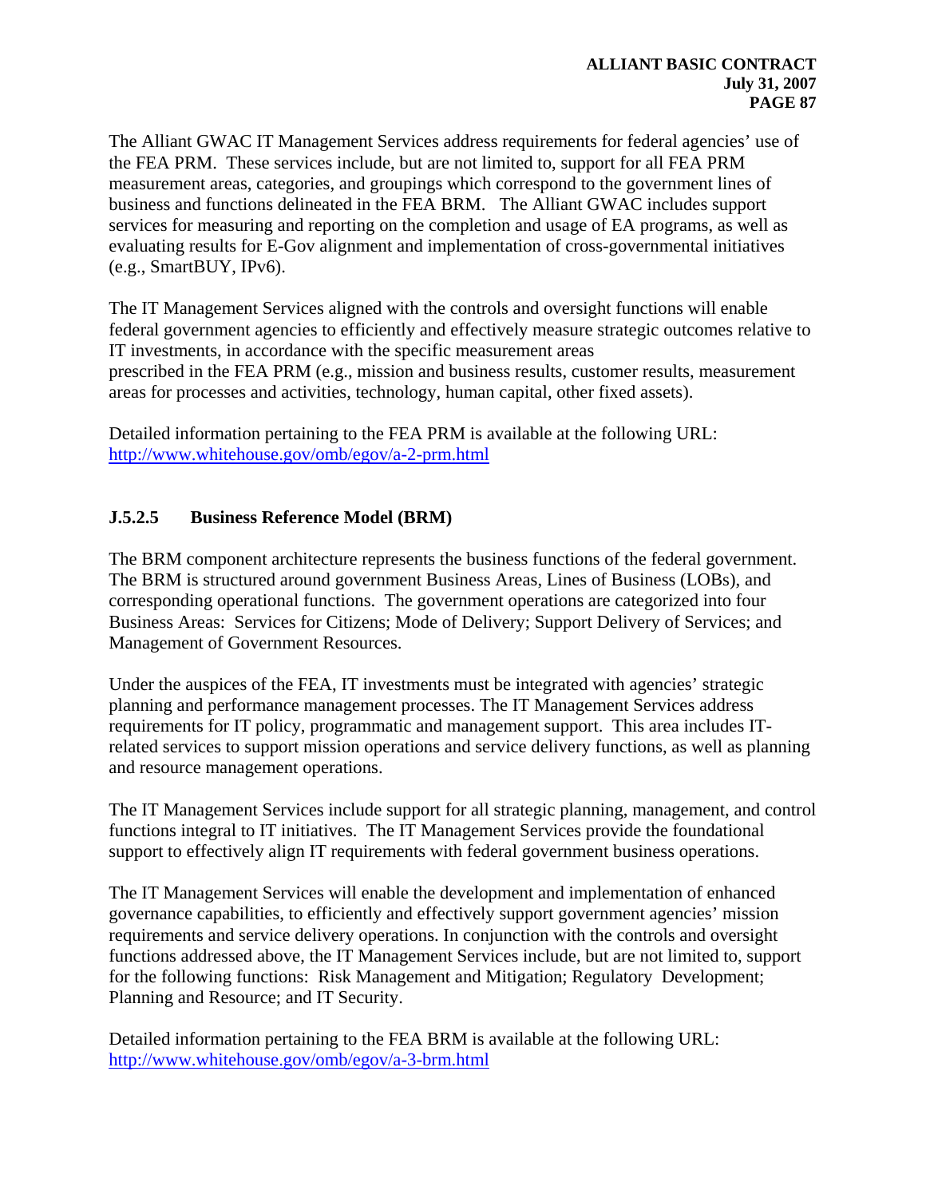The Alliant GWAC IT Management Services address requirements for federal agencies' use of the FEA PRM. These services include, but are not limited to, support for all FEA PRM measurement areas, categories, and groupings which correspond to the government lines of business and functions delineated in the FEA BRM. The Alliant GWAC includes support services for measuring and reporting on the completion and usage of EA programs, as well as evaluating results for E-Gov alignment and implementation of cross-governmental initiatives (e.g., SmartBUY, IPv6).

The IT Management Services aligned with the controls and oversight functions will enable federal government agencies to efficiently and effectively measure strategic outcomes relative to IT investments, in accordance with the specific measurement areas prescribed in the FEA PRM (e.g., mission and business results, customer results, measurement areas for processes and activities, technology, human capital, other fixed assets).

Detailed information pertaining to the FEA PRM is available at the following URL: http://www.whitehouse.gov/omb/egov/a-2-prm.html

### J.5.2.5 Business Reference Model (BRM)

The BRM component architecture represents the business functions of the federal government. The BRM is structured around government Business Areas, Lines of Business (LOBs), and corresponding operational functions. The government operations are categorized into four Business Areas: Services for Citizens; Mode of Delivery; Support Delivery of Services; and Management of Government Resources.

Under the auspices of the FEA, IT investments must be integrated with agencies' strategic planning and performance management processes. The IT Management Services address requirements for IT policy, programmatic and management support. This area includes IT-related services to support mission operations and service delivery functions, as well as planning and resource management operations.

The IT Management Services include support for all strategic planning, management, and control functions integral to IT initiatives. The IT Management Services provide the foundational support to effectively align IT requirements with federal government business operations.

The IT Management Services will enable the development and implementation of enhanced governance capabilities, to efficiently and effectively support government agencies' mission requirements and service delivery operations. In conjunction with the controls and oversight functions addressed above, the IT Management Services include, but are not limited to, support for the following functions: Risk Management and Mitigation; Regulatory Development; Planning and Resource; and IT Security.

Detailed information pertaining to the FEA BRM is available at the following URL: http://www.whitehouse.gov/omb/egov/a-3-brm.html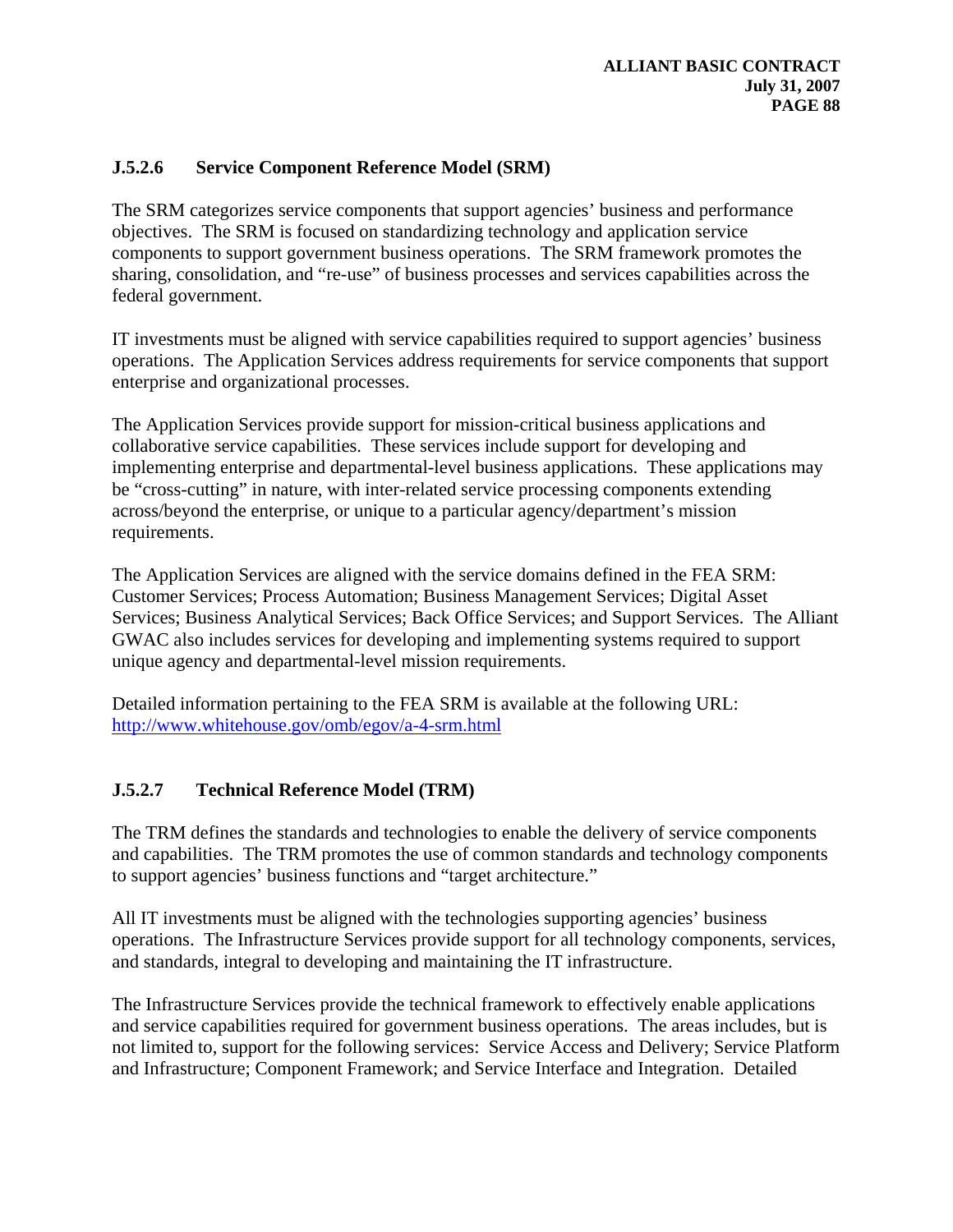#### J.5.2.6 Service Component Reference Model (SRM)

The SRM categorizes service components that support agencies' business and performance objectives. The SRM is focused on standardizing technology and application service components to support government business operations. The SRM framework promotes the sharing, consolidation, and "re-use" of business processes and services capabilities across the federal government.

IT investments must be aligned with service capabilities required to support agencies' business operations. The Application Services address requirements for service components that support enterprise and organizational processes.

The Application Services provide support for mission-critical business applications and collaborative service capabilities. These services include support for developing and implementing enterprise and departmental-level business applications. These applications may be "cross-cutting" in nature, with inter-related service processing components extending across/beyond the enterprise, or unique to a particular agency/department's mission requirements.

The Application Services are aligned with the service domains defined in the FEA SRM: Customer Services; Process Automation; Business Management Services; Digital Asset Services; Business Analytical Services; Back Office Services; and Support Services. The Alliant GWAC also includes services for developing and implementing systems required to support unique agency and departmental-level mission requirements.

Detailed information pertaining to the FEA SRM is available at the following URL: http://www.whitehouse.gov/omb/egov/a-4-srm.html

#### J.5.2.7 Technical Reference Model (TRM)

The TRM defines the standards and technologies to enable the delivery of service components and capabilities. The TRM promotes the use of common standards and technology components to support agencies' business functions and "target architecture."

All IT investments must be aligned with the technologies supporting agencies' business operations. The Infrastructure Services provide support for all technology components, services, and standards, integral to developing and maintaining the IT infrastructure.

The Infrastructure Services provide the technical framework to effectively enable applications and service capabilities required for government business operations. The areas includes, but is not limited to, support for the following services: Service Access and Delivery; Service Platform and Infrastructure; Component Framework; and Service Interface and Integration. Detailed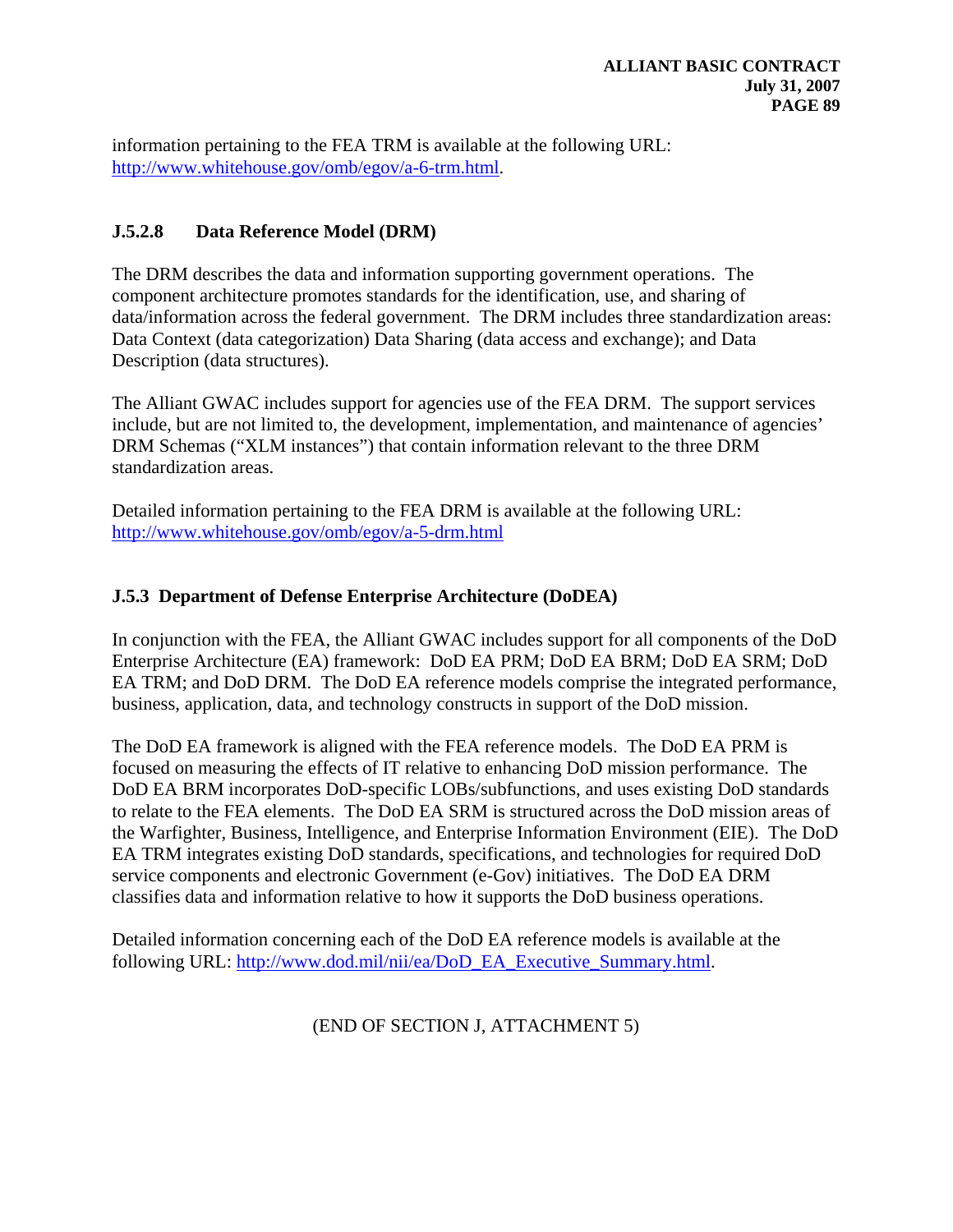information pertaining to the FEA TRM is available at the following URL: http://www.whitehouse.gov/omb/egov/a-6-trm.html.

#### J.5.2.8 Data Reference Model (DRM)

The DRM describes the data and information supporting government operations. The component architecture promotes standards for the identification, use, and sharing of data/information across the federal government. The DRM includes three standardization areas: Data Context (data categorization) Data Sharing (data access and exchange); and Data Description (data structures).

The Alliant GWAC includes support for agencies use of the FEA DRM. The support services include, but are not limited to, the development, implementation, and maintenance of agencies' DRM Schemas ("XLM instances") that contain information relevant to the three DRM standardization areas.

Detailed information pertaining to the FEA DRM is available at the following URL: http://www.whitehouse.gov/omb/egov/a-5-drm.html

### J.5.3 Department of Defense Enterprise Architecture (DoDEA)

In conjunction with the FEA, the Alliant GWAC includes support for all components of the DoD Enterprise Architecture (EA) framework: DoD EA PRM; DoD EA BRM; DoD EA SRM; DoD EA TRM; and DoD DRM. The DoD EA reference models comprise the integrated performance, business, application, data, and technology constructs in support of the DoD mission.

The DoD EA framework is aligned with the FEA reference models. The DoD EA PRM is focused on measuring the effects of IT relative to enhancing DoD mission performance. The DoD EA BRM incorporates DoD-specific LOBs/subfunctions, and uses existing DoD standards to relate to the FEA elements. The DoD EA SRM is structured across the DoD mission areas of the Warfighter, Business, Intelligence, and Enterprise Information Environment (EIE). The DoD EA TRM integrates existing DoD standards, specifications, and technologies for required DoD service components and electronic Government (e-Gov) initiatives. The DoD EA DRM classifies data and information relative to how it supports the DoD business operations.

Detailed information concerning each of the DoD EA reference models is available at the following URL: http://www.dod.mil/nii/ea/DoD_EA_Executive_Summary.html.

(END OF SECTION J, ATTACHMENT 5)